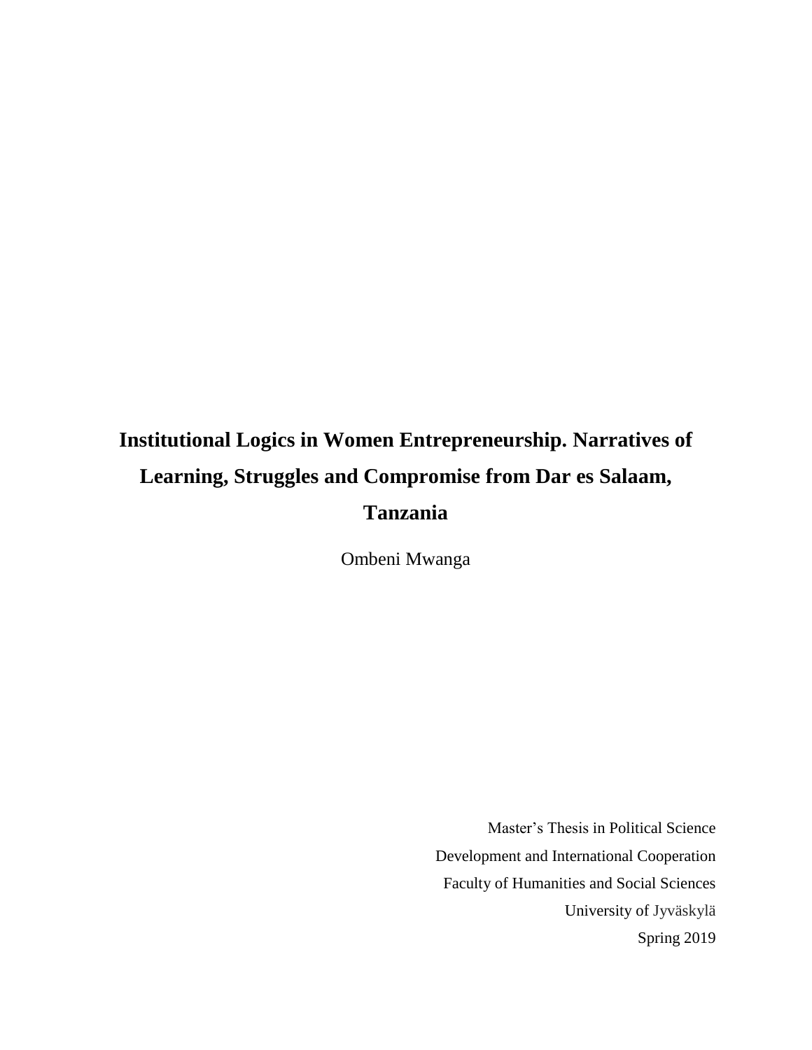# Institutional Logics in Women Entrepreneurship. Narratives of Learning, Struggles and Compromise from Dar es Salaam, Tanzania

Ombeni Mwanga

Master's Thesis in Political Science
Development and International Cooperation
Faculty of Humanities and Social Sciences
University of Jyväskylä
Spring 2019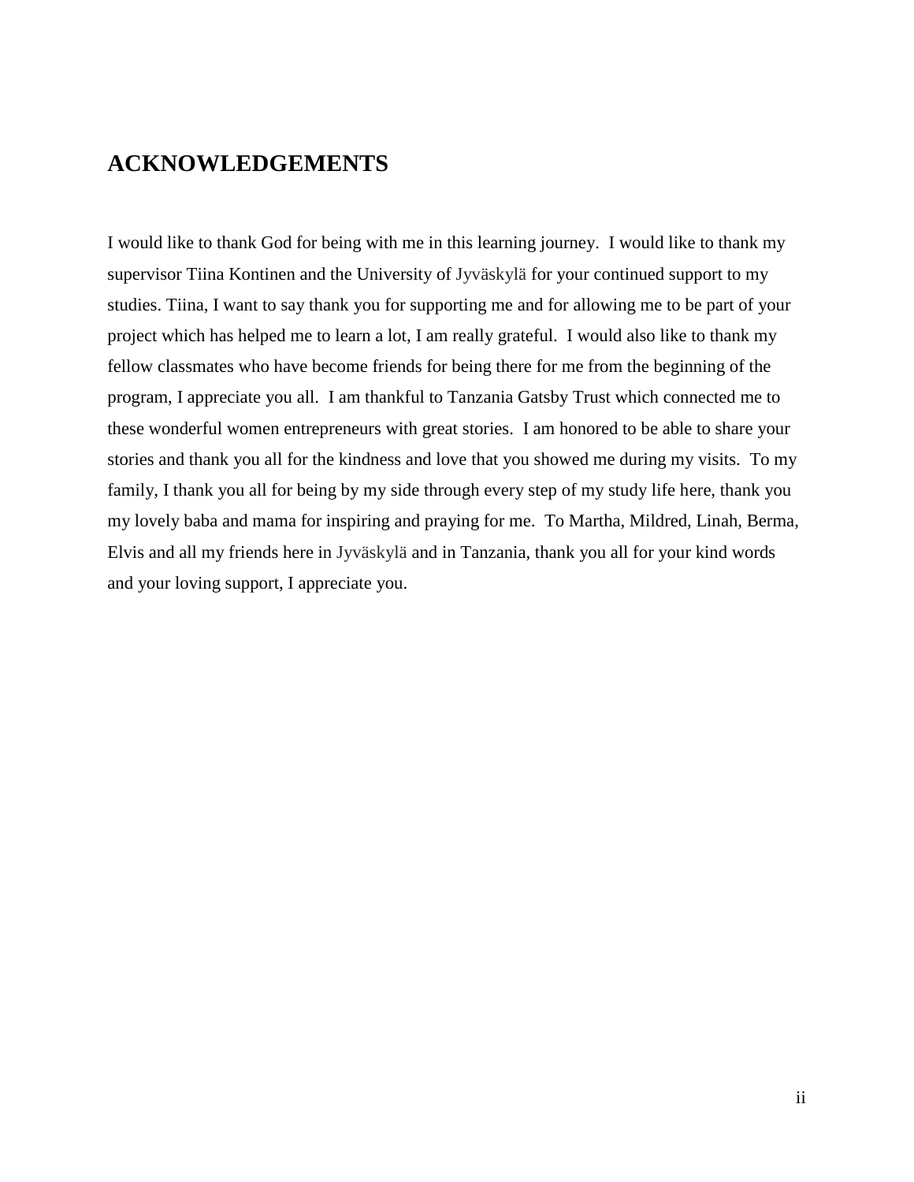## ACKNOWLEDGEMENTS

I would like to thank God for being with me in this learning journey. I would like to thank my supervisor Tiina Kontinen and the University of Jyväskylä for your continued support to my studies. Tiina, I want to say thank you for supporting me and for allowing me to be part of your project which has helped me to learn a lot, I am really grateful. I would also like to thank my fellow classmates who have become friends for being there for me from the beginning of the program, I appreciate you all. I am thankful to Tanzania Gatsby Trust which connected me to these wonderful women entrepreneurs with great stories. I am honored to be able to share your stories and thank you all for the kindness and love that you showed me during my visits. To my family, I thank you all for being by my side through every step of my study life here, thank you my lovely baba and mama for inspiring and praying for me. To Martha, Mildred, Linah, Berma, Elvis and all my friends here in Jyväskylä and in Tanzania, thank you all for your kind words and your loving support, I appreciate you.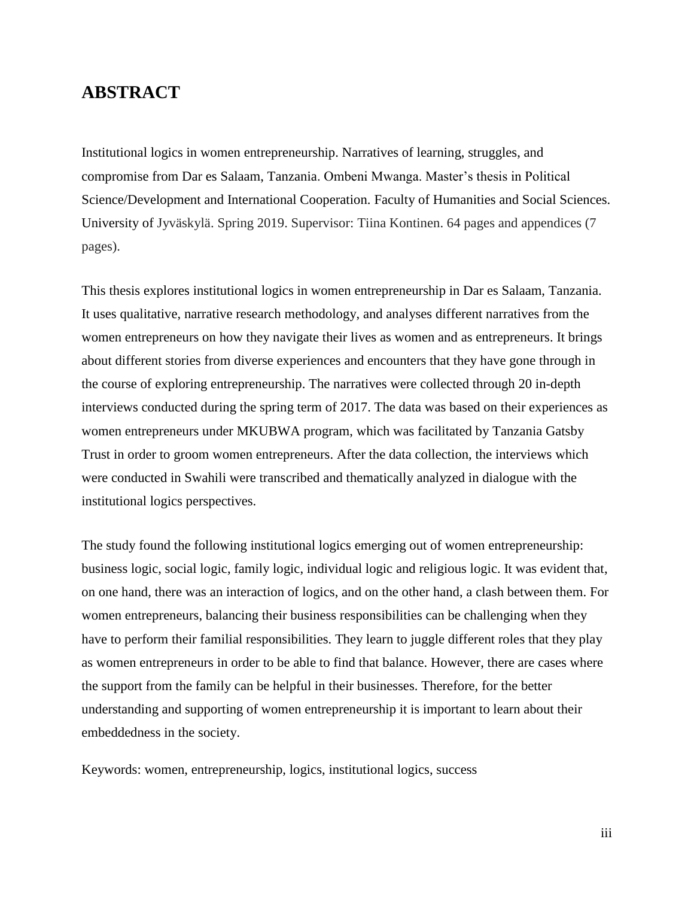## ABSTRACT

Institutional logics in women entrepreneurship. Narratives of learning, struggles, and compromise from Dar es Salaam, Tanzania. Ombeni Mwanga. Master's thesis in Political Science/Development and International Cooperation. Faculty of Humanities and Social Sciences. University of Jyväskylä. Spring 2019. Supervisor: Tiina Kontinen. 64 pages and appendices (7 pages).

This thesis explores institutional logics in women entrepreneurship in Dar es Salaam, Tanzania. It uses qualitative, narrative research methodology, and analyses different narratives from the women entrepreneurs on how they navigate their lives as women and as entrepreneurs. It brings about different stories from diverse experiences and encounters that they have gone through in the course of exploring entrepreneurship. The narratives were collected through 20 in-depth interviews conducted during the spring term of 2017. The data was based on their experiences as women entrepreneurs under MKUBWA program, which was facilitated by Tanzania Gatsby Trust in order to groom women entrepreneurs. After the data collection, the interviews which were conducted in Swahili were transcribed and thematically analyzed in dialogue with the institutional logics perspectives.

The study found the following institutional logics emerging out of women entrepreneurship: business logic, social logic, family logic, individual logic and religious logic. It was evident that, on one hand, there was an interaction of logics, and on the other hand, a clash between them. For women entrepreneurs, balancing their business responsibilities can be challenging when they have to perform their familial responsibilities. They learn to juggle different roles that they play as women entrepreneurs in order to be able to find that balance. However, there are cases where the support from the family can be helpful in their businesses. Therefore, for the better understanding and supporting of women entrepreneurship it is important to learn about their embeddedness in the society.

Keywords: women, entrepreneurship, logics, institutional logics, success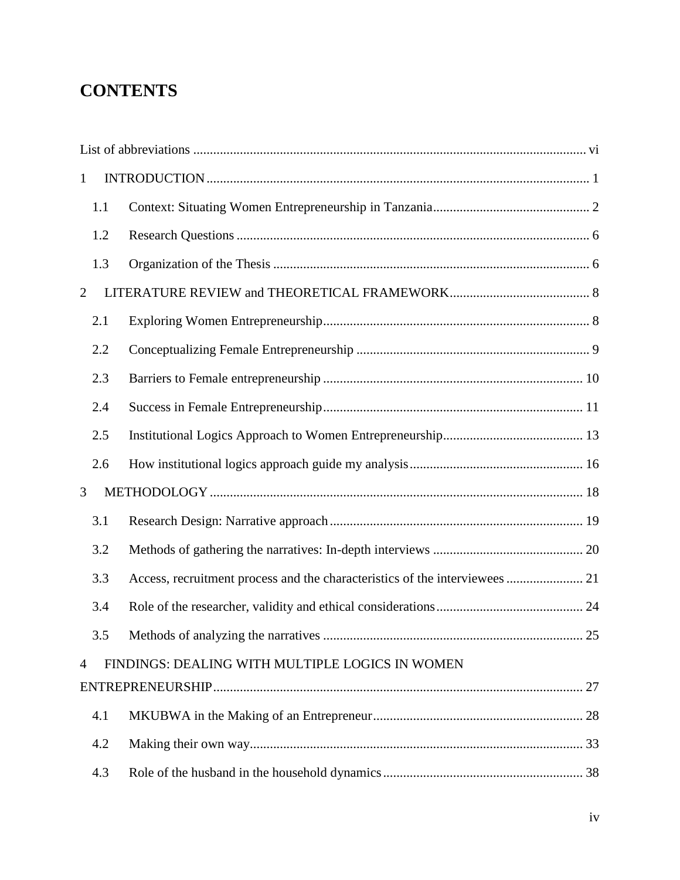# CONTENTS

List of abbreviations ..... vi

1 INTRODUCTION ..... 1

- 1.1 Context: Situating Women Entrepreneurship in Tanzania ..... 2
- 1.2 Research Questions ..... 6
- 1.3 Organization of the Thesis ..... 6

2 LITERATURE REVIEW and THEORETICAL FRAMEWORK ..... 8

- 2.1 Exploring Women Entrepreneurship ..... 8
- 2.2 Conceptualizing Female Entrepreneurship ..... 9
- 2.3 Barriers to Female entrepreneurship ..... 10
- 2.4 Success in Female Entrepreneurship ..... 11
- 2.5 Institutional Logics Approach to Women Entrepreneurship ..... 13
- 2.6 How institutional logics approach guide my analysis ..... 16

3 METHODOLOGY ..... 18

- 3.1 Research Design: Narrative approach ..... 19
- 3.2 Methods of gathering the narratives: In-depth interviews ..... 20
- 3.3 Access, recruitment process and the characteristics of the interviewees ..... 21
- 3.4 Role of the researcher, validity and ethical considerations ..... 24
- 3.5 Methods of analyzing the narratives ..... 25

4 FINDINGS: DEALING WITH MULTIPLE LOGICS IN WOMEN ENTREPRENEURSHIP ..... 27

- 4.1 MKUBWA in the Making of an Entrepreneur ..... 28
- 4.2 Making their own way ..... 33
- 4.3 Role of the husband in the household dynamics ..... 38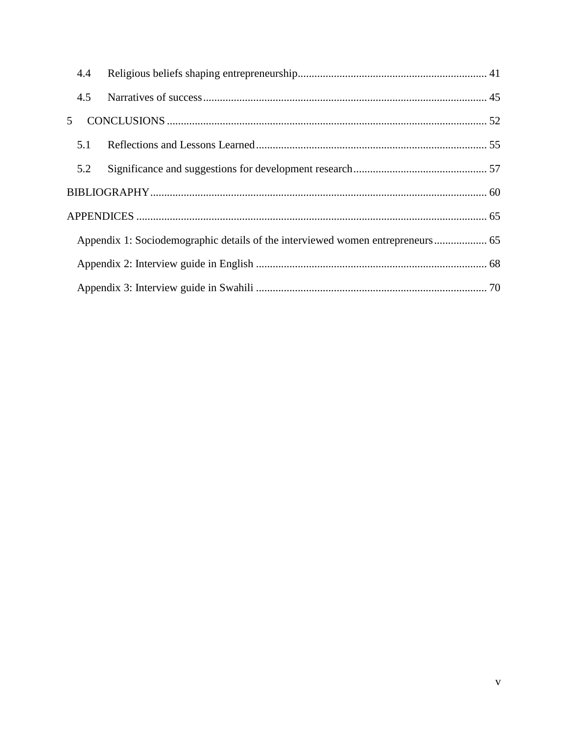4.4 Religious beliefs shaping entrepreneurship ........ 41

4.5 Narratives of success ........ 45

5 CONCLUSIONS ........ 52

5.1 Reflections and Lessons Learned ........ 55

5.2 Significance and suggestions for development research ........ 57

BIBLIOGRAPHY ........ 60

APPENDICES ........ 65

Appendix 1: Sociodemographic details of the interviewed women entrepreneurs ........ 65

Appendix 2: Interview guide in English ........ 68

Appendix 3: Interview guide in Swahili ........ 70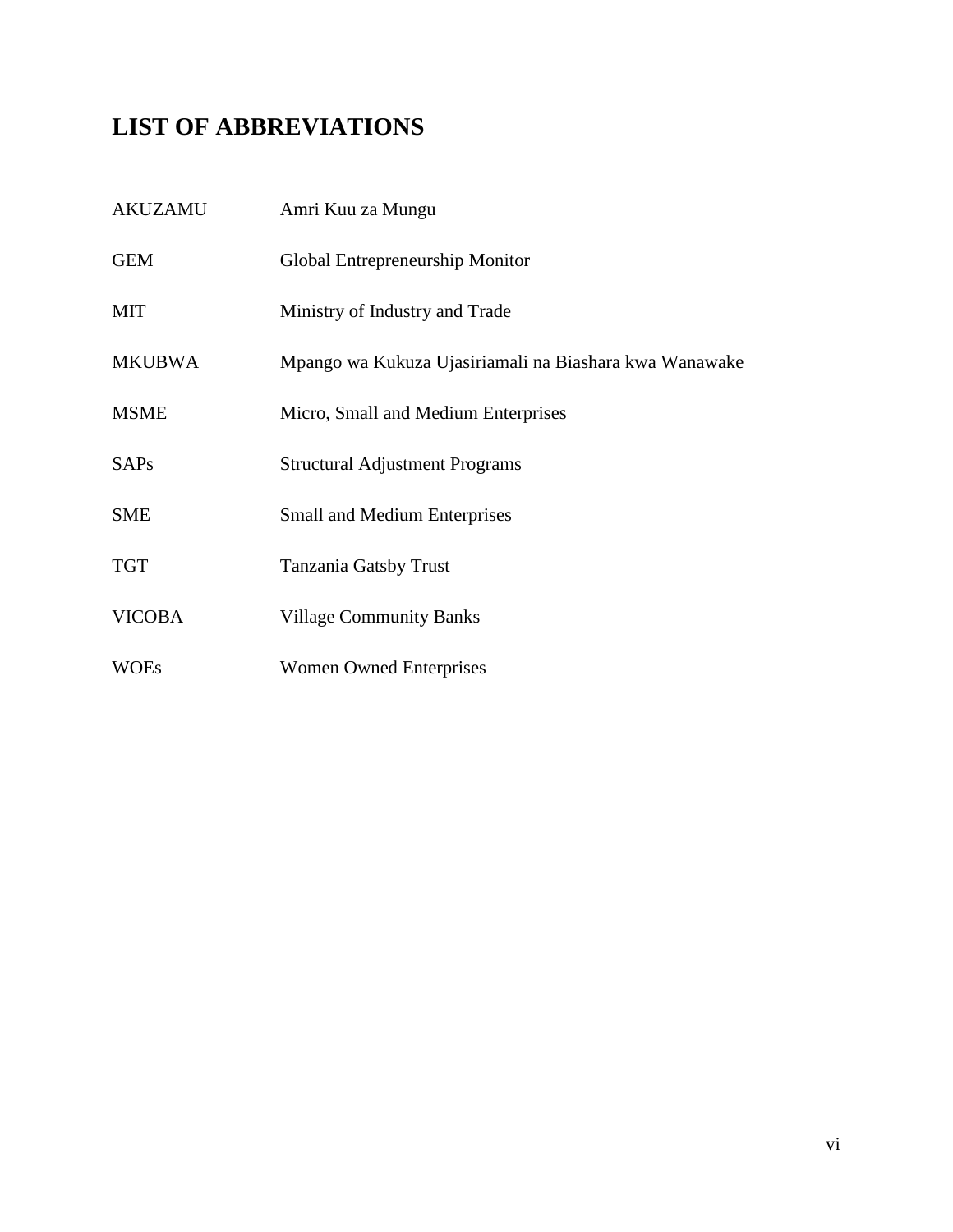# LIST OF ABBREVIATIONS

| | |
|---|---|
| AKUZAMU | Amri Kuu za Mungu |
| GEM | Global Entrepreneurship Monitor |
| MIT | Ministry of Industry and Trade |
| MKUBWA | Mpango wa Kukuza Ujasiriamali na Biashara kwa Wanawake |
| MSME | Micro, Small and Medium Enterprises |
| SAPs | Structural Adjustment Programs |
| SME | Small and Medium Enterprises |
| TGT | Tanzania Gatsby Trust |
| VICOBA | Village Community Banks |
| WOEs | Women Owned Enterprises |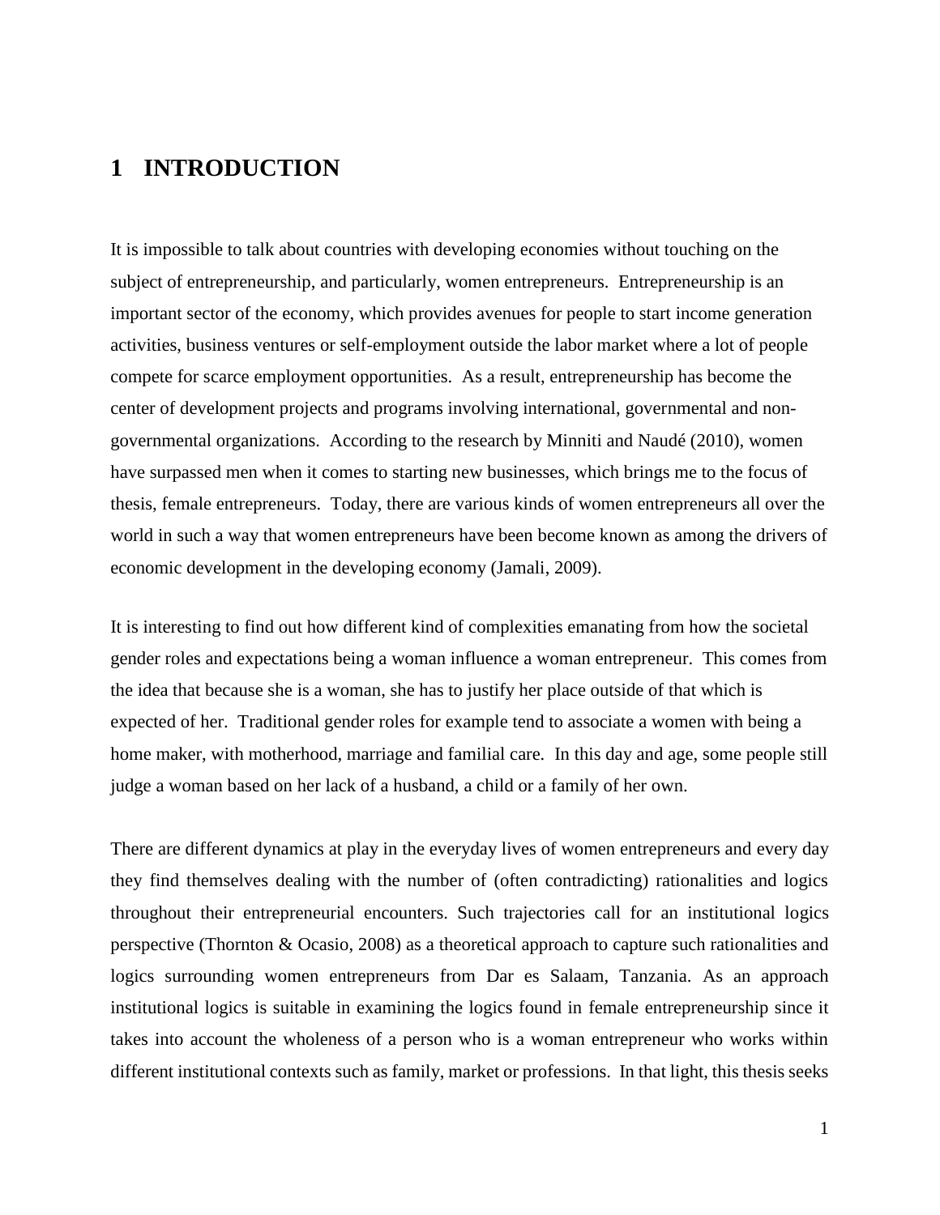# 1 INTRODUCTION

It is impossible to talk about countries with developing economies without touching on the subject of entrepreneurship, and particularly, women entrepreneurs. Entrepreneurship is an important sector of the economy, which provides avenues for people to start income generation activities, business ventures or self-employment outside the labor market where a lot of people compete for scarce employment opportunities. As a result, entrepreneurship has become the center of development projects and programs involving international, governmental and non-governmental organizations. According to the research by Minniti and Naudé (2010), women have surpassed men when it comes to starting new businesses, which brings me to the focus of thesis, female entrepreneurs. Today, there are various kinds of women entrepreneurs all over the world in such a way that women entrepreneurs have been become known as among the drivers of economic development in the developing economy (Jamali, 2009).

It is interesting to find out how different kind of complexities emanating from how the societal gender roles and expectations being a woman influence a woman entrepreneur. This comes from the idea that because she is a woman, she has to justify her place outside of that which is expected of her. Traditional gender roles for example tend to associate a women with being a home maker, with motherhood, marriage and familial care. In this day and age, some people still judge a woman based on her lack of a husband, a child or a family of her own.

There are different dynamics at play in the everyday lives of women entrepreneurs and every day they find themselves dealing with the number of (often contradicting) rationalities and logics throughout their entrepreneurial encounters. Such trajectories call for an institutional logics perspective (Thornton & Ocasio, 2008) as a theoretical approach to capture such rationalities and logics surrounding women entrepreneurs from Dar es Salaam, Tanzania. As an approach institutional logics is suitable in examining the logics found in female entrepreneurship since it takes into account the wholeness of a person who is a woman entrepreneur who works within different institutional contexts such as family, market or professions. In that light, this thesis seeks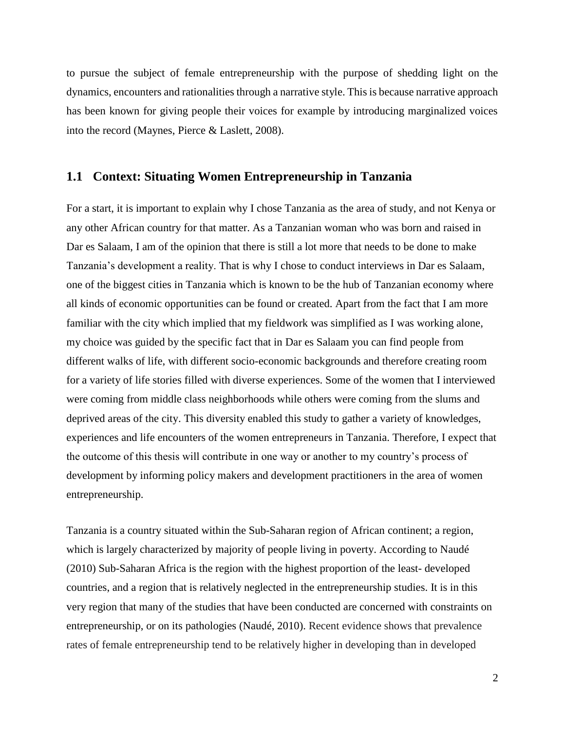to pursue the subject of female entrepreneurship with the purpose of shedding light on the dynamics, encounters and rationalities through a narrative style. This is because narrative approach has been known for giving people their voices for example by introducing marginalized voices into the record (Maynes, Pierce & Laslett, 2008).

## 1.1 Context: Situating Women Entrepreneurship in Tanzania

For a start, it is important to explain why I chose Tanzania as the area of study, and not Kenya or any other African country for that matter. As a Tanzanian woman who was born and raised in Dar es Salaam, I am of the opinion that there is still a lot more that needs to be done to make Tanzania's development a reality. That is why I chose to conduct interviews in Dar es Salaam, one of the biggest cities in Tanzania which is known to be the hub of Tanzanian economy where all kinds of economic opportunities can be found or created. Apart from the fact that I am more familiar with the city which implied that my fieldwork was simplified as I was working alone, my choice was guided by the specific fact that in Dar es Salaam you can find people from different walks of life, with different socio-economic backgrounds and therefore creating room for a variety of life stories filled with diverse experiences. Some of the women that I interviewed were coming from middle class neighborhoods while others were coming from the slums and deprived areas of the city. This diversity enabled this study to gather a variety of knowledges, experiences and life encounters of the women entrepreneurs in Tanzania. Therefore, I expect that the outcome of this thesis will contribute in one way or another to my country's process of development by informing policy makers and development practitioners in the area of women entrepreneurship.

Tanzania is a country situated within the Sub-Saharan region of African continent; a region, which is largely characterized by majority of people living in poverty. According to Naudé (2010) Sub-Saharan Africa is the region with the highest proportion of the least- developed countries, and a region that is relatively neglected in the entrepreneurship studies. It is in this very region that many of the studies that have been conducted are concerned with constraints on entrepreneurship, or on its pathologies (Naudé, 2010). Recent evidence shows that prevalence rates of female entrepreneurship tend to be relatively higher in developing than in developed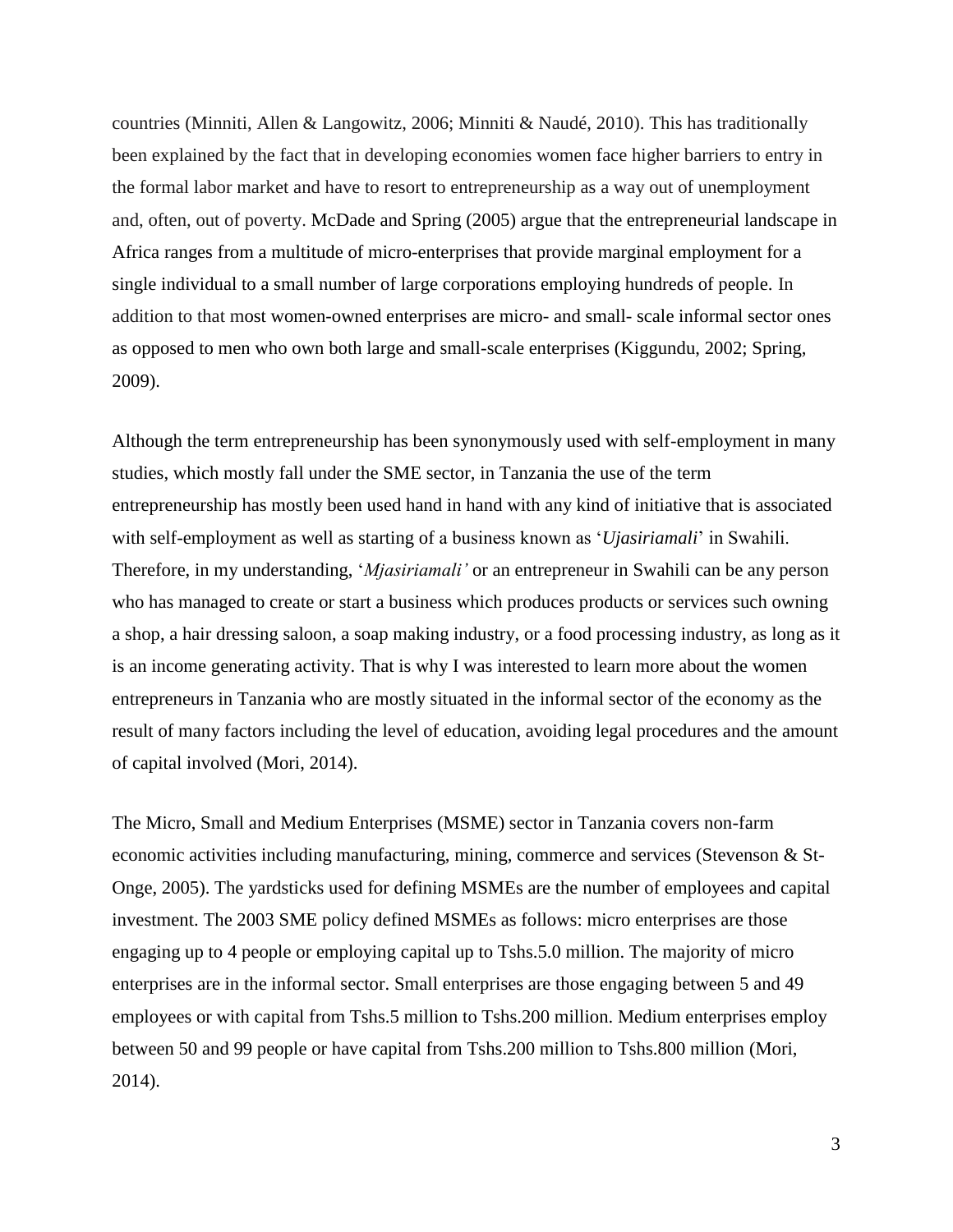countries (Minniti, Allen & Langowitz, 2006; Minniti & Naudé, 2010). This has traditionally been explained by the fact that in developing economies women face higher barriers to entry in the formal labor market and have to resort to entrepreneurship as a way out of unemployment and, often, out of poverty. McDade and Spring (2005) argue that the entrepreneurial landscape in Africa ranges from a multitude of micro-enterprises that provide marginal employment for a single individual to a small number of large corporations employing hundreds of people. In addition to that most women-owned enterprises are micro- and small- scale informal sector ones as opposed to men who own both large and small-scale enterprises (Kiggundu, 2002; Spring, 2009).

Although the term entrepreneurship has been synonymously used with self-employment in many studies, which mostly fall under the SME sector, in Tanzania the use of the term entrepreneurship has mostly been used hand in hand with any kind of initiative that is associated with self-employment as well as starting of a business known as '*Ujasiriamali*' in Swahili. Therefore, in my understanding, '*Mjasiriamali'* or an entrepreneur in Swahili can be any person who has managed to create or start a business which produces products or services such owning a shop, a hair dressing saloon, a soap making industry, or a food processing industry, as long as it is an income generating activity. That is why I was interested to learn more about the women entrepreneurs in Tanzania who are mostly situated in the informal sector of the economy as the result of many factors including the level of education, avoiding legal procedures and the amount of capital involved (Mori, 2014).

The Micro, Small and Medium Enterprises (MSME) sector in Tanzania covers non-farm economic activities including manufacturing, mining, commerce and services (Stevenson & St-Onge, 2005). The yardsticks used for defining MSMEs are the number of employees and capital investment. The 2003 SME policy defined MSMEs as follows: micro enterprises are those engaging up to 4 people or employing capital up to Tshs.5.0 million. The majority of micro enterprises are in the informal sector. Small enterprises are those engaging between 5 and 49 employees or with capital from Tshs.5 million to Tshs.200 million. Medium enterprises employ between 50 and 99 people or have capital from Tshs.200 million to Tshs.800 million (Mori, 2014).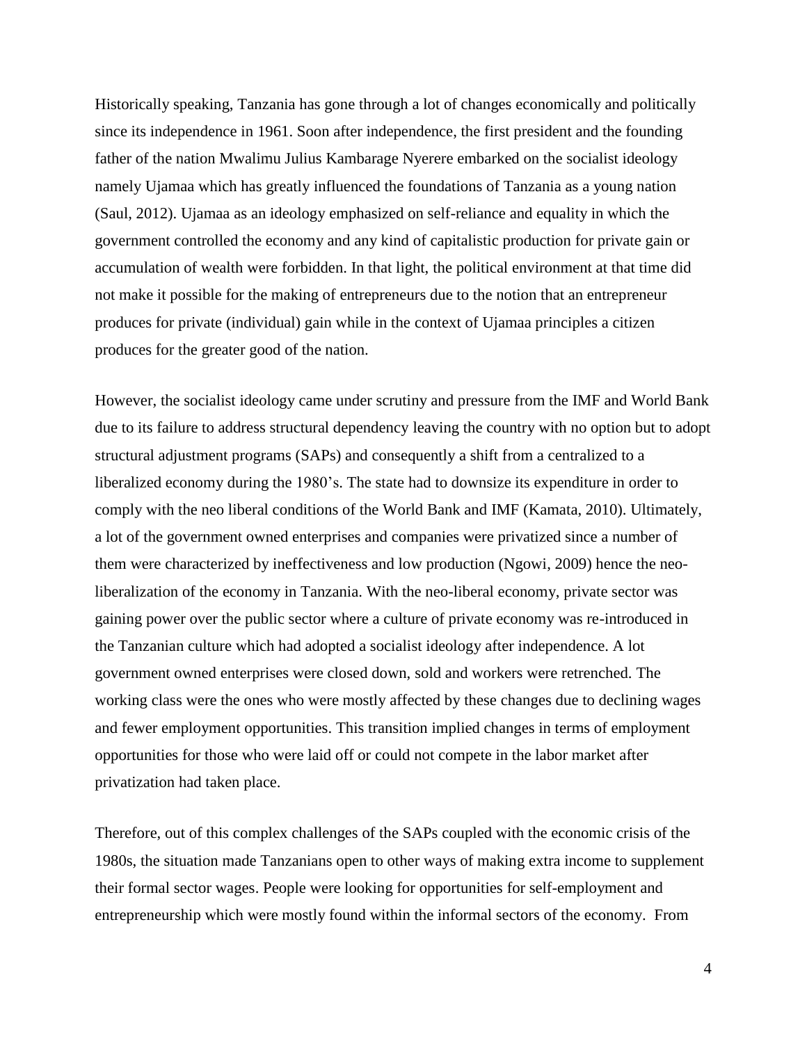Historically speaking, Tanzania has gone through a lot of changes economically and politically since its independence in 1961. Soon after independence, the first president and the founding father of the nation Mwalimu Julius Kambarage Nyerere embarked on the socialist ideology namely Ujamaa which has greatly influenced the foundations of Tanzania as a young nation (Saul, 2012). Ujamaa as an ideology emphasized on self-reliance and equality in which the government controlled the economy and any kind of capitalistic production for private gain or accumulation of wealth were forbidden. In that light, the political environment at that time did not make it possible for the making of entrepreneurs due to the notion that an entrepreneur produces for private (individual) gain while in the context of Ujamaa principles a citizen produces for the greater good of the nation.

However, the socialist ideology came under scrutiny and pressure from the IMF and World Bank due to its failure to address structural dependency leaving the country with no option but to adopt structural adjustment programs (SAPs) and consequently a shift from a centralized to a liberalized economy during the 1980's. The state had to downsize its expenditure in order to comply with the neo liberal conditions of the World Bank and IMF (Kamata, 2010). Ultimately, a lot of the government owned enterprises and companies were privatized since a number of them were characterized by ineffectiveness and low production (Ngowi, 2009) hence the neo-liberalization of the economy in Tanzania. With the neo-liberal economy, private sector was gaining power over the public sector where a culture of private economy was re-introduced in the Tanzanian culture which had adopted a socialist ideology after independence. A lot government owned enterprises were closed down, sold and workers were retrenched. The working class were the ones who were mostly affected by these changes due to declining wages and fewer employment opportunities. This transition implied changes in terms of employment opportunities for those who were laid off or could not compete in the labor market after privatization had taken place.

Therefore, out of this complex challenges of the SAPs coupled with the economic crisis of the 1980s, the situation made Tanzanians open to other ways of making extra income to supplement their formal sector wages. People were looking for opportunities for self-employment and entrepreneurship which were mostly found within the informal sectors of the economy. From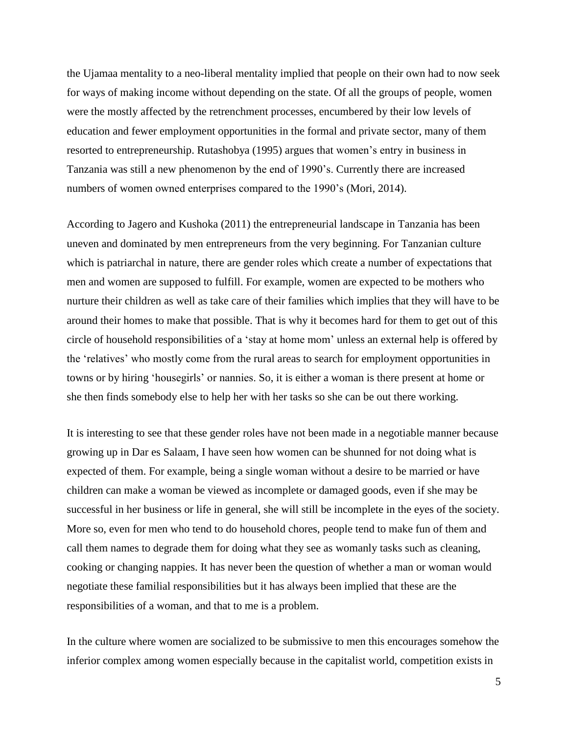the Ujamaa mentality to a neo-liberal mentality implied that people on their own had to now seek for ways of making income without depending on the state. Of all the groups of people, women were the mostly affected by the retrenchment processes, encumbered by their low levels of education and fewer employment opportunities in the formal and private sector, many of them resorted to entrepreneurship. Rutashobya (1995) argues that women's entry in business in Tanzania was still a new phenomenon by the end of 1990's. Currently there are increased numbers of women owned enterprises compared to the 1990's (Mori, 2014).

According to Jagero and Kushoka (2011) the entrepreneurial landscape in Tanzania has been uneven and dominated by men entrepreneurs from the very beginning. For Tanzanian culture which is patriarchal in nature, there are gender roles which create a number of expectations that men and women are supposed to fulfill. For example, women are expected to be mothers who nurture their children as well as take care of their families which implies that they will have to be around their homes to make that possible. That is why it becomes hard for them to get out of this circle of household responsibilities of a 'stay at home mom' unless an external help is offered by the 'relatives' who mostly come from the rural areas to search for employment opportunities in towns or by hiring 'housegirls' or nannies. So, it is either a woman is there present at home or she then finds somebody else to help her with her tasks so she can be out there working.

It is interesting to see that these gender roles have not been made in a negotiable manner because growing up in Dar es Salaam, I have seen how women can be shunned for not doing what is expected of them. For example, being a single woman without a desire to be married or have children can make a woman be viewed as incomplete or damaged goods, even if she may be successful in her business or life in general, she will still be incomplete in the eyes of the society. More so, even for men who tend to do household chores, people tend to make fun of them and call them names to degrade them for doing what they see as womanly tasks such as cleaning, cooking or changing nappies. It has never been the question of whether a man or woman would negotiate these familial responsibilities but it has always been implied that these are the responsibilities of a woman, and that to me is a problem.

In the culture where women are socialized to be submissive to men this encourages somehow the inferior complex among women especially because in the capitalist world, competition exists in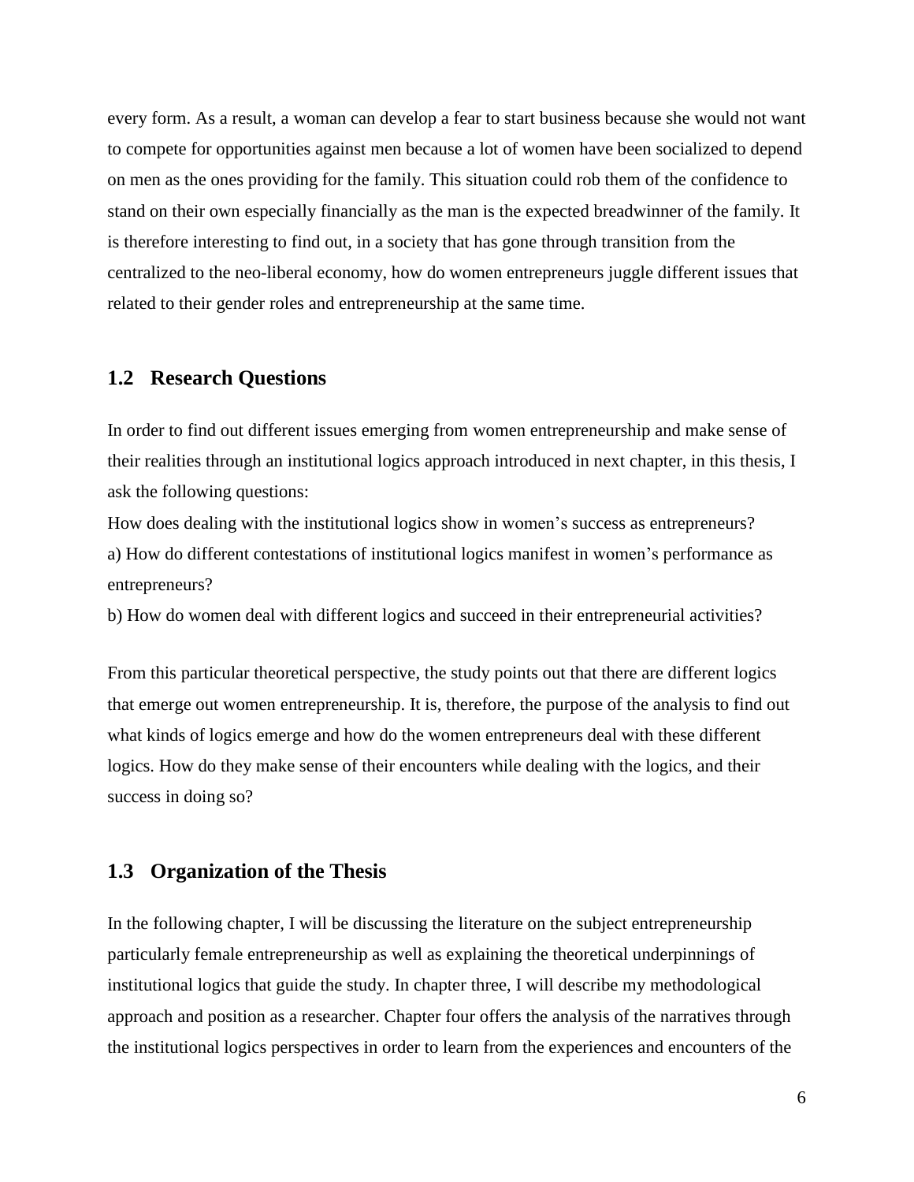every form. As a result, a woman can develop a fear to start business because she would not want to compete for opportunities against men because a lot of women have been socialized to depend on men as the ones providing for the family. This situation could rob them of the confidence to stand on their own especially financially as the man is the expected breadwinner of the family. It is therefore interesting to find out, in a society that has gone through transition from the centralized to the neo-liberal economy, how do women entrepreneurs juggle different issues that related to their gender roles and entrepreneurship at the same time.

## 1.2 Research Questions

In order to find out different issues emerging from women entrepreneurship and make sense of their realities through an institutional logics approach introduced in next chapter, in this thesis, I ask the following questions:

How does dealing with the institutional logics show in women's success as entrepreneurs?

a) How do different contestations of institutional logics manifest in women's performance as entrepreneurs?

b) How do women deal with different logics and succeed in their entrepreneurial activities?

From this particular theoretical perspective, the study points out that there are different logics that emerge out women entrepreneurship. It is, therefore, the purpose of the analysis to find out what kinds of logics emerge and how do the women entrepreneurs deal with these different logics. How do they make sense of their encounters while dealing with the logics, and their success in doing so?

## 1.3 Organization of the Thesis

In the following chapter, I will be discussing the literature on the subject entrepreneurship particularly female entrepreneurship as well as explaining the theoretical underpinnings of institutional logics that guide the study. In chapter three, I will describe my methodological approach and position as a researcher. Chapter four offers the analysis of the narratives through the institutional logics perspectives in order to learn from the experiences and encounters of the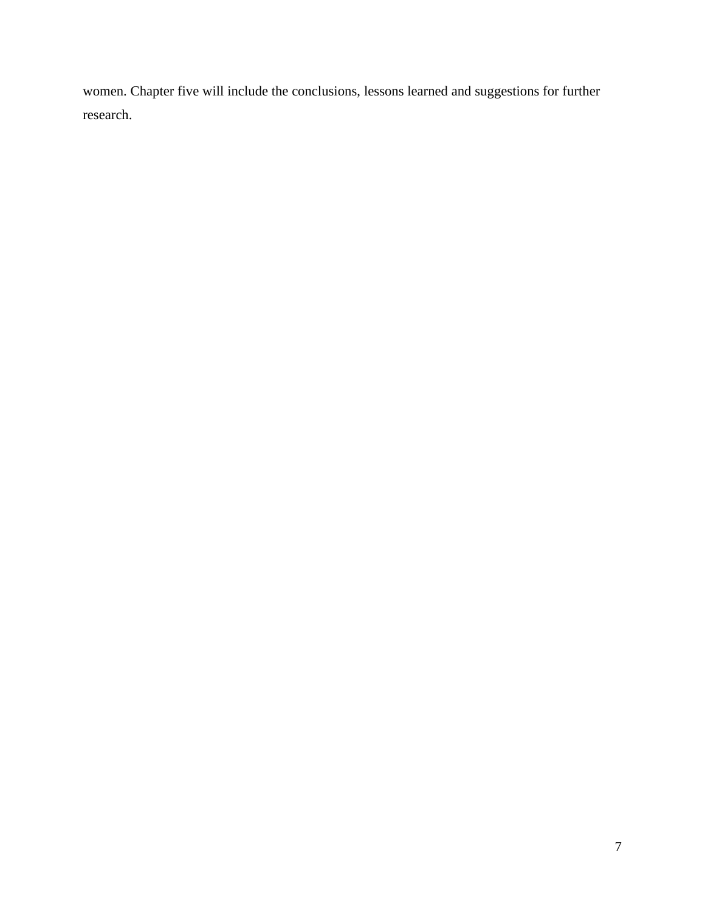women. Chapter five will include the conclusions, lessons learned and suggestions for further research.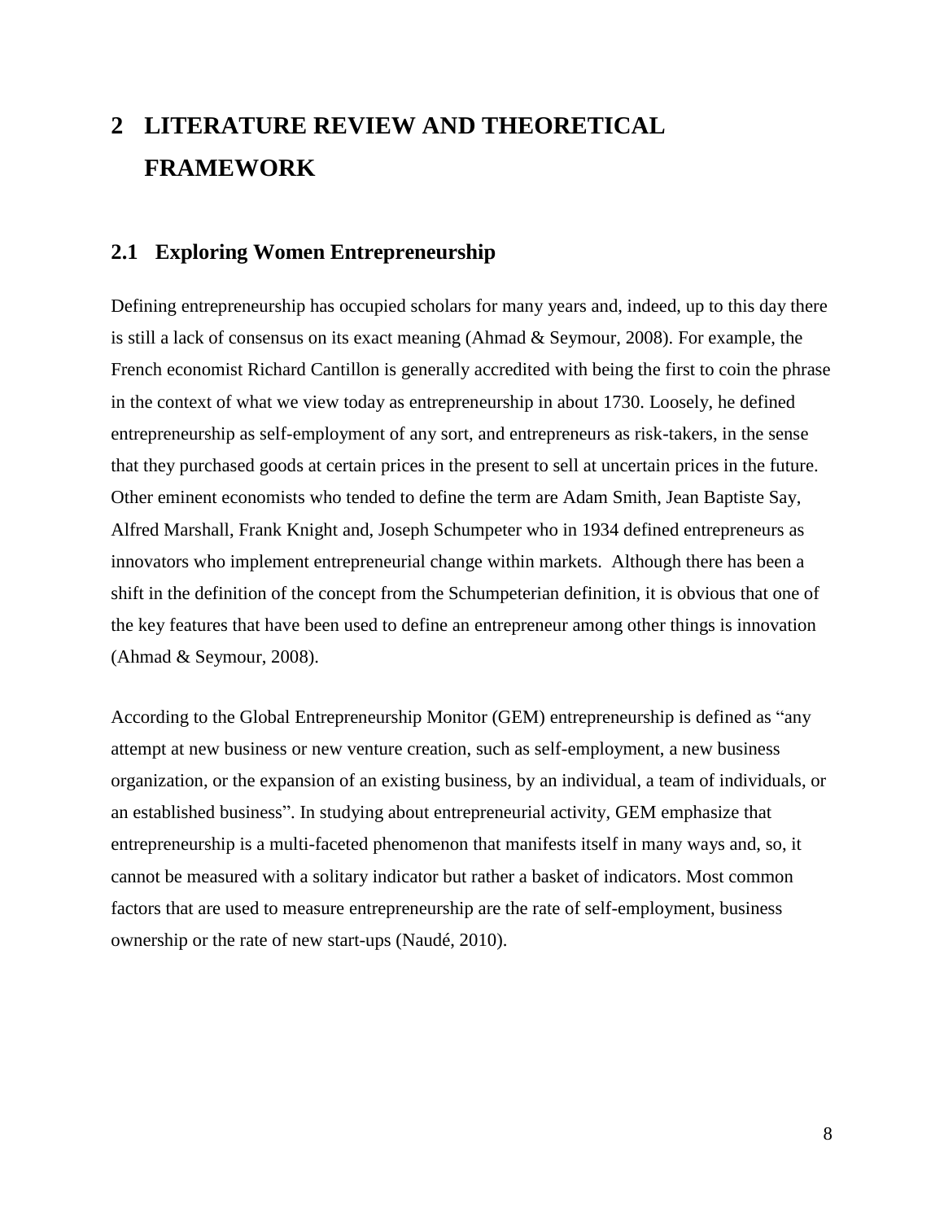# 2 LITERATURE REVIEW AND THEORETICAL FRAMEWORK

## 2.1 Exploring Women Entrepreneurship

Defining entrepreneurship has occupied scholars for many years and, indeed, up to this day there is still a lack of consensus on its exact meaning (Ahmad & Seymour, 2008). For example, the French economist Richard Cantillon is generally accredited with being the first to coin the phrase in the context of what we view today as entrepreneurship in about 1730. Loosely, he defined entrepreneurship as self-employment of any sort, and entrepreneurs as risk-takers, in the sense that they purchased goods at certain prices in the present to sell at uncertain prices in the future. Other eminent economists who tended to define the term are Adam Smith, Jean Baptiste Say, Alfred Marshall, Frank Knight and, Joseph Schumpeter who in 1934 defined entrepreneurs as innovators who implement entrepreneurial change within markets. Although there has been a shift in the definition of the concept from the Schumpeterian definition, it is obvious that one of the key features that have been used to define an entrepreneur among other things is innovation (Ahmad & Seymour, 2008).

According to the Global Entrepreneurship Monitor (GEM) entrepreneurship is defined as "any attempt at new business or new venture creation, such as self-employment, a new business organization, or the expansion of an existing business, by an individual, a team of individuals, or an established business". In studying about entrepreneurial activity, GEM emphasize that entrepreneurship is a multi-faceted phenomenon that manifests itself in many ways and, so, it cannot be measured with a solitary indicator but rather a basket of indicators. Most common factors that are used to measure entrepreneurship are the rate of self-employment, business ownership or the rate of new start-ups (Naudé, 2010).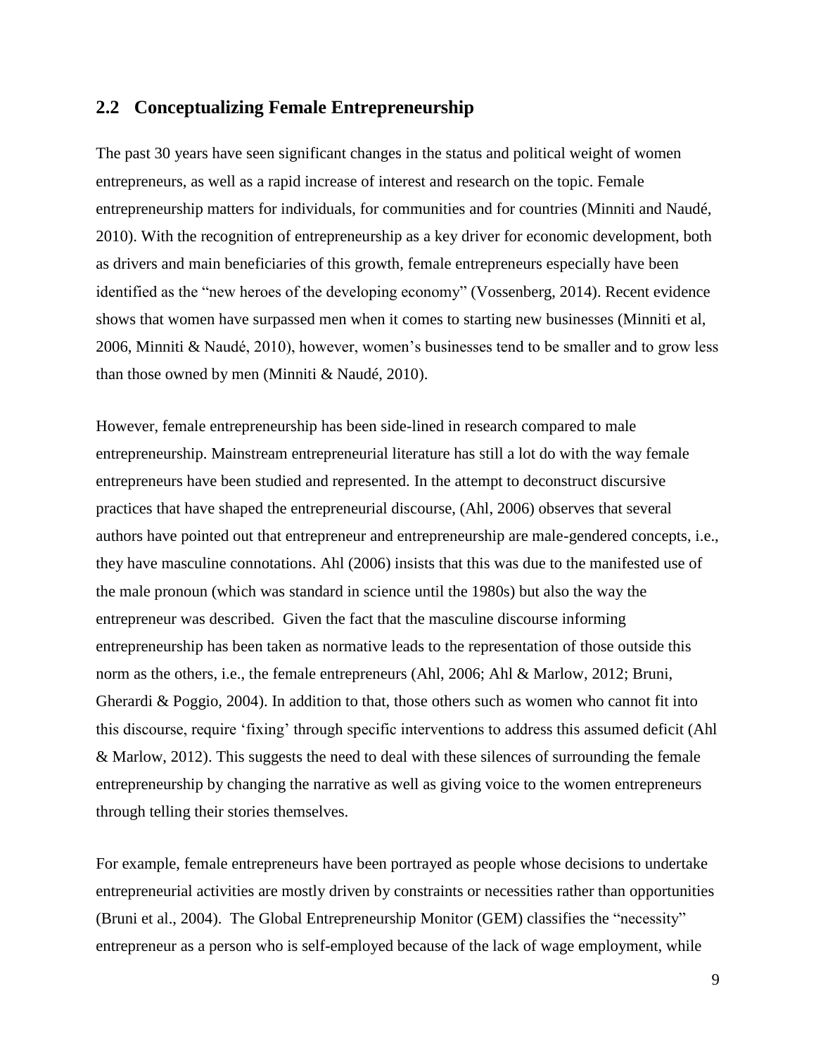## 2.2 Conceptualizing Female Entrepreneurship

The past 30 years have seen significant changes in the status and political weight of women entrepreneurs, as well as a rapid increase of interest and research on the topic. Female entrepreneurship matters for individuals, for communities and for countries (Minniti and Naudé, 2010). With the recognition of entrepreneurship as a key driver for economic development, both as drivers and main beneficiaries of this growth, female entrepreneurs especially have been identified as the "new heroes of the developing economy" (Vossenberg, 2014). Recent evidence shows that women have surpassed men when it comes to starting new businesses (Minniti et al, 2006, Minniti & Naudé, 2010), however, women's businesses tend to be smaller and to grow less than those owned by men (Minniti & Naudé, 2010).

However, female entrepreneurship has been side-lined in research compared to male entrepreneurship. Mainstream entrepreneurial literature has still a lot do with the way female entrepreneurs have been studied and represented. In the attempt to deconstruct discursive practices that have shaped the entrepreneurial discourse, (Ahl, 2006) observes that several authors have pointed out that entrepreneur and entrepreneurship are male-gendered concepts, i.e., they have masculine connotations. Ahl (2006) insists that this was due to the manifested use of the male pronoun (which was standard in science until the 1980s) but also the way the entrepreneur was described. Given the fact that the masculine discourse informing entrepreneurship has been taken as normative leads to the representation of those outside this norm as the others, i.e., the female entrepreneurs (Ahl, 2006; Ahl & Marlow, 2012; Bruni, Gherardi & Poggio, 2004). In addition to that, those others such as women who cannot fit into this discourse, require 'fixing' through specific interventions to address this assumed deficit (Ahl & Marlow, 2012). This suggests the need to deal with these silences of surrounding the female entrepreneurship by changing the narrative as well as giving voice to the women entrepreneurs through telling their stories themselves.

For example, female entrepreneurs have been portrayed as people whose decisions to undertake entrepreneurial activities are mostly driven by constraints or necessities rather than opportunities (Bruni et al., 2004). The Global Entrepreneurship Monitor (GEM) classifies the "necessity" entrepreneur as a person who is self-employed because of the lack of wage employment, while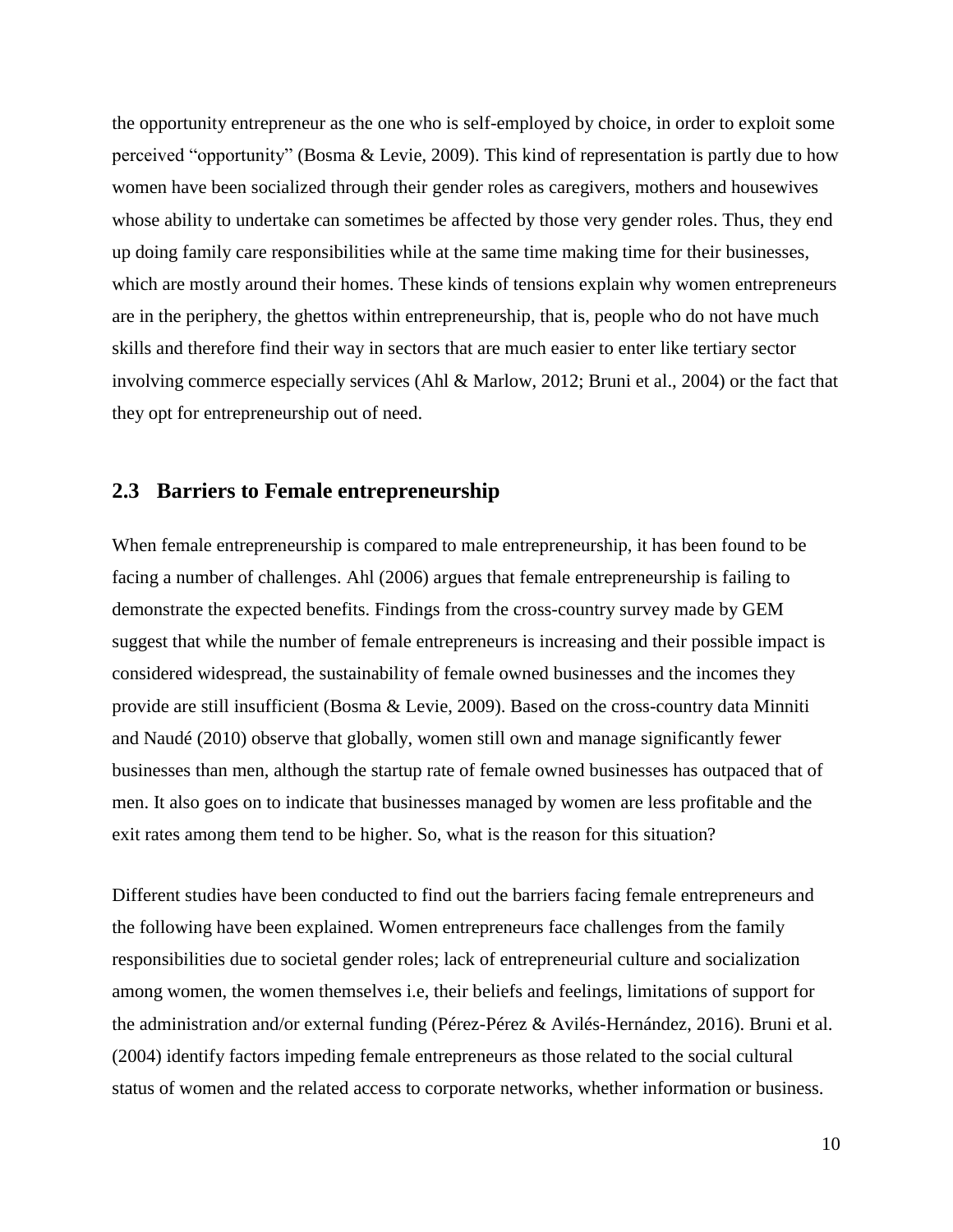the opportunity entrepreneur as the one who is self-employed by choice, in order to exploit some perceived "opportunity" (Bosma & Levie, 2009). This kind of representation is partly due to how women have been socialized through their gender roles as caregivers, mothers and housewives whose ability to undertake can sometimes be affected by those very gender roles. Thus, they end up doing family care responsibilities while at the same time making time for their businesses, which are mostly around their homes. These kinds of tensions explain why women entrepreneurs are in the periphery, the ghettos within entrepreneurship, that is, people who do not have much skills and therefore find their way in sectors that are much easier to enter like tertiary sector involving commerce especially services (Ahl & Marlow, 2012; Bruni et al., 2004) or the fact that they opt for entrepreneurship out of need.

## 2.3 Barriers to Female entrepreneurship

When female entrepreneurship is compared to male entrepreneurship, it has been found to be facing a number of challenges. Ahl (2006) argues that female entrepreneurship is failing to demonstrate the expected benefits. Findings from the cross-country survey made by GEM suggest that while the number of female entrepreneurs is increasing and their possible impact is considered widespread, the sustainability of female owned businesses and the incomes they provide are still insufficient (Bosma & Levie, 2009). Based on the cross-country data Minniti and Naudé (2010) observe that globally, women still own and manage significantly fewer businesses than men, although the startup rate of female owned businesses has outpaced that of men. It also goes on to indicate that businesses managed by women are less profitable and the exit rates among them tend to be higher. So, what is the reason for this situation?

Different studies have been conducted to find out the barriers facing female entrepreneurs and the following have been explained. Women entrepreneurs face challenges from the family responsibilities due to societal gender roles; lack of entrepreneurial culture and socialization among women, the women themselves i.e, their beliefs and feelings, limitations of support for the administration and/or external funding (Pérez-Pérez & Avilés-Hernández, 2016). Bruni et al. (2004) identify factors impeding female entrepreneurs as those related to the social cultural status of women and the related access to corporate networks, whether information or business.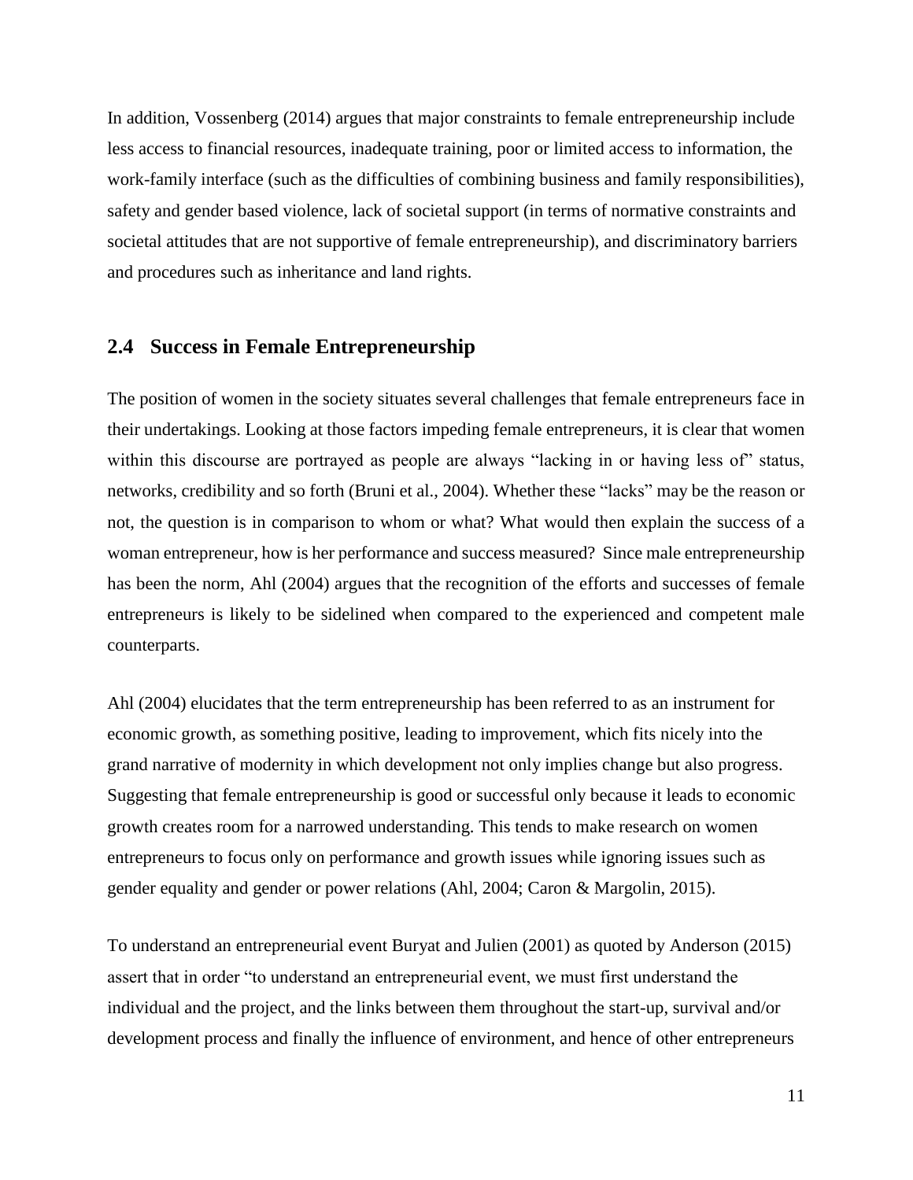In addition, Vossenberg (2014) argues that major constraints to female entrepreneurship include less access to financial resources, inadequate training, poor or limited access to information, the work-family interface (such as the difficulties of combining business and family responsibilities), safety and gender based violence, lack of societal support (in terms of normative constraints and societal attitudes that are not supportive of female entrepreneurship), and discriminatory barriers and procedures such as inheritance and land rights.

## 2.4 Success in Female Entrepreneurship

The position of women in the society situates several challenges that female entrepreneurs face in their undertakings. Looking at those factors impeding female entrepreneurs, it is clear that women within this discourse are portrayed as people are always "lacking in or having less of" status, networks, credibility and so forth (Bruni et al., 2004). Whether these "lacks" may be the reason or not, the question is in comparison to whom or what? What would then explain the success of a woman entrepreneur, how is her performance and success measured? Since male entrepreneurship has been the norm, Ahl (2004) argues that the recognition of the efforts and successes of female entrepreneurs is likely to be sidelined when compared to the experienced and competent male counterparts.

Ahl (2004) elucidates that the term entrepreneurship has been referred to as an instrument for economic growth, as something positive, leading to improvement, which fits nicely into the grand narrative of modernity in which development not only implies change but also progress. Suggesting that female entrepreneurship is good or successful only because it leads to economic growth creates room for a narrowed understanding. This tends to make research on women entrepreneurs to focus only on performance and growth issues while ignoring issues such as gender equality and gender or power relations (Ahl, 2004; Caron & Margolin, 2015).

To understand an entrepreneurial event Buryat and Julien (2001) as quoted by Anderson (2015) assert that in order "to understand an entrepreneurial event, we must first understand the individual and the project, and the links between them throughout the start-up, survival and/or development process and finally the influence of environment, and hence of other entrepreneurs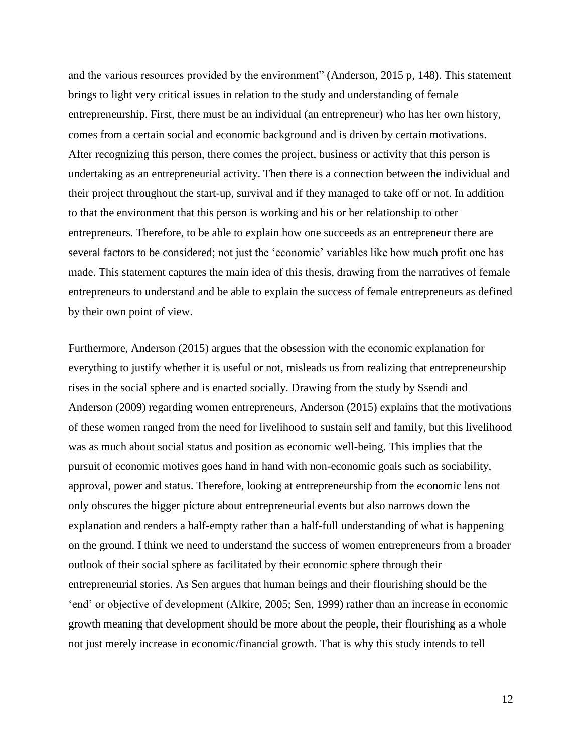and the various resources provided by the environment" (Anderson, 2015 p, 148). This statement brings to light very critical issues in relation to the study and understanding of female entrepreneurship. First, there must be an individual (an entrepreneur) who has her own history, comes from a certain social and economic background and is driven by certain motivations. After recognizing this person, there comes the project, business or activity that this person is undertaking as an entrepreneurial activity. Then there is a connection between the individual and their project throughout the start-up, survival and if they managed to take off or not. In addition to that the environment that this person is working and his or her relationship to other entrepreneurs. Therefore, to be able to explain how one succeeds as an entrepreneur there are several factors to be considered; not just the 'economic' variables like how much profit one has made. This statement captures the main idea of this thesis, drawing from the narratives of female entrepreneurs to understand and be able to explain the success of female entrepreneurs as defined by their own point of view.

Furthermore, Anderson (2015) argues that the obsession with the economic explanation for everything to justify whether it is useful or not, misleads us from realizing that entrepreneurship rises in the social sphere and is enacted socially. Drawing from the study by Ssendi and Anderson (2009) regarding women entrepreneurs, Anderson (2015) explains that the motivations of these women ranged from the need for livelihood to sustain self and family, but this livelihood was as much about social status and position as economic well-being. This implies that the pursuit of economic motives goes hand in hand with non-economic goals such as sociability, approval, power and status. Therefore, looking at entrepreneurship from the economic lens not only obscures the bigger picture about entrepreneurial events but also narrows down the explanation and renders a half-empty rather than a half-full understanding of what is happening on the ground. I think we need to understand the success of women entrepreneurs from a broader outlook of their social sphere as facilitated by their economic sphere through their entrepreneurial stories. As Sen argues that human beings and their flourishing should be the 'end' or objective of development (Alkire, 2005; Sen, 1999) rather than an increase in economic growth meaning that development should be more about the people, their flourishing as a whole not just merely increase in economic/financial growth. That is why this study intends to tell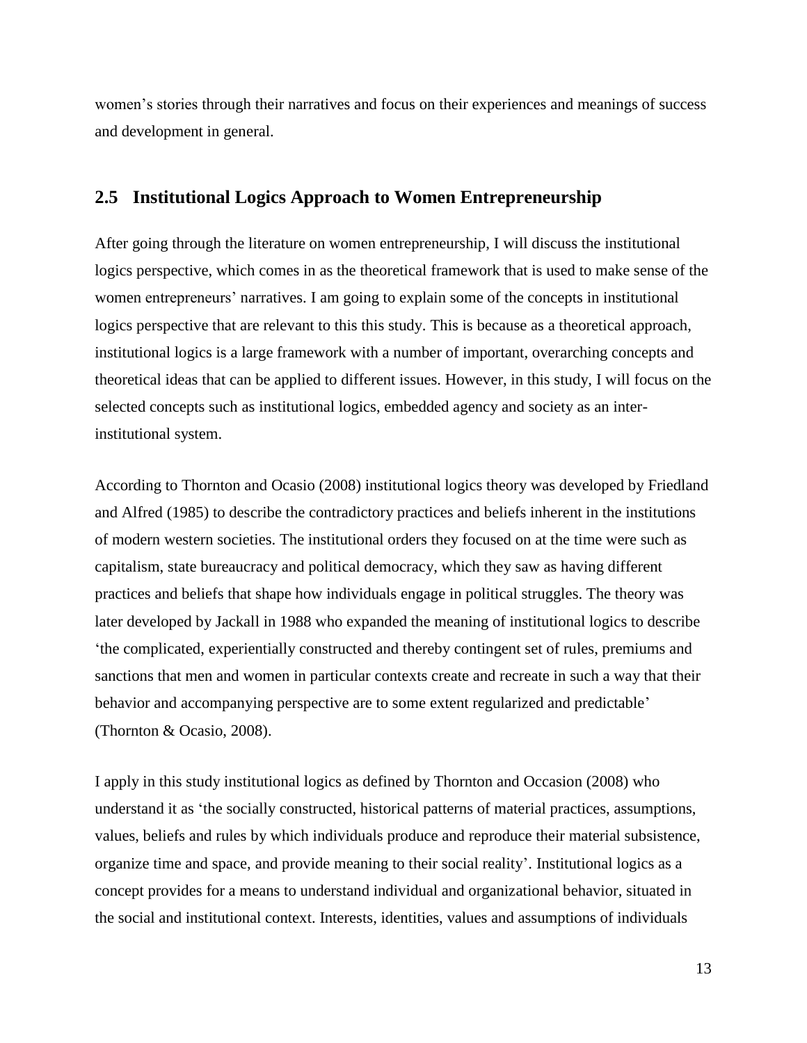women's stories through their narratives and focus on their experiences and meanings of success and development in general.

## 2.5 Institutional Logics Approach to Women Entrepreneurship

After going through the literature on women entrepreneurship, I will discuss the institutional logics perspective, which comes in as the theoretical framework that is used to make sense of the women entrepreneurs' narratives. I am going to explain some of the concepts in institutional logics perspective that are relevant to this this study. This is because as a theoretical approach, institutional logics is a large framework with a number of important, overarching concepts and theoretical ideas that can be applied to different issues. However, in this study, I will focus on the selected concepts such as institutional logics, embedded agency and society as an inter-institutional system.

According to Thornton and Ocasio (2008) institutional logics theory was developed by Friedland and Alfred (1985) to describe the contradictory practices and beliefs inherent in the institutions of modern western societies. The institutional orders they focused on at the time were such as capitalism, state bureaucracy and political democracy, which they saw as having different practices and beliefs that shape how individuals engage in political struggles. The theory was later developed by Jackall in 1988 who expanded the meaning of institutional logics to describe 'the complicated, experientially constructed and thereby contingent set of rules, premiums and sanctions that men and women in particular contexts create and recreate in such a way that their behavior and accompanying perspective are to some extent regularized and predictable' (Thornton & Ocasio, 2008).

I apply in this study institutional logics as defined by Thornton and Occasion (2008) who understand it as 'the socially constructed, historical patterns of material practices, assumptions, values, beliefs and rules by which individuals produce and reproduce their material subsistence, organize time and space, and provide meaning to their social reality'. Institutional logics as a concept provides for a means to understand individual and organizational behavior, situated in the social and institutional context. Interests, identities, values and assumptions of individuals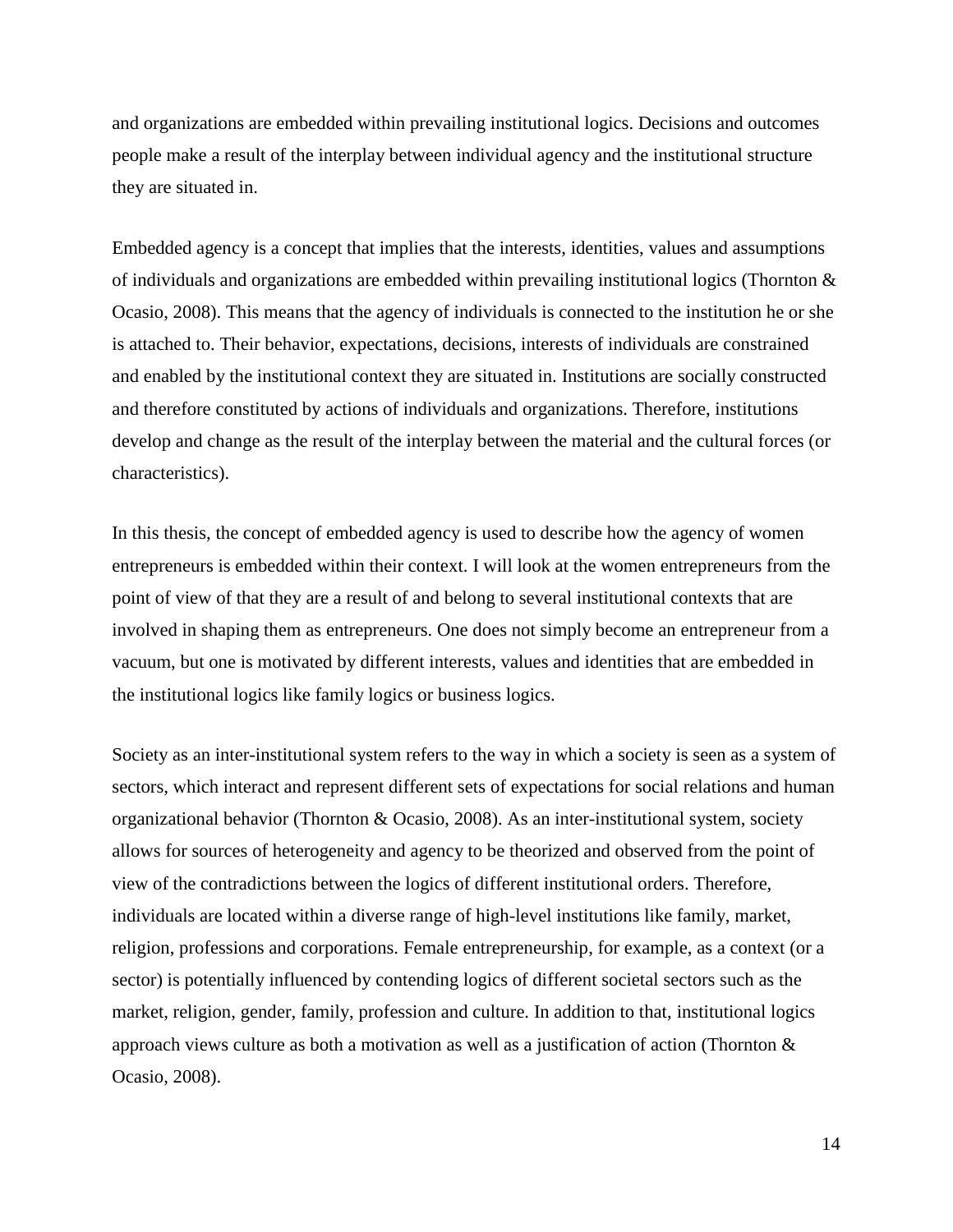and organizations are embedded within prevailing institutional logics. Decisions and outcomes people make a result of the interplay between individual agency and the institutional structure they are situated in.

Embedded agency is a concept that implies that the interests, identities, values and assumptions of individuals and organizations are embedded within prevailing institutional logics (Thornton & Ocasio, 2008). This means that the agency of individuals is connected to the institution he or she is attached to. Their behavior, expectations, decisions, interests of individuals are constrained and enabled by the institutional context they are situated in. Institutions are socially constructed and therefore constituted by actions of individuals and organizations. Therefore, institutions develop and change as the result of the interplay between the material and the cultural forces (or characteristics).

In this thesis, the concept of embedded agency is used to describe how the agency of women entrepreneurs is embedded within their context. I will look at the women entrepreneurs from the point of view of that they are a result of and belong to several institutional contexts that are involved in shaping them as entrepreneurs. One does not simply become an entrepreneur from a vacuum, but one is motivated by different interests, values and identities that are embedded in the institutional logics like family logics or business logics.

Society as an inter-institutional system refers to the way in which a society is seen as a system of sectors, which interact and represent different sets of expectations for social relations and human organizational behavior (Thornton & Ocasio, 2008). As an inter-institutional system, society allows for sources of heterogeneity and agency to be theorized and observed from the point of view of the contradictions between the logics of different institutional orders. Therefore, individuals are located within a diverse range of high-level institutions like family, market, religion, professions and corporations. Female entrepreneurship, for example, as a context (or a sector) is potentially influenced by contending logics of different societal sectors such as the market, religion, gender, family, profession and culture. In addition to that, institutional logics approach views culture as both a motivation as well as a justification of action (Thornton & Ocasio, 2008).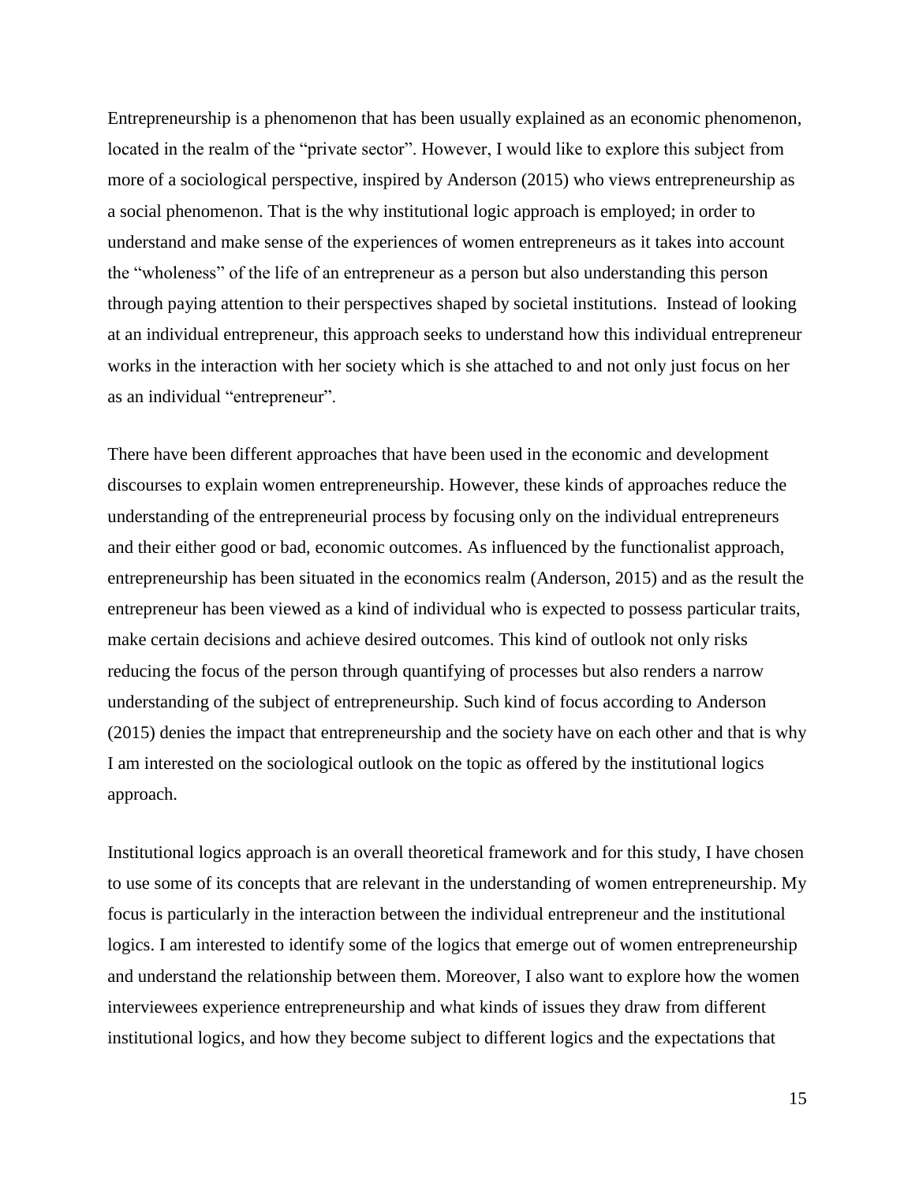Entrepreneurship is a phenomenon that has been usually explained as an economic phenomenon, located in the realm of the "private sector". However, I would like to explore this subject from more of a sociological perspective, inspired by Anderson (2015) who views entrepreneurship as a social phenomenon. That is the why institutional logic approach is employed; in order to understand and make sense of the experiences of women entrepreneurs as it takes into account the "wholeness" of the life of an entrepreneur as a person but also understanding this person through paying attention to their perspectives shaped by societal institutions. Instead of looking at an individual entrepreneur, this approach seeks to understand how this individual entrepreneur works in the interaction with her society which is she attached to and not only just focus on her as an individual "entrepreneur".

There have been different approaches that have been used in the economic and development discourses to explain women entrepreneurship. However, these kinds of approaches reduce the understanding of the entrepreneurial process by focusing only on the individual entrepreneurs and their either good or bad, economic outcomes. As influenced by the functionalist approach, entrepreneurship has been situated in the economics realm (Anderson, 2015) and as the result the entrepreneur has been viewed as a kind of individual who is expected to possess particular traits, make certain decisions and achieve desired outcomes. This kind of outlook not only risks reducing the focus of the person through quantifying of processes but also renders a narrow understanding of the subject of entrepreneurship. Such kind of focus according to Anderson (2015) denies the impact that entrepreneurship and the society have on each other and that is why I am interested on the sociological outlook on the topic as offered by the institutional logics approach.

Institutional logics approach is an overall theoretical framework and for this study, I have chosen to use some of its concepts that are relevant in the understanding of women entrepreneurship. My focus is particularly in the interaction between the individual entrepreneur and the institutional logics. I am interested to identify some of the logics that emerge out of women entrepreneurship and understand the relationship between them. Moreover, I also want to explore how the women interviewees experience entrepreneurship and what kinds of issues they draw from different institutional logics, and how they become subject to different logics and the expectations that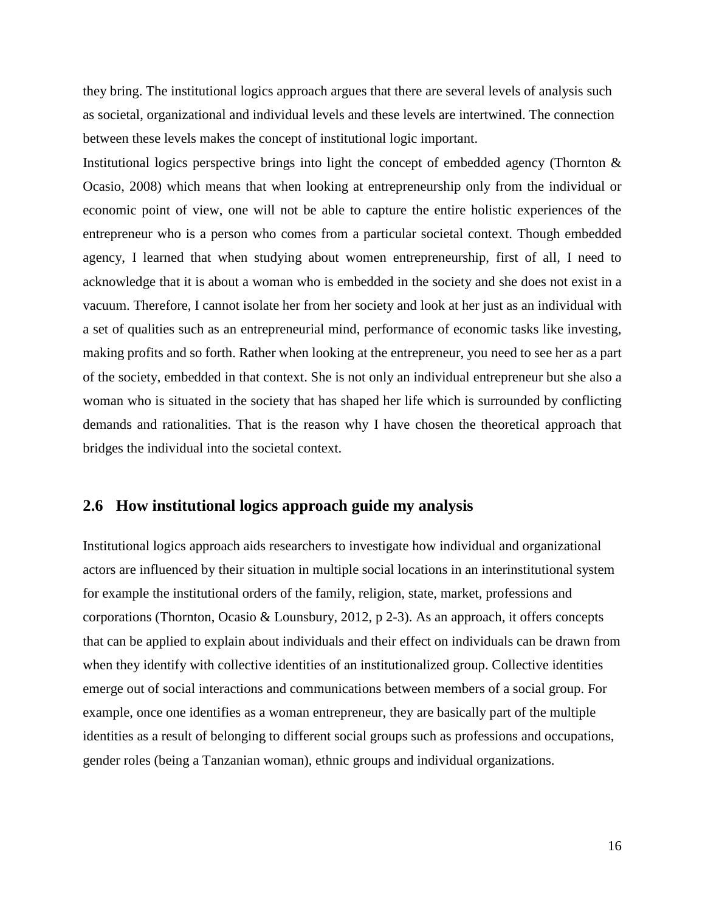they bring. The institutional logics approach argues that there are several levels of analysis such as societal, organizational and individual levels and these levels are intertwined. The connection between these levels makes the concept of institutional logic important.

Institutional logics perspective brings into light the concept of embedded agency (Thornton & Ocasio, 2008) which means that when looking at entrepreneurship only from the individual or economic point of view, one will not be able to capture the entire holistic experiences of the entrepreneur who is a person who comes from a particular societal context. Though embedded agency, I learned that when studying about women entrepreneurship, first of all, I need to acknowledge that it is about a woman who is embedded in the society and she does not exist in a vacuum. Therefore, I cannot isolate her from her society and look at her just as an individual with a set of qualities such as an entrepreneurial mind, performance of economic tasks like investing, making profits and so forth. Rather when looking at the entrepreneur, you need to see her as a part of the society, embedded in that context. She is not only an individual entrepreneur but she also a woman who is situated in the society that has shaped her life which is surrounded by conflicting demands and rationalities. That is the reason why I have chosen the theoretical approach that bridges the individual into the societal context.

## 2.6 How institutional logics approach guide my analysis

Institutional logics approach aids researchers to investigate how individual and organizational actors are influenced by their situation in multiple social locations in an interinstitutional system for example the institutional orders of the family, religion, state, market, professions and corporations (Thornton, Ocasio & Lounsbury, 2012, p 2-3). As an approach, it offers concepts that can be applied to explain about individuals and their effect on individuals can be drawn from when they identify with collective identities of an institutionalized group. Collective identities emerge out of social interactions and communications between members of a social group. For example, once one identifies as a woman entrepreneur, they are basically part of the multiple identities as a result of belonging to different social groups such as professions and occupations, gender roles (being a Tanzanian woman), ethnic groups and individual organizations.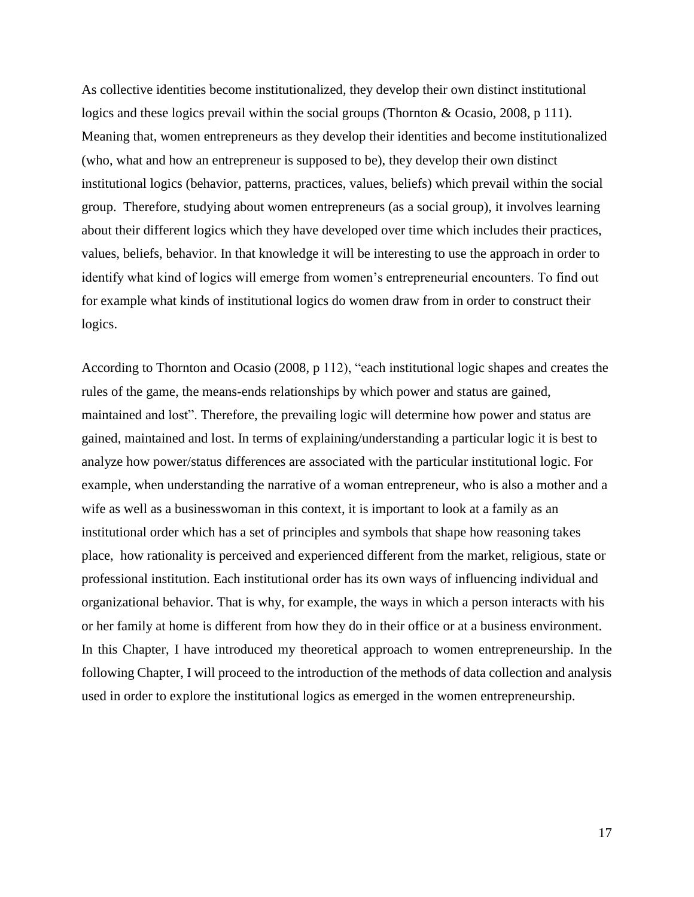As collective identities become institutionalized, they develop their own distinct institutional logics and these logics prevail within the social groups (Thornton & Ocasio, 2008, p 111). Meaning that, women entrepreneurs as they develop their identities and become institutionalized (who, what and how an entrepreneur is supposed to be), they develop their own distinct institutional logics (behavior, patterns, practices, values, beliefs) which prevail within the social group. Therefore, studying about women entrepreneurs (as a social group), it involves learning about their different logics which they have developed over time which includes their practices, values, beliefs, behavior. In that knowledge it will be interesting to use the approach in order to identify what kind of logics will emerge from women's entrepreneurial encounters. To find out for example what kinds of institutional logics do women draw from in order to construct their logics.

According to Thornton and Ocasio (2008, p 112), "each institutional logic shapes and creates the rules of the game, the means-ends relationships by which power and status are gained, maintained and lost". Therefore, the prevailing logic will determine how power and status are gained, maintained and lost. In terms of explaining/understanding a particular logic it is best to analyze how power/status differences are associated with the particular institutional logic. For example, when understanding the narrative of a woman entrepreneur, who is also a mother and a wife as well as a businesswoman in this context, it is important to look at a family as an institutional order which has a set of principles and symbols that shape how reasoning takes place, how rationality is perceived and experienced different from the market, religious, state or professional institution. Each institutional order has its own ways of influencing individual and organizational behavior. That is why, for example, the ways in which a person interacts with his or her family at home is different from how they do in their office or at a business environment. In this Chapter, I have introduced my theoretical approach to women entrepreneurship. In the following Chapter, I will proceed to the introduction of the methods of data collection and analysis used in order to explore the institutional logics as emerged in the women entrepreneurship.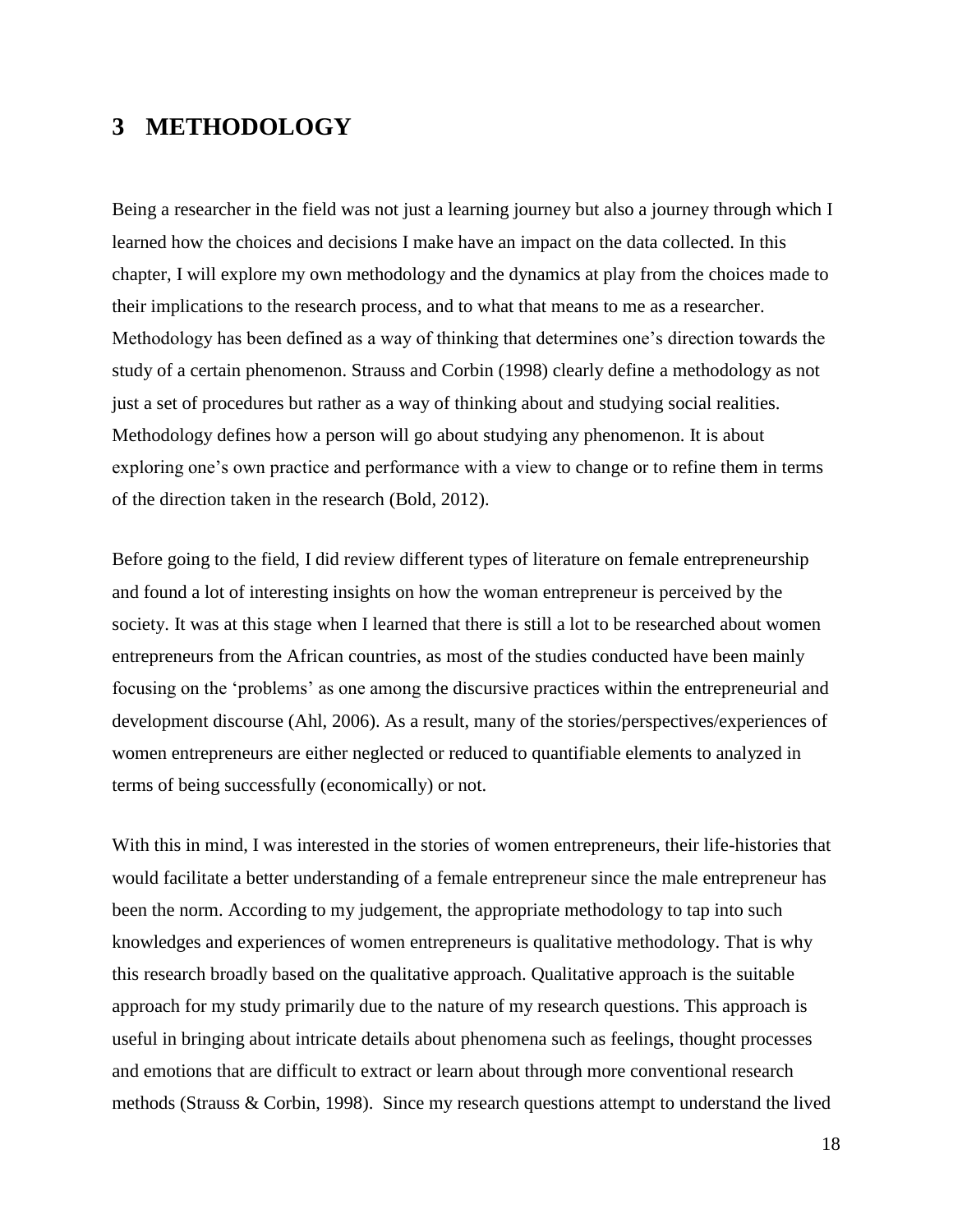# 3 METHODOLOGY

Being a researcher in the field was not just a learning journey but also a journey through which I learned how the choices and decisions I make have an impact on the data collected. In this chapter, I will explore my own methodology and the dynamics at play from the choices made to their implications to the research process, and to what that means to me as a researcher. Methodology has been defined as a way of thinking that determines one's direction towards the study of a certain phenomenon. Strauss and Corbin (1998) clearly define a methodology as not just a set of procedures but rather as a way of thinking about and studying social realities. Methodology defines how a person will go about studying any phenomenon. It is about exploring one's own practice and performance with a view to change or to refine them in terms of the direction taken in the research (Bold, 2012).

Before going to the field, I did review different types of literature on female entrepreneurship and found a lot of interesting insights on how the woman entrepreneur is perceived by the society. It was at this stage when I learned that there is still a lot to be researched about women entrepreneurs from the African countries, as most of the studies conducted have been mainly focusing on the 'problems' as one among the discursive practices within the entrepreneurial and development discourse (Ahl, 2006). As a result, many of the stories/perspectives/experiences of women entrepreneurs are either neglected or reduced to quantifiable elements to analyzed in terms of being successfully (economically) or not.

With this in mind, I was interested in the stories of women entrepreneurs, their life-histories that would facilitate a better understanding of a female entrepreneur since the male entrepreneur has been the norm. According to my judgement, the appropriate methodology to tap into such knowledges and experiences of women entrepreneurs is qualitative methodology. That is why this research broadly based on the qualitative approach. Qualitative approach is the suitable approach for my study primarily due to the nature of my research questions. This approach is useful in bringing about intricate details about phenomena such as feelings, thought processes and emotions that are difficult to extract or learn about through more conventional research methods (Strauss & Corbin, 1998). Since my research questions attempt to understand the lived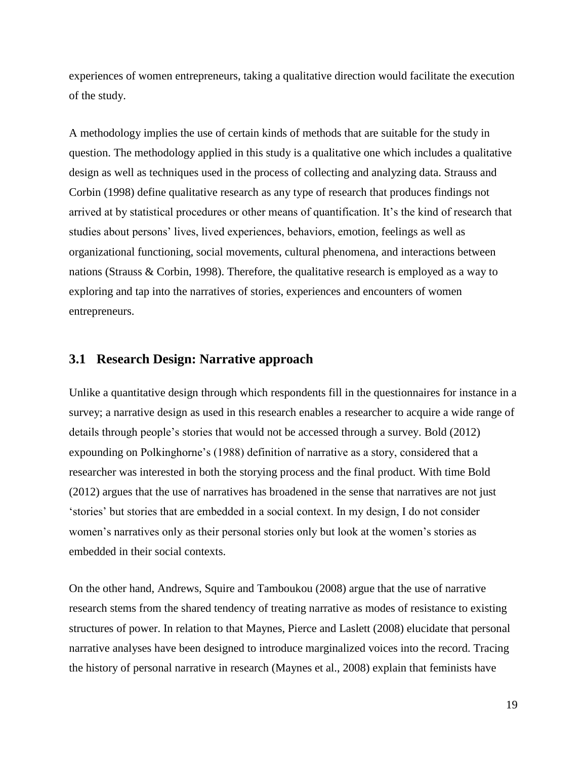experiences of women entrepreneurs, taking a qualitative direction would facilitate the execution of the study.

A methodology implies the use of certain kinds of methods that are suitable for the study in question. The methodology applied in this study is a qualitative one which includes a qualitative design as well as techniques used in the process of collecting and analyzing data. Strauss and Corbin (1998) define qualitative research as any type of research that produces findings not arrived at by statistical procedures or other means of quantification. It's the kind of research that studies about persons' lives, lived experiences, behaviors, emotion, feelings as well as organizational functioning, social movements, cultural phenomena, and interactions between nations (Strauss & Corbin, 1998). Therefore, the qualitative research is employed as a way to exploring and tap into the narratives of stories, experiences and encounters of women entrepreneurs.

## 3.1 Research Design: Narrative approach

Unlike a quantitative design through which respondents fill in the questionnaires for instance in a survey; a narrative design as used in this research enables a researcher to acquire a wide range of details through people's stories that would not be accessed through a survey. Bold (2012) expounding on Polkinghorne's (1988) definition of narrative as a story, considered that a researcher was interested in both the storying process and the final product. With time Bold (2012) argues that the use of narratives has broadened in the sense that narratives are not just 'stories' but stories that are embedded in a social context. In my design, I do not consider women's narratives only as their personal stories only but look at the women's stories as embedded in their social contexts.

On the other hand, Andrews, Squire and Tamboukou (2008) argue that the use of narrative research stems from the shared tendency of treating narrative as modes of resistance to existing structures of power. In relation to that Maynes, Pierce and Laslett (2008) elucidate that personal narrative analyses have been designed to introduce marginalized voices into the record. Tracing the history of personal narrative in research (Maynes et al., 2008) explain that feminists have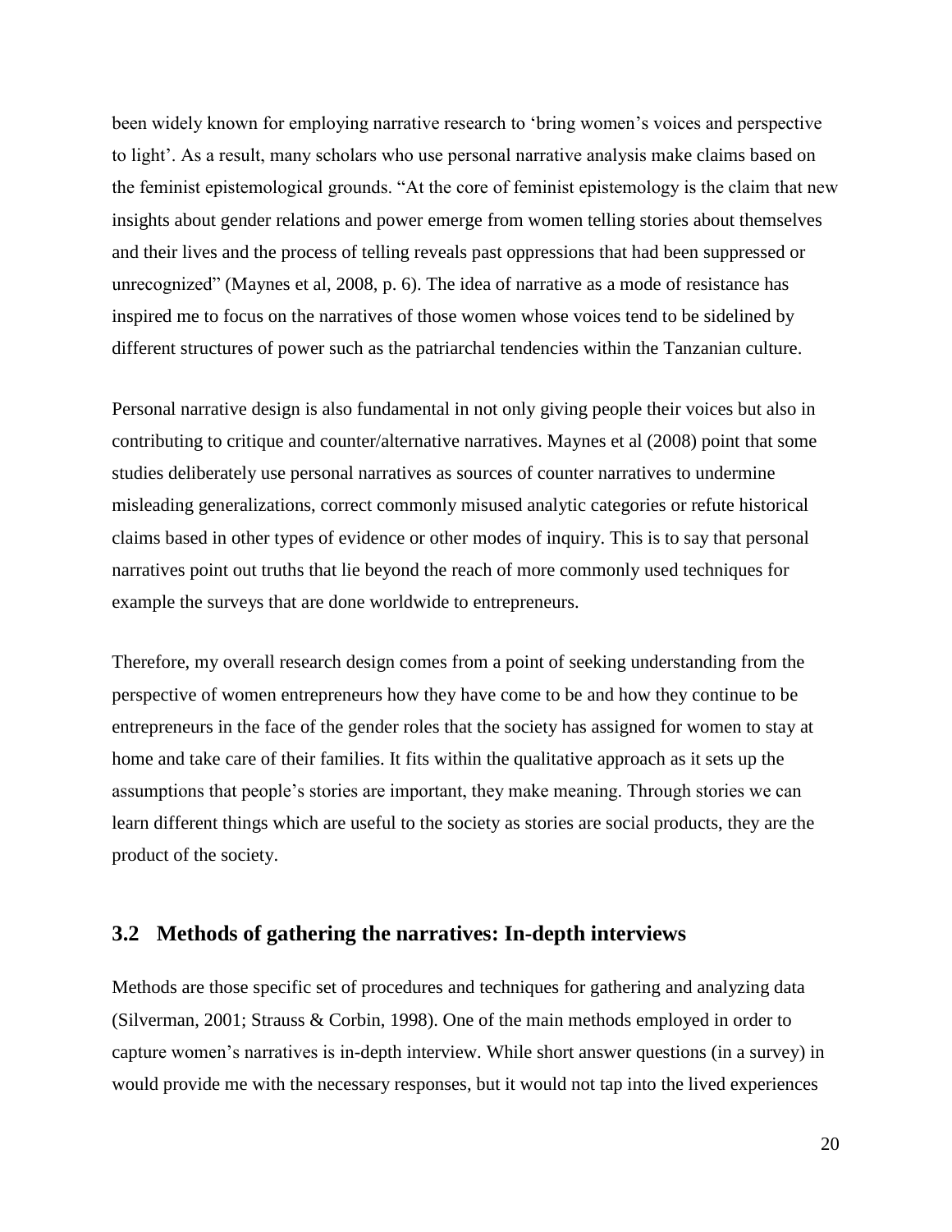been widely known for employing narrative research to 'bring women's voices and perspective to light'. As a result, many scholars who use personal narrative analysis make claims based on the feminist epistemological grounds. "At the core of feminist epistemology is the claim that new insights about gender relations and power emerge from women telling stories about themselves and their lives and the process of telling reveals past oppressions that had been suppressed or unrecognized" (Maynes et al, 2008, p. 6). The idea of narrative as a mode of resistance has inspired me to focus on the narratives of those women whose voices tend to be sidelined by different structures of power such as the patriarchal tendencies within the Tanzanian culture.

Personal narrative design is also fundamental in not only giving people their voices but also in contributing to critique and counter/alternative narratives. Maynes et al (2008) point that some studies deliberately use personal narratives as sources of counter narratives to undermine misleading generalizations, correct commonly misused analytic categories or refute historical claims based in other types of evidence or other modes of inquiry. This is to say that personal narratives point out truths that lie beyond the reach of more commonly used techniques for example the surveys that are done worldwide to entrepreneurs.

Therefore, my overall research design comes from a point of seeking understanding from the perspective of women entrepreneurs how they have come to be and how they continue to be entrepreneurs in the face of the gender roles that the society has assigned for women to stay at home and take care of their families. It fits within the qualitative approach as it sets up the assumptions that people's stories are important, they make meaning. Through stories we can learn different things which are useful to the society as stories are social products, they are the product of the society.

## 3.2 Methods of gathering the narratives: In-depth interviews

Methods are those specific set of procedures and techniques for gathering and analyzing data (Silverman, 2001; Strauss & Corbin, 1998). One of the main methods employed in order to capture women's narratives is in-depth interview. While short answer questions (in a survey) in would provide me with the necessary responses, but it would not tap into the lived experiences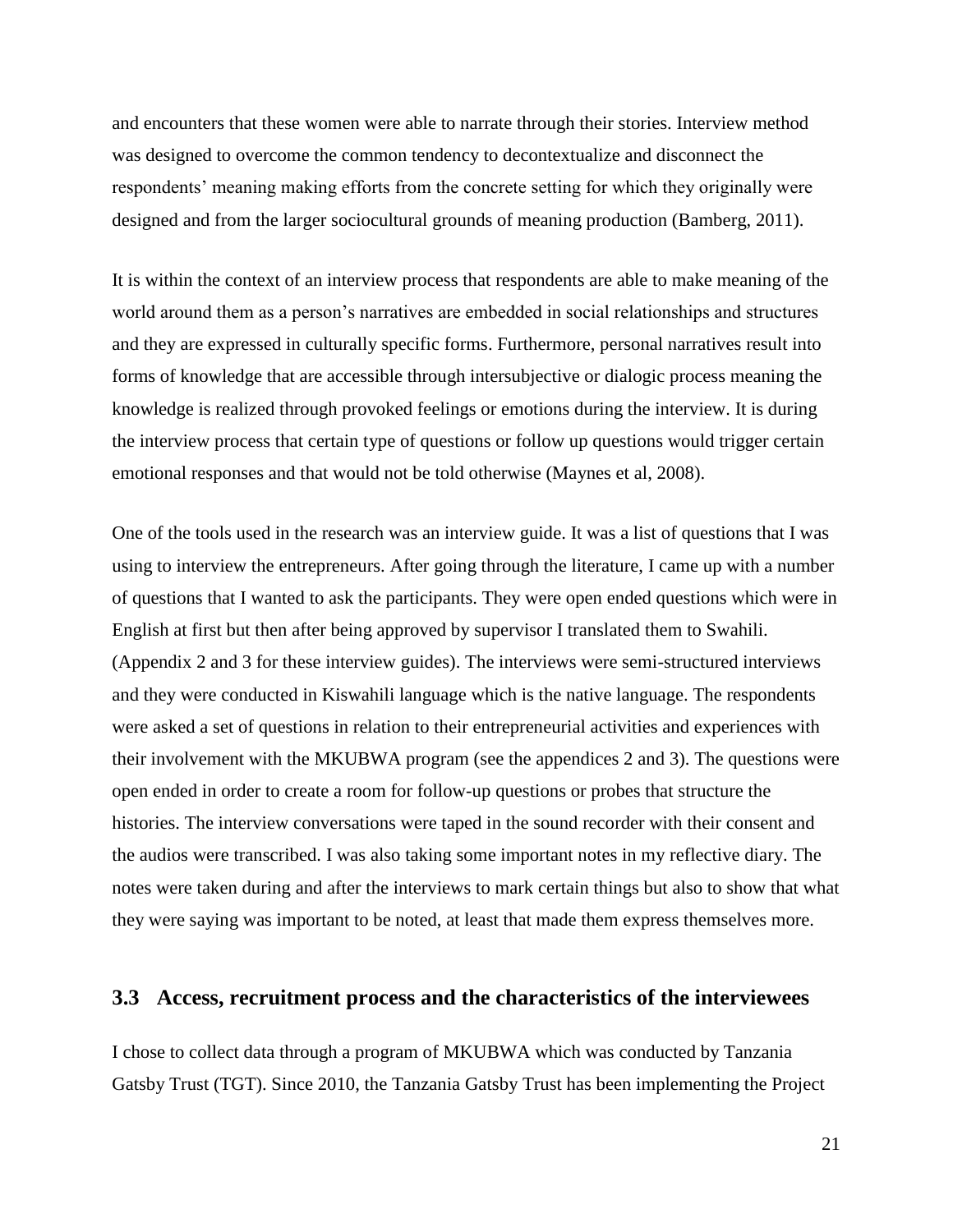and encounters that these women were able to narrate through their stories. Interview method was designed to overcome the common tendency to decontextualize and disconnect the respondents' meaning making efforts from the concrete setting for which they originally were designed and from the larger sociocultural grounds of meaning production (Bamberg, 2011).

It is within the context of an interview process that respondents are able to make meaning of the world around them as a person's narratives are embedded in social relationships and structures and they are expressed in culturally specific forms. Furthermore, personal narratives result into forms of knowledge that are accessible through intersubjective or dialogic process meaning the knowledge is realized through provoked feelings or emotions during the interview. It is during the interview process that certain type of questions or follow up questions would trigger certain emotional responses and that would not be told otherwise (Maynes et al, 2008).

One of the tools used in the research was an interview guide. It was a list of questions that I was using to interview the entrepreneurs. After going through the literature, I came up with a number of questions that I wanted to ask the participants. They were open ended questions which were in English at first but then after being approved by supervisor I translated them to Swahili. (Appendix 2 and 3 for these interview guides). The interviews were semi-structured interviews and they were conducted in Kiswahili language which is the native language. The respondents were asked a set of questions in relation to their entrepreneurial activities and experiences with their involvement with the MKUBWA program (see the appendices 2 and 3). The questions were open ended in order to create a room for follow-up questions or probes that structure the histories. The interview conversations were taped in the sound recorder with their consent and the audios were transcribed. I was also taking some important notes in my reflective diary. The notes were taken during and after the interviews to mark certain things but also to show that what they were saying was important to be noted, at least that made them express themselves more.

## 3.3 Access, recruitment process and the characteristics of the interviewees

I chose to collect data through a program of MKUBWA which was conducted by Tanzania Gatsby Trust (TGT). Since 2010, the Tanzania Gatsby Trust has been implementing the Project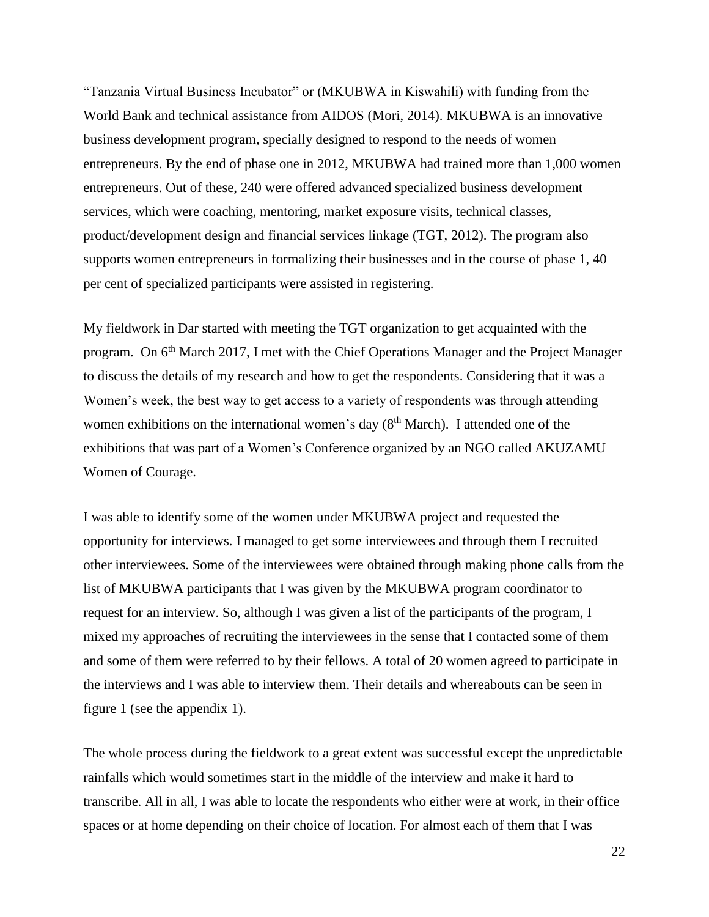"Tanzania Virtual Business Incubator" or (MKUBWA in Kiswahili) with funding from the World Bank and technical assistance from AIDOS (Mori, 2014). MKUBWA is an innovative business development program, specially designed to respond to the needs of women entrepreneurs. By the end of phase one in 2012, MKUBWA had trained more than 1,000 women entrepreneurs. Out of these, 240 were offered advanced specialized business development services, which were coaching, mentoring, market exposure visits, technical classes, product/development design and financial services linkage (TGT, 2012). The program also supports women entrepreneurs in formalizing their businesses and in the course of phase 1, 40 per cent of specialized participants were assisted in registering.

My fieldwork in Dar started with meeting the TGT organization to get acquainted with the program. On 6th March 2017, I met with the Chief Operations Manager and the Project Manager to discuss the details of my research and how to get the respondents. Considering that it was a Women's week, the best way to get access to a variety of respondents was through attending women exhibitions on the international women's day (8th March). I attended one of the exhibitions that was part of a Women's Conference organized by an NGO called AKUZAMU Women of Courage.

I was able to identify some of the women under MKUBWA project and requested the opportunity for interviews. I managed to get some interviewees and through them I recruited other interviewees. Some of the interviewees were obtained through making phone calls from the list of MKUBWA participants that I was given by the MKUBWA program coordinator to request for an interview. So, although I was given a list of the participants of the program, I mixed my approaches of recruiting the interviewees in the sense that I contacted some of them and some of them were referred to by their fellows. A total of 20 women agreed to participate in the interviews and I was able to interview them. Their details and whereabouts can be seen in figure 1 (see the appendix 1).

The whole process during the fieldwork to a great extent was successful except the unpredictable rainfalls which would sometimes start in the middle of the interview and make it hard to transcribe. All in all, I was able to locate the respondents who either were at work, in their office spaces or at home depending on their choice of location. For almost each of them that I was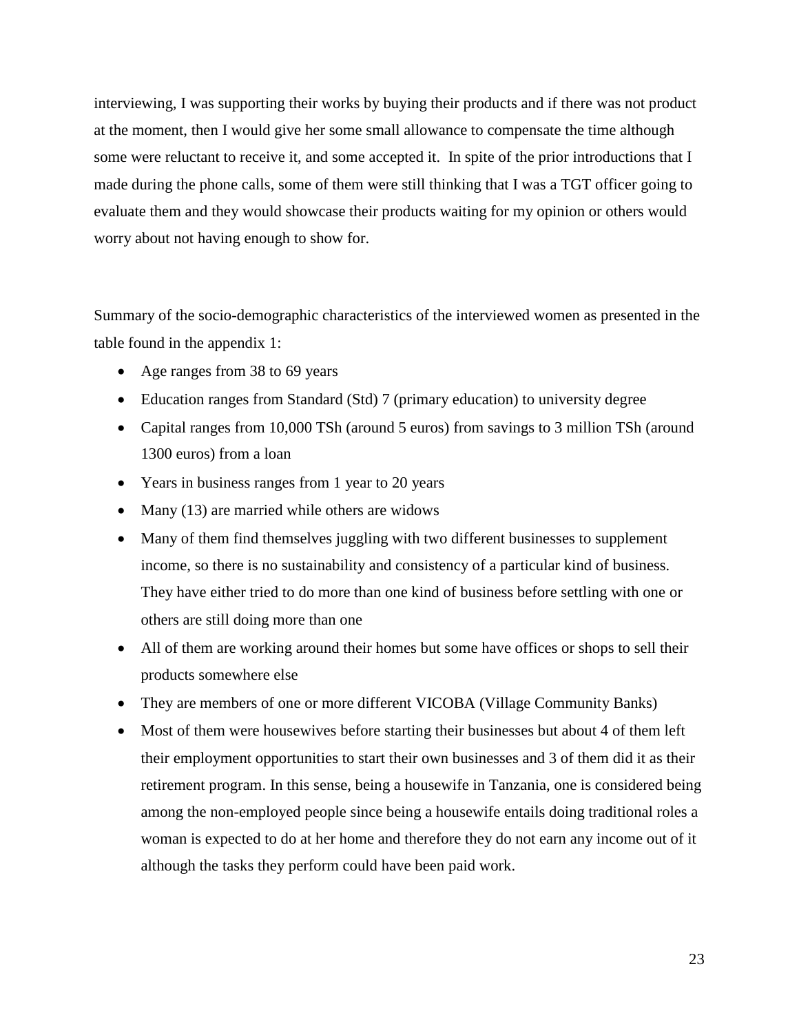interviewing, I was supporting their works by buying their products and if there was not product at the moment, then I would give her some small allowance to compensate the time although some were reluctant to receive it, and some accepted it. In spite of the prior introductions that I made during the phone calls, some of them were still thinking that I was a TGT officer going to evaluate them and they would showcase their products waiting for my opinion or others would worry about not having enough to show for.

Summary of the socio-demographic characteristics of the interviewed women as presented in the table found in the appendix 1:

- Age ranges from 38 to 69 years
- Education ranges from Standard (Std) 7 (primary education) to university degree
- Capital ranges from 10,000 TSh (around 5 euros) from savings to 3 million TSh (around 1300 euros) from a loan
- Years in business ranges from 1 year to 20 years
- Many (13) are married while others are widows
- Many of them find themselves juggling with two different businesses to supplement income, so there is no sustainability and consistency of a particular kind of business. They have either tried to do more than one kind of business before settling with one or others are still doing more than one
- All of them are working around their homes but some have offices or shops to sell their products somewhere else
- They are members of one or more different VICOBA (Village Community Banks)
- Most of them were housewives before starting their businesses but about 4 of them left their employment opportunities to start their own businesses and 3 of them did it as their retirement program. In this sense, being a housewife in Tanzania, one is considered being among the non-employed people since being a housewife entails doing traditional roles a woman is expected to do at her home and therefore they do not earn any income out of it although the tasks they perform could have been paid work.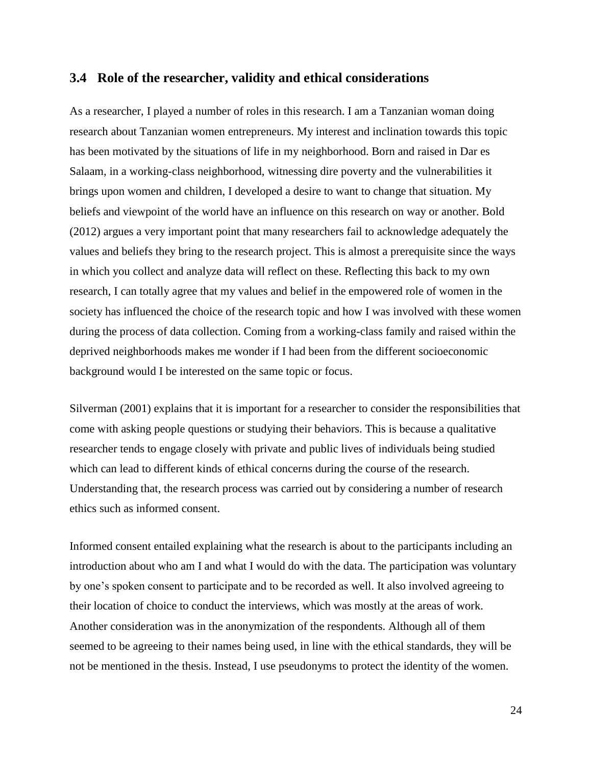## 3.4 Role of the researcher, validity and ethical considerations

As a researcher, I played a number of roles in this research. I am a Tanzanian woman doing research about Tanzanian women entrepreneurs. My interest and inclination towards this topic has been motivated by the situations of life in my neighborhood. Born and raised in Dar es Salaam, in a working-class neighborhood, witnessing dire poverty and the vulnerabilities it brings upon women and children, I developed a desire to want to change that situation. My beliefs and viewpoint of the world have an influence on this research on way or another. Bold (2012) argues a very important point that many researchers fail to acknowledge adequately the values and beliefs they bring to the research project. This is almost a prerequisite since the ways in which you collect and analyze data will reflect on these. Reflecting this back to my own research, I can totally agree that my values and belief in the empowered role of women in the society has influenced the choice of the research topic and how I was involved with these women during the process of data collection. Coming from a working-class family and raised within the deprived neighborhoods makes me wonder if I had been from the different socioeconomic background would I be interested on the same topic or focus.

Silverman (2001) explains that it is important for a researcher to consider the responsibilities that come with asking people questions or studying their behaviors. This is because a qualitative researcher tends to engage closely with private and public lives of individuals being studied which can lead to different kinds of ethical concerns during the course of the research. Understanding that, the research process was carried out by considering a number of research ethics such as informed consent.

Informed consent entailed explaining what the research is about to the participants including an introduction about who am I and what I would do with the data. The participation was voluntary by one's spoken consent to participate and to be recorded as well. It also involved agreeing to their location of choice to conduct the interviews, which was mostly at the areas of work. Another consideration was in the anonymization of the respondents. Although all of them seemed to be agreeing to their names being used, in line with the ethical standards, they will be not be mentioned in the thesis. Instead, I use pseudonyms to protect the identity of the women.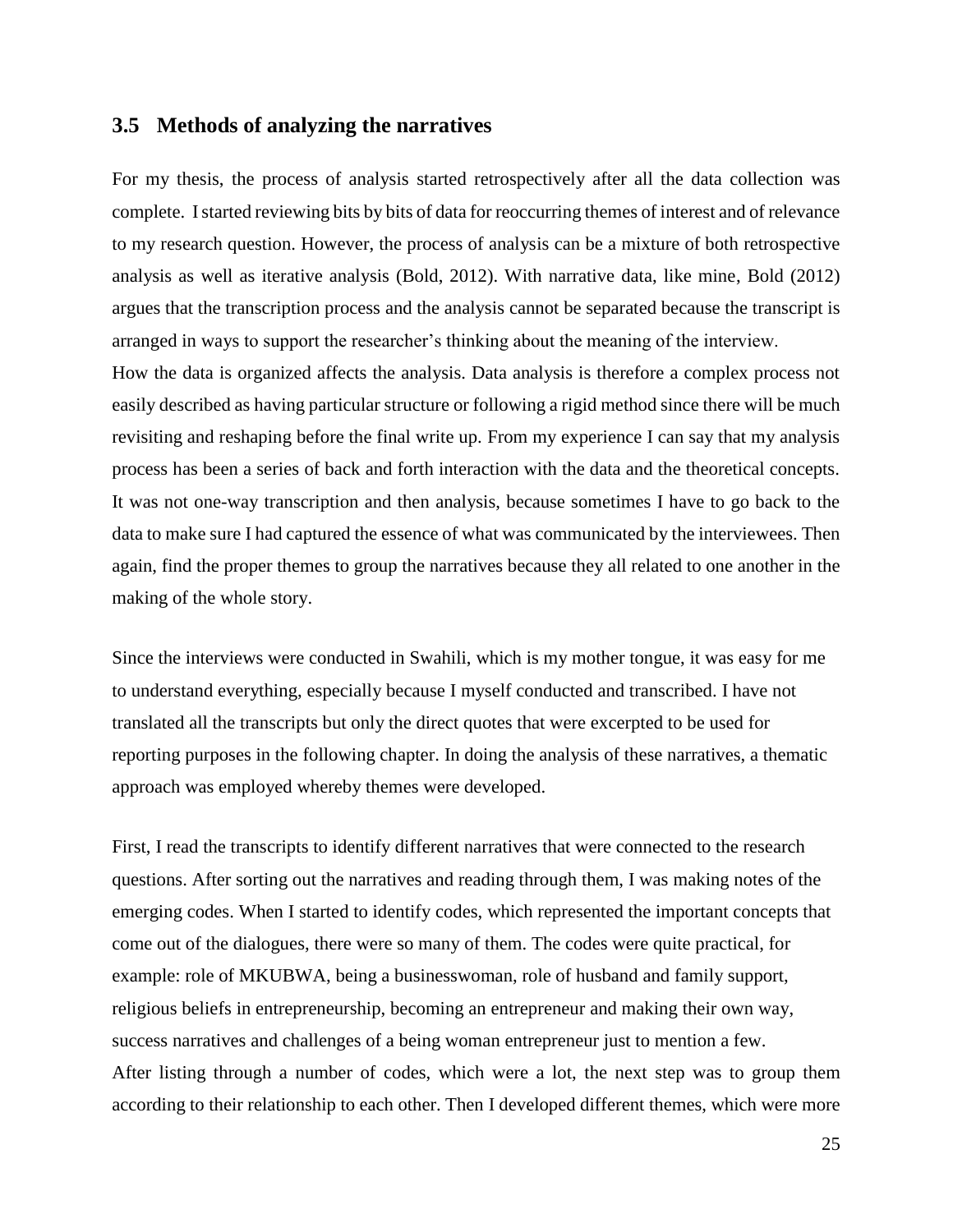## 3.5 Methods of analyzing the narratives

For my thesis, the process of analysis started retrospectively after all the data collection was complete. I started reviewing bits by bits of data for reoccurring themes of interest and of relevance to my research question. However, the process of analysis can be a mixture of both retrospective analysis as well as iterative analysis (Bold, 2012). With narrative data, like mine, Bold (2012) argues that the transcription process and the analysis cannot be separated because the transcript is arranged in ways to support the researcher's thinking about the meaning of the interview.
How the data is organized affects the analysis. Data analysis is therefore a complex process not easily described as having particular structure or following a rigid method since there will be much revisiting and reshaping before the final write up. From my experience I can say that my analysis process has been a series of back and forth interaction with the data and the theoretical concepts. It was not one-way transcription and then analysis, because sometimes I have to go back to the data to make sure I had captured the essence of what was communicated by the interviewees. Then again, find the proper themes to group the narratives because they all related to one another in the making of the whole story.

Since the interviews were conducted in Swahili, which is my mother tongue, it was easy for me to understand everything, especially because I myself conducted and transcribed. I have not translated all the transcripts but only the direct quotes that were excerpted to be used for reporting purposes in the following chapter. In doing the analysis of these narratives, a thematic approach was employed whereby themes were developed.

First, I read the transcripts to identify different narratives that were connected to the research questions. After sorting out the narratives and reading through them, I was making notes of the emerging codes. When I started to identify codes, which represented the important concepts that come out of the dialogues, there were so many of them. The codes were quite practical, for example: role of MKUBWA, being a businesswoman, role of husband and family support, religious beliefs in entrepreneurship, becoming an entrepreneur and making their own way, success narratives and challenges of a being woman entrepreneur just to mention a few.
After listing through a number of codes, which were a lot, the next step was to group them according to their relationship to each other. Then I developed different themes, which were more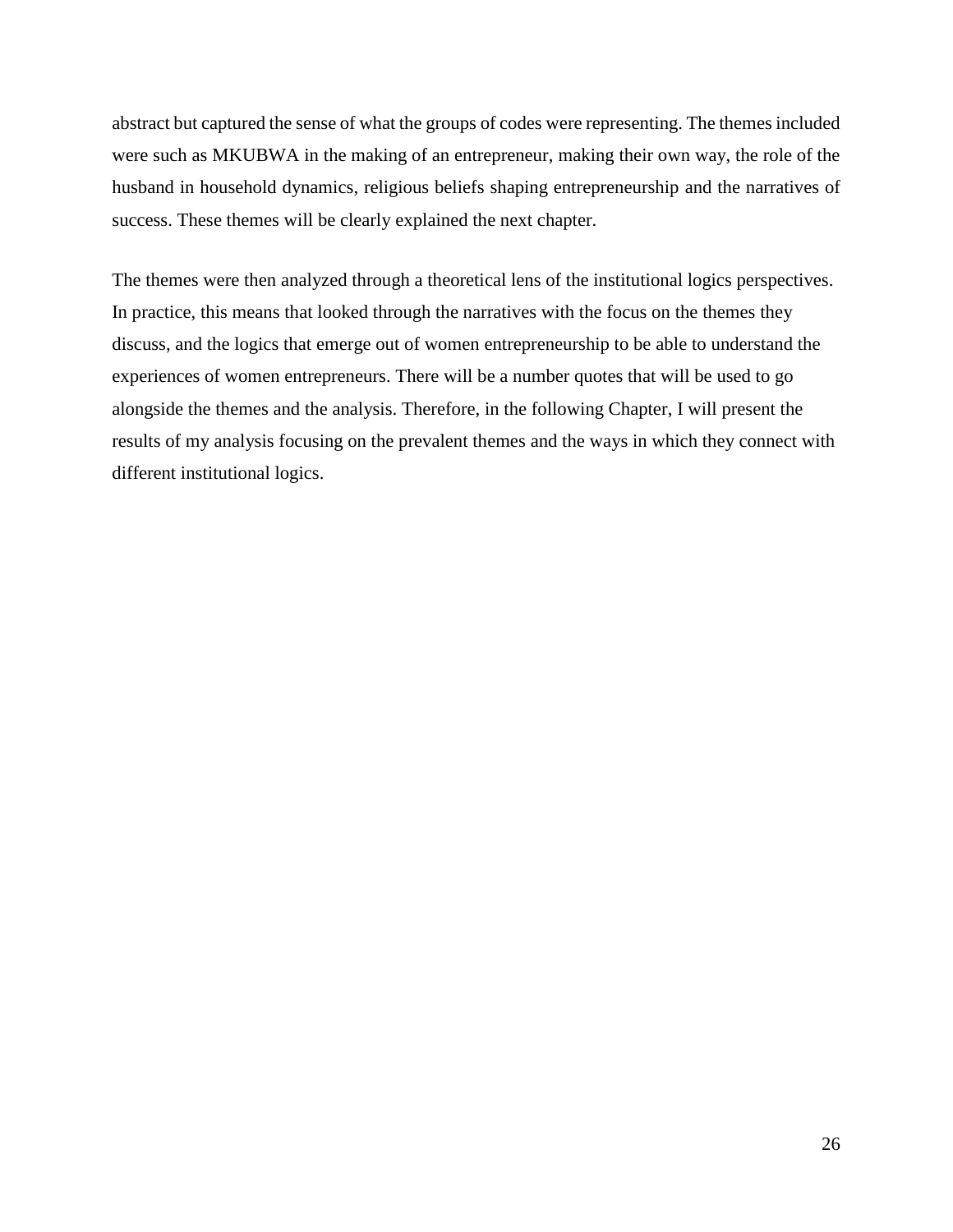abstract but captured the sense of what the groups of codes were representing. The themes included were such as MKUBWA in the making of an entrepreneur, making their own way, the role of the husband in household dynamics, religious beliefs shaping entrepreneurship and the narratives of success. These themes will be clearly explained the next chapter.

The themes were then analyzed through a theoretical lens of the institutional logics perspectives. In practice, this means that looked through the narratives with the focus on the themes they discuss, and the logics that emerge out of women entrepreneurship to be able to understand the experiences of women entrepreneurs. There will be a number quotes that will be used to go alongside the themes and the analysis. Therefore, in the following Chapter, I will present the results of my analysis focusing on the prevalent themes and the ways in which they connect with different institutional logics.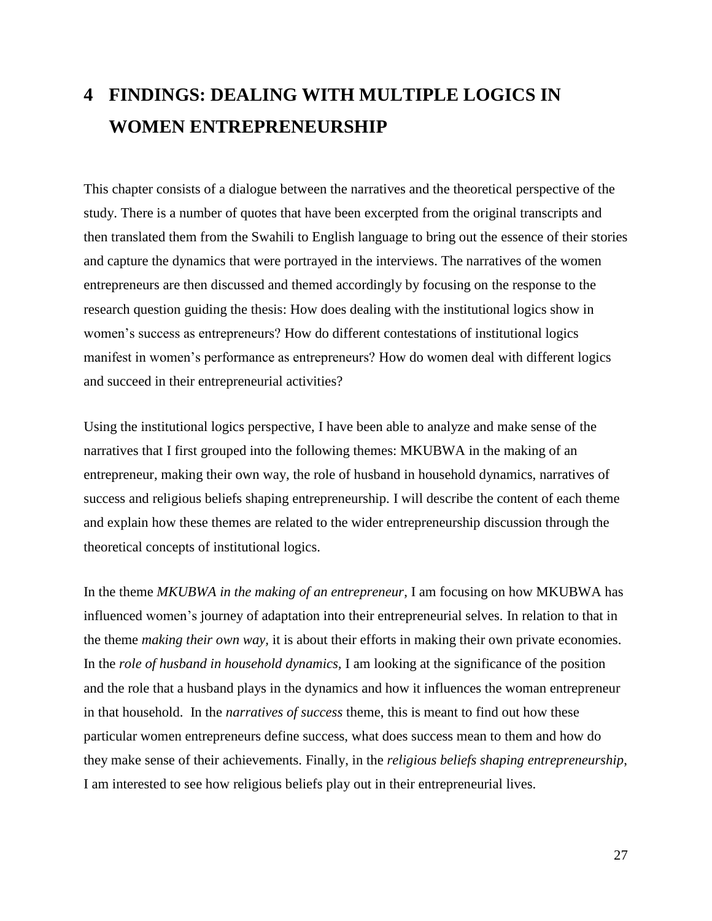# 4 FINDINGS: DEALING WITH MULTIPLE LOGICS IN WOMEN ENTREPRENEURSHIP

This chapter consists of a dialogue between the narratives and the theoretical perspective of the study. There is a number of quotes that have been excerpted from the original transcripts and then translated them from the Swahili to English language to bring out the essence of their stories and capture the dynamics that were portrayed in the interviews. The narratives of the women entrepreneurs are then discussed and themed accordingly by focusing on the response to the research question guiding the thesis: How does dealing with the institutional logics show in women's success as entrepreneurs? How do different contestations of institutional logics manifest in women's performance as entrepreneurs? How do women deal with different logics and succeed in their entrepreneurial activities?

Using the institutional logics perspective, I have been able to analyze and make sense of the narratives that I first grouped into the following themes: MKUBWA in the making of an entrepreneur, making their own way, the role of husband in household dynamics, narratives of success and religious beliefs shaping entrepreneurship. I will describe the content of each theme and explain how these themes are related to the wider entrepreneurship discussion through the theoretical concepts of institutional logics.

In the theme *MKUBWA in the making of an entrepreneur*, I am focusing on how MKUBWA has influenced women's journey of adaptation into their entrepreneurial selves. In relation to that in the theme *making their own way*, it is about their efforts in making their own private economies. In the *role of husband in household dynamics*, I am looking at the significance of the position and the role that a husband plays in the dynamics and how it influences the woman entrepreneur in that household. In the *narratives of success* theme, this is meant to find out how these particular women entrepreneurs define success, what does success mean to them and how do they make sense of their achievements. Finally, in the *religious beliefs shaping entrepreneurship*, I am interested to see how religious beliefs play out in their entrepreneurial lives.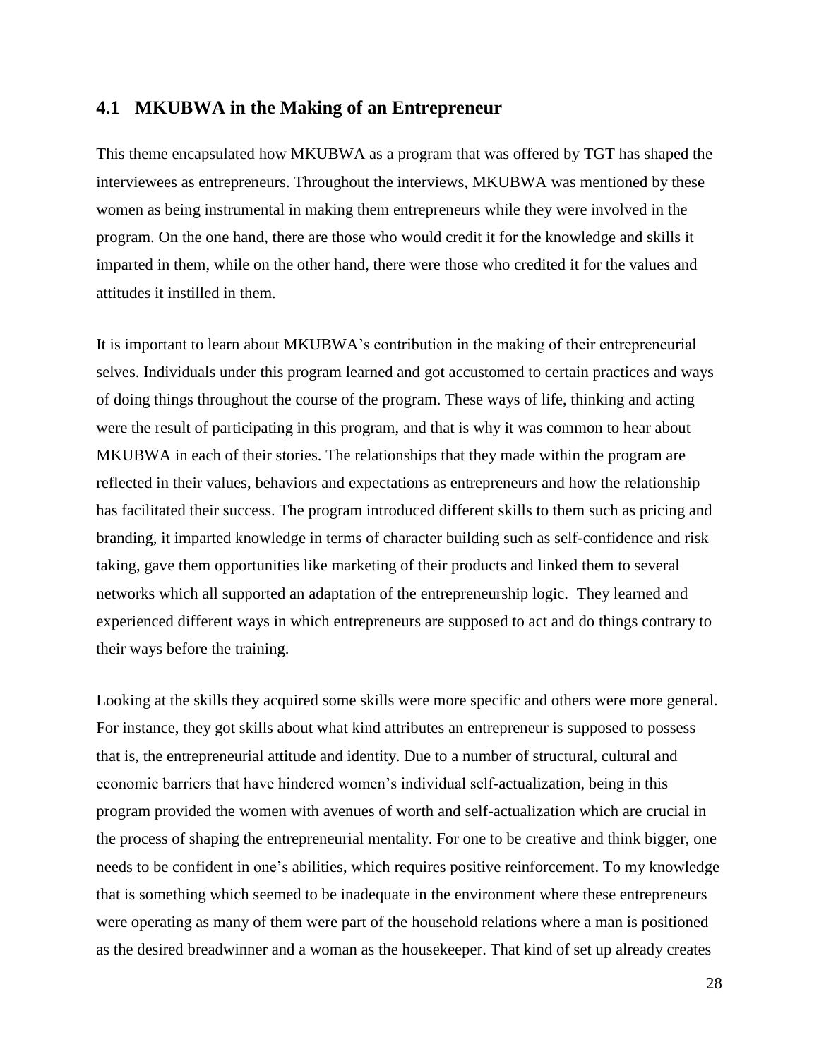## 4.1 MKUBWA in the Making of an Entrepreneur

This theme encapsulated how MKUBWA as a program that was offered by TGT has shaped the interviewees as entrepreneurs. Throughout the interviews, MKUBWA was mentioned by these women as being instrumental in making them entrepreneurs while they were involved in the program. On the one hand, there are those who would credit it for the knowledge and skills it imparted in them, while on the other hand, there were those who credited it for the values and attitudes it instilled in them.

It is important to learn about MKUBWA's contribution in the making of their entrepreneurial selves. Individuals under this program learned and got accustomed to certain practices and ways of doing things throughout the course of the program. These ways of life, thinking and acting were the result of participating in this program, and that is why it was common to hear about MKUBWA in each of their stories. The relationships that they made within the program are reflected in their values, behaviors and expectations as entrepreneurs and how the relationship has facilitated their success. The program introduced different skills to them such as pricing and branding, it imparted knowledge in terms of character building such as self-confidence and risk taking, gave them opportunities like marketing of their products and linked them to several networks which all supported an adaptation of the entrepreneurship logic. They learned and experienced different ways in which entrepreneurs are supposed to act and do things contrary to their ways before the training.

Looking at the skills they acquired some skills were more specific and others were more general. For instance, they got skills about what kind attributes an entrepreneur is supposed to possess that is, the entrepreneurial attitude and identity. Due to a number of structural, cultural and economic barriers that have hindered women's individual self-actualization, being in this program provided the women with avenues of worth and self-actualization which are crucial in the process of shaping the entrepreneurial mentality. For one to be creative and think bigger, one needs to be confident in one's abilities, which requires positive reinforcement. To my knowledge that is something which seemed to be inadequate in the environment where these entrepreneurs were operating as many of them were part of the household relations where a man is positioned as the desired breadwinner and a woman as the housekeeper. That kind of set up already creates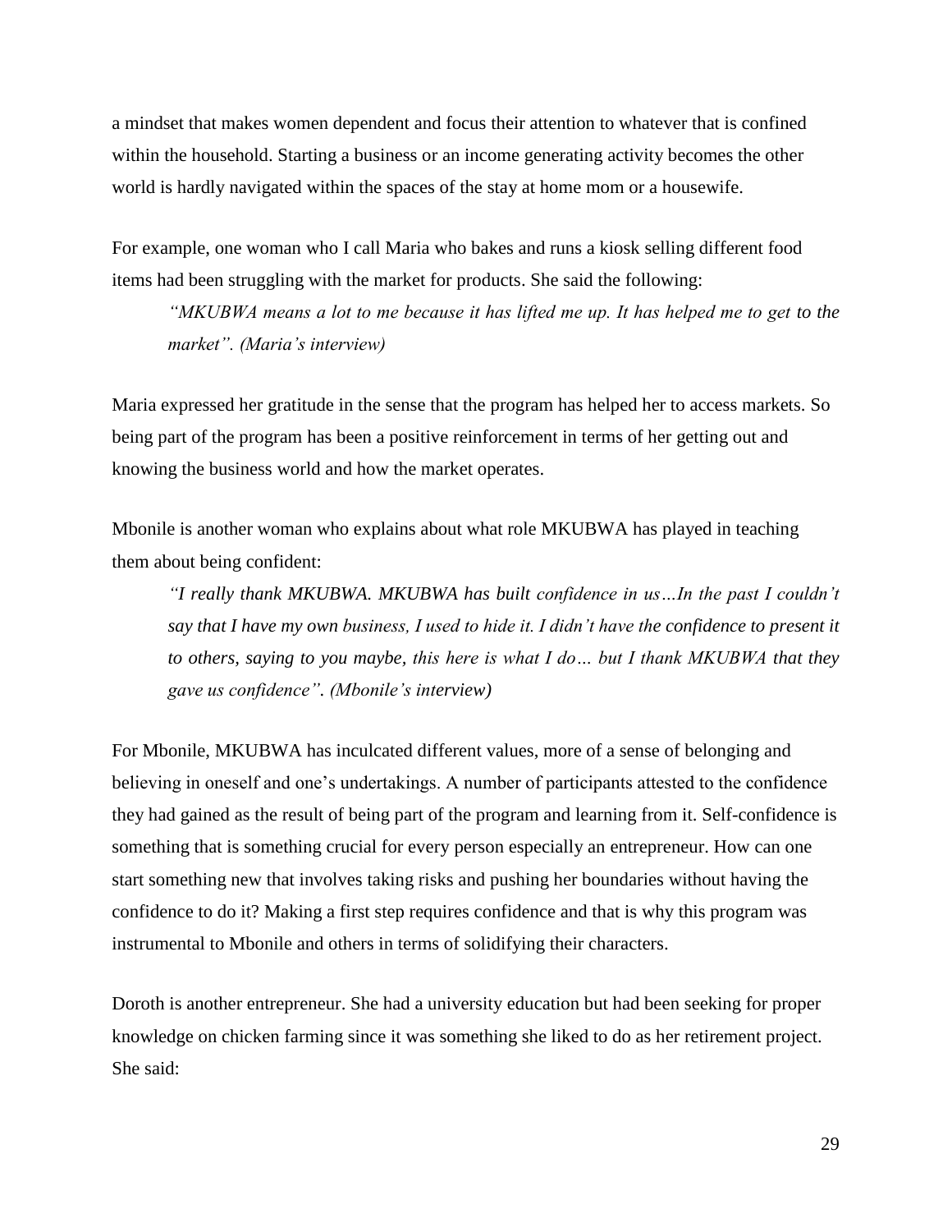a mindset that makes women dependent and focus their attention to whatever that is confined within the household. Starting a business or an income generating activity becomes the other world is hardly navigated within the spaces of the stay at home mom or a housewife.

For example, one woman who I call Maria who bakes and runs a kiosk selling different food items had been struggling with the market for products. She said the following:

> *"MKUBWA means a lot to me because it has lifted me up. It has helped me to get to the market". (Maria's interview)*

Maria expressed her gratitude in the sense that the program has helped her to access markets. So being part of the program has been a positive reinforcement in terms of her getting out and knowing the business world and how the market operates.

Mbonile is another woman who explains about what role MKUBWA has played in teaching them about being confident:

> *"I really thank MKUBWA. MKUBWA has built confidence in us…In the past I couldn't say that I have my own business, I used to hide it. I didn't have the confidence to present it to others, saying to you maybe, this here is what I do… but I thank MKUBWA that they gave us confidence". (Mbonile's interview)*

For Mbonile, MKUBWA has inculcated different values, more of a sense of belonging and believing in oneself and one's undertakings. A number of participants attested to the confidence they had gained as the result of being part of the program and learning from it. Self-confidence is something that is something crucial for every person especially an entrepreneur. How can one start something new that involves taking risks and pushing her boundaries without having the confidence to do it? Making a first step requires confidence and that is why this program was instrumental to Mbonile and others in terms of solidifying their characters.

Doroth is another entrepreneur. She had a university education but had been seeking for proper knowledge on chicken farming since it was something she liked to do as her retirement project. She said: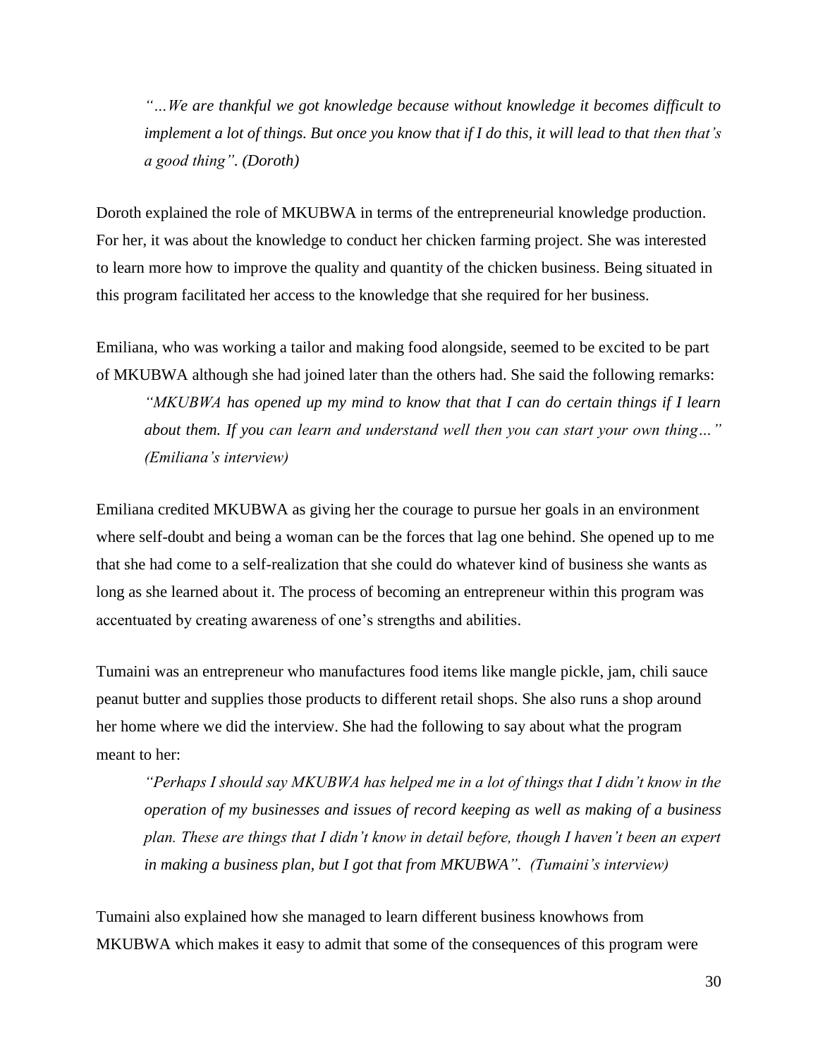*"…We are thankful we got knowledge because without knowledge it becomes difficult to implement a lot of things. But once you know that if I do this, it will lead to that then that's a good thing". (Doroth)*

Doroth explained the role of MKUBWA in terms of the entrepreneurial knowledge production. For her, it was about the knowledge to conduct her chicken farming project. She was interested to learn more how to improve the quality and quantity of the chicken business. Being situated in this program facilitated her access to the knowledge that she required for her business.

Emiliana, who was working a tailor and making food alongside, seemed to be excited to be part of MKUBWA although she had joined later than the others had. She said the following remarks:

*"MKUBWA has opened up my mind to know that that I can do certain things if I learn about them. If you can learn and understand well then you can start your own thing…" (Emiliana's interview)*

Emiliana credited MKUBWA as giving her the courage to pursue her goals in an environment where self-doubt and being a woman can be the forces that lag one behind. She opened up to me that she had come to a self-realization that she could do whatever kind of business she wants as long as she learned about it. The process of becoming an entrepreneur within this program was accentuated by creating awareness of one's strengths and abilities.

Tumaini was an entrepreneur who manufactures food items like mangle pickle, jam, chili sauce peanut butter and supplies those products to different retail shops. She also runs a shop around her home where we did the interview. She had the following to say about what the program meant to her:

*"Perhaps I should say MKUBWA has helped me in a lot of things that I didn't know in the operation of my businesses and issues of record keeping as well as making of a business plan. These are things that I didn't know in detail before, though I haven't been an expert in making a business plan, but I got that from MKUBWA". (Tumaini's interview)*

Tumaini also explained how she managed to learn different business knowhows from MKUBWA which makes it easy to admit that some of the consequences of this program were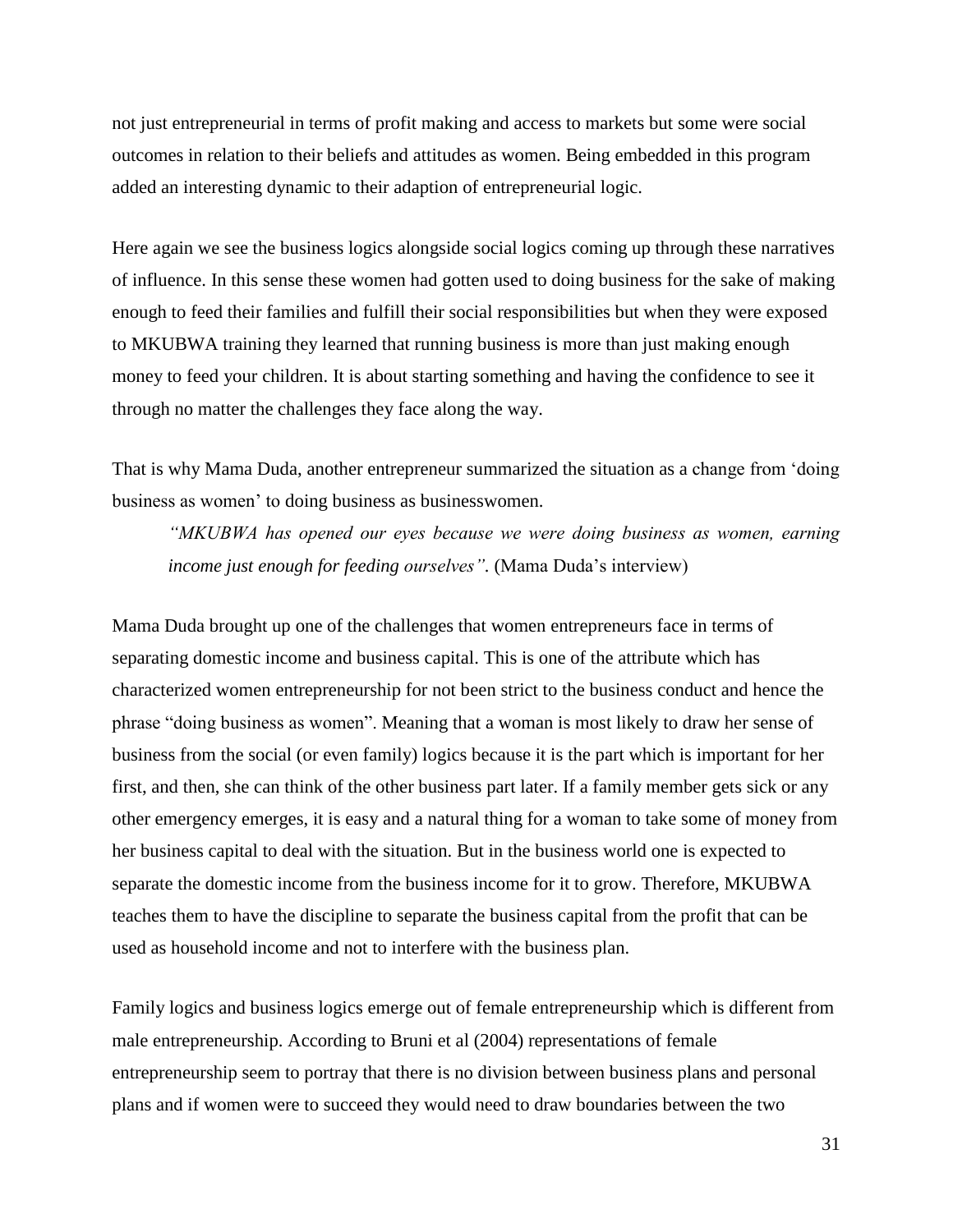not just entrepreneurial in terms of profit making and access to markets but some were social outcomes in relation to their beliefs and attitudes as women. Being embedded in this program added an interesting dynamic to their adaption of entrepreneurial logic.

Here again we see the business logics alongside social logics coming up through these narratives of influence. In this sense these women had gotten used to doing business for the sake of making enough to feed their families and fulfill their social responsibilities but when they were exposed to MKUBWA training they learned that running business is more than just making enough money to feed your children. It is about starting something and having the confidence to see it through no matter the challenges they face along the way.

That is why Mama Duda, another entrepreneur summarized the situation as a change from 'doing business as women' to doing business as businesswomen.

> *"MKUBWA has opened our eyes because we were doing business as women, earning income just enough for feeding ourselves".* (Mama Duda's interview)

Mama Duda brought up one of the challenges that women entrepreneurs face in terms of separating domestic income and business capital. This is one of the attribute which has characterized women entrepreneurship for not been strict to the business conduct and hence the phrase "doing business as women". Meaning that a woman is most likely to draw her sense of business from the social (or even family) logics because it is the part which is important for her first, and then, she can think of the other business part later. If a family member gets sick or any other emergency emerges, it is easy and a natural thing for a woman to take some of money from her business capital to deal with the situation. But in the business world one is expected to separate the domestic income from the business income for it to grow. Therefore, MKUBWA teaches them to have the discipline to separate the business capital from the profit that can be used as household income and not to interfere with the business plan.

Family logics and business logics emerge out of female entrepreneurship which is different from male entrepreneurship. According to Bruni et al (2004) representations of female entrepreneurship seem to portray that there is no division between business plans and personal plans and if women were to succeed they would need to draw boundaries between the two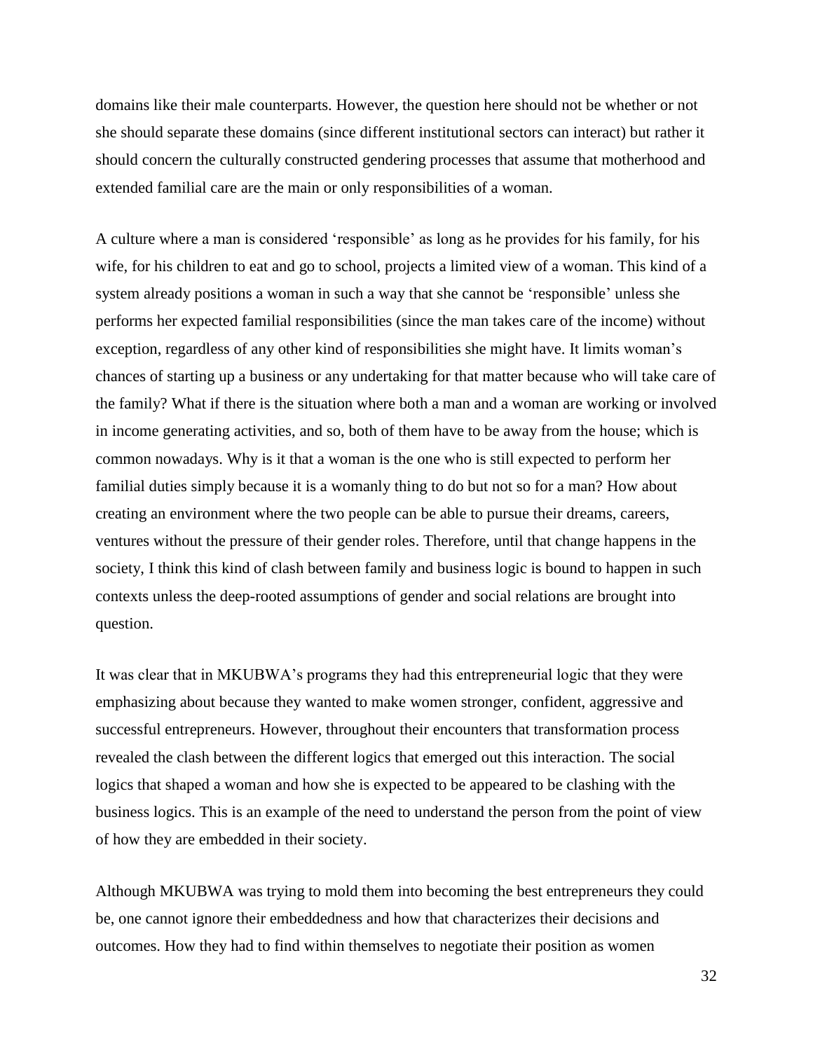domains like their male counterparts. However, the question here should not be whether or not she should separate these domains (since different institutional sectors can interact) but rather it should concern the culturally constructed gendering processes that assume that motherhood and extended familial care are the main or only responsibilities of a woman.

A culture where a man is considered 'responsible' as long as he provides for his family, for his wife, for his children to eat and go to school, projects a limited view of a woman. This kind of a system already positions a woman in such a way that she cannot be 'responsible' unless she performs her expected familial responsibilities (since the man takes care of the income) without exception, regardless of any other kind of responsibilities she might have. It limits woman's chances of starting up a business or any undertaking for that matter because who will take care of the family? What if there is the situation where both a man and a woman are working or involved in income generating activities, and so, both of them have to be away from the house; which is common nowadays. Why is it that a woman is the one who is still expected to perform her familial duties simply because it is a womanly thing to do but not so for a man? How about creating an environment where the two people can be able to pursue their dreams, careers, ventures without the pressure of their gender roles. Therefore, until that change happens in the society, I think this kind of clash between family and business logic is bound to happen in such contexts unless the deep-rooted assumptions of gender and social relations are brought into question.

It was clear that in MKUBWA's programs they had this entrepreneurial logic that they were emphasizing about because they wanted to make women stronger, confident, aggressive and successful entrepreneurs. However, throughout their encounters that transformation process revealed the clash between the different logics that emerged out this interaction. The social logics that shaped a woman and how she is expected to be appeared to be clashing with the business logics. This is an example of the need to understand the person from the point of view of how they are embedded in their society.

Although MKUBWA was trying to mold them into becoming the best entrepreneurs they could be, one cannot ignore their embeddedness and how that characterizes their decisions and outcomes. How they had to find within themselves to negotiate their position as women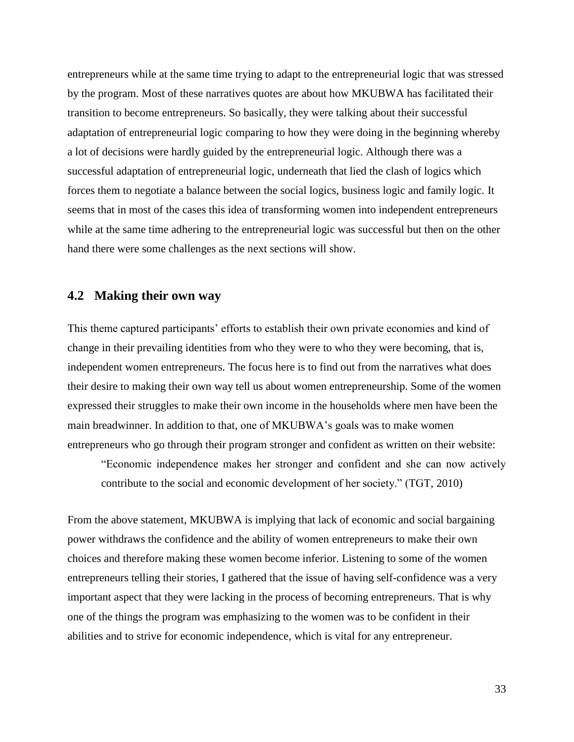entrepreneurs while at the same time trying to adapt to the entrepreneurial logic that was stressed by the program. Most of these narratives quotes are about how MKUBWA has facilitated their transition to become entrepreneurs. So basically, they were talking about their successful adaptation of entrepreneurial logic comparing to how they were doing in the beginning whereby a lot of decisions were hardly guided by the entrepreneurial logic. Although there was a successful adaptation of entrepreneurial logic, underneath that lied the clash of logics which forces them to negotiate a balance between the social logics, business logic and family logic. It seems that in most of the cases this idea of transforming women into independent entrepreneurs while at the same time adhering to the entrepreneurial logic was successful but then on the other hand there were some challenges as the next sections will show.

## 4.2 Making their own way

This theme captured participants' efforts to establish their own private economies and kind of change in their prevailing identities from who they were to who they were becoming, that is, independent women entrepreneurs. The focus here is to find out from the narratives what does their desire to making their own way tell us about women entrepreneurship. Some of the women expressed their struggles to make their own income in the households where men have been the main breadwinner. In addition to that, one of MKUBWA's goals was to make women entrepreneurs who go through their program stronger and confident as written on their website:

> "Economic independence makes her stronger and confident and she can now actively contribute to the social and economic development of her society." (TGT, 2010)

From the above statement, MKUBWA is implying that lack of economic and social bargaining power withdraws the confidence and the ability of women entrepreneurs to make their own choices and therefore making these women become inferior. Listening to some of the women entrepreneurs telling their stories, I gathered that the issue of having self-confidence was a very important aspect that they were lacking in the process of becoming entrepreneurs. That is why one of the things the program was emphasizing to the women was to be confident in their abilities and to strive for economic independence, which is vital for any entrepreneur.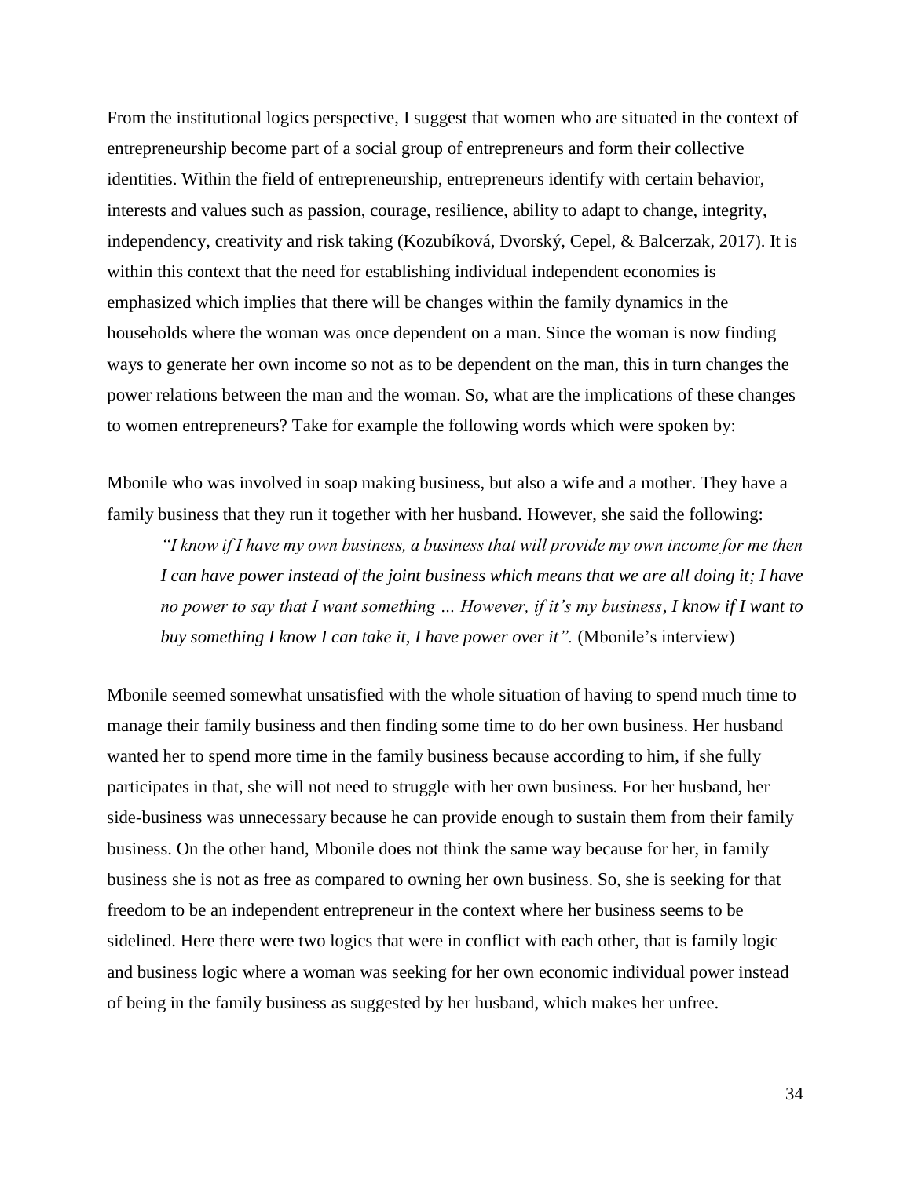From the institutional logics perspective, I suggest that women who are situated in the context of entrepreneurship become part of a social group of entrepreneurs and form their collective identities. Within the field of entrepreneurship, entrepreneurs identify with certain behavior, interests and values such as passion, courage, resilience, ability to adapt to change, integrity, independency, creativity and risk taking (Kozubíková, Dvorský, Cepel, & Balcerzak, 2017). It is within this context that the need for establishing individual independent economies is emphasized which implies that there will be changes within the family dynamics in the households where the woman was once dependent on a man. Since the woman is now finding ways to generate her own income so not as to be dependent on the man, this in turn changes the power relations between the man and the woman. So, what are the implications of these changes to women entrepreneurs? Take for example the following words which were spoken by:

Mbonile who was involved in soap making business, but also a wife and a mother. They have a family business that they run it together with her husband. However, she said the following:

> *"I know if I have my own business, a business that will provide my own income for me then I can have power instead of the joint business which means that we are all doing it; I have no power to say that I want something … However, if it's my business, I know if I want to buy something I know I can take it, I have power over it".* (Mbonile's interview)

Mbonile seemed somewhat unsatisfied with the whole situation of having to spend much time to manage their family business and then finding some time to do her own business. Her husband wanted her to spend more time in the family business because according to him, if she fully participates in that, she will not need to struggle with her own business. For her husband, her side-business was unnecessary because he can provide enough to sustain them from their family business. On the other hand, Mbonile does not think the same way because for her, in family business she is not as free as compared to owning her own business. So, she is seeking for that freedom to be an independent entrepreneur in the context where her business seems to be sidelined. Here there were two logics that were in conflict with each other, that is family logic and business logic where a woman was seeking for her own economic individual power instead of being in the family business as suggested by her husband, which makes her unfree.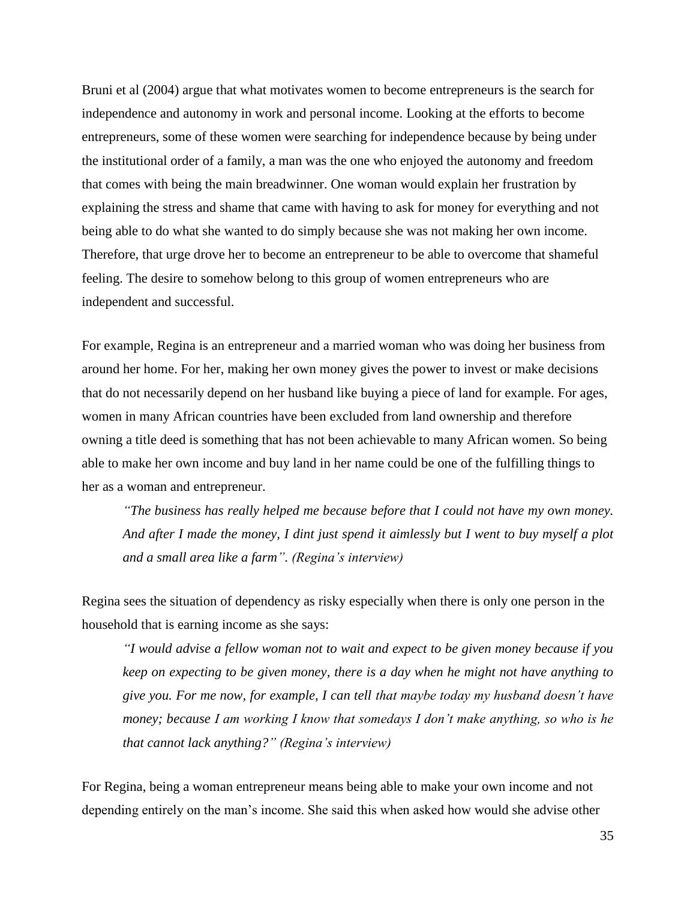Bruni et al (2004) argue that what motivates women to become entrepreneurs is the search for independence and autonomy in work and personal income. Looking at the efforts to become entrepreneurs, some of these women were searching for independence because by being under the institutional order of a family, a man was the one who enjoyed the autonomy and freedom that comes with being the main breadwinner. One woman would explain her frustration by explaining the stress and shame that came with having to ask for money for everything and not being able to do what she wanted to do simply because she was not making her own income. Therefore, that urge drove her to become an entrepreneur to be able to overcome that shameful feeling. The desire to somehow belong to this group of women entrepreneurs who are independent and successful.

For example, Regina is an entrepreneur and a married woman who was doing her business from around her home. For her, making her own money gives the power to invest or make decisions that do not necessarily depend on her husband like buying a piece of land for example. For ages, women in many African countries have been excluded from land ownership and therefore owning a title deed is something that has not been achievable to many African women. So being able to make her own income and buy land in her name could be one of the fulfilling things to her as a woman and entrepreneur.

> *"The business has really helped me because before that I could not have my own money. And after I made the money, I dint just spend it aimlessly but I went to buy myself a plot and a small area like a farm". (Regina's interview)*

Regina sees the situation of dependency as risky especially when there is only one person in the household that is earning income as she says:

> *"I would advise a fellow woman not to wait and expect to be given money because if you keep on expecting to be given money, there is a day when he might not have anything to give you. For me now, for example, I can tell that maybe today my husband doesn't have money; because I am working I know that somedays I don't make anything, so who is he that cannot lack anything?" (Regina's interview)*

For Regina, being a woman entrepreneur means being able to make your own income and not depending entirely on the man's income. She said this when asked how would she advise other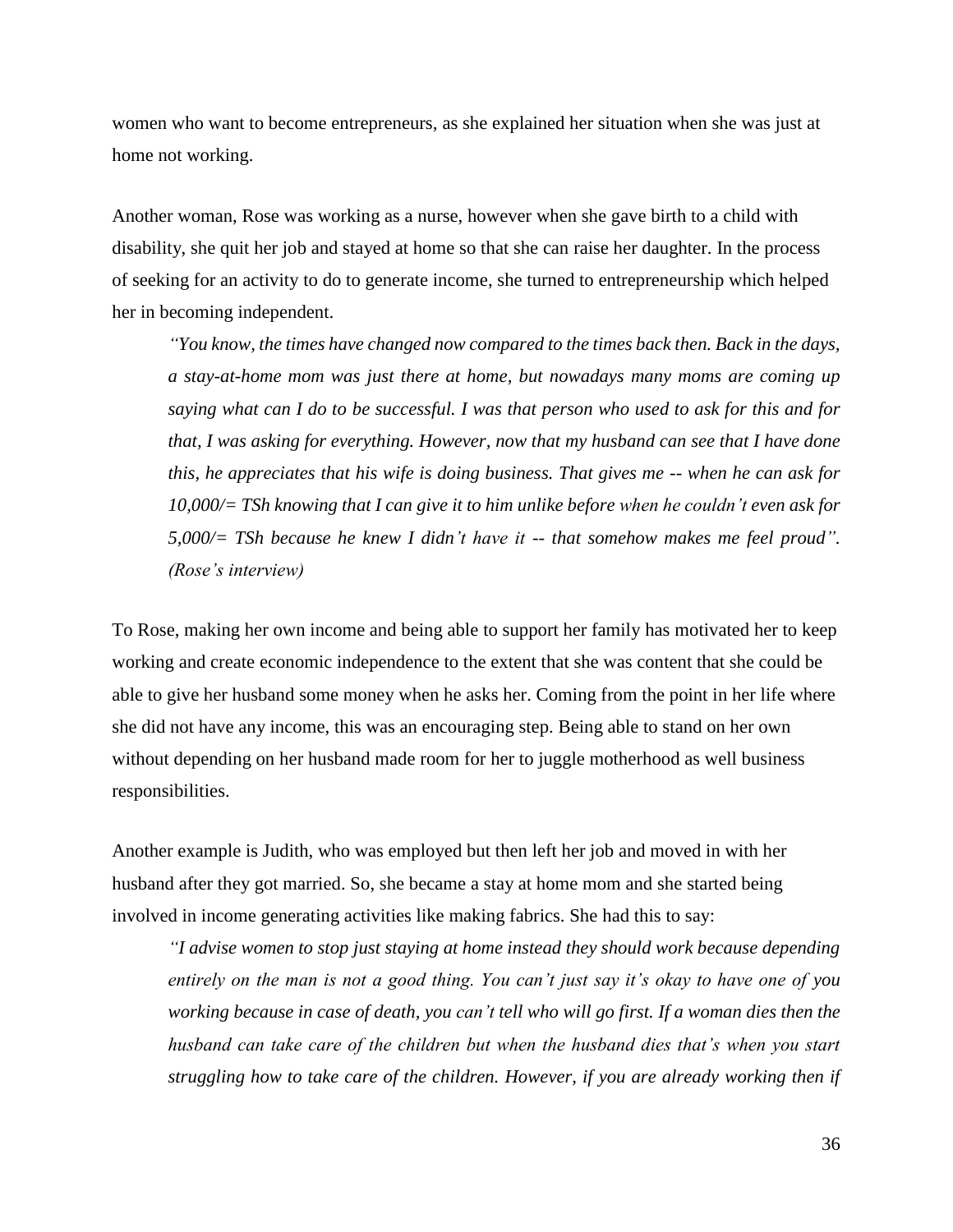women who want to become entrepreneurs, as she explained her situation when she was just at home not working.

Another woman, Rose was working as a nurse, however when she gave birth to a child with disability, she quit her job and stayed at home so that she can raise her daughter. In the process of seeking for an activity to do to generate income, she turned to entrepreneurship which helped her in becoming independent.

> *"You know, the times have changed now compared to the times back then. Back in the days, a stay-at-home mom was just there at home, but nowadays many moms are coming up saying what can I do to be successful. I was that person who used to ask for this and for that, I was asking for everything. However, now that my husband can see that I have done this, he appreciates that his wife is doing business. That gives me -- when he can ask for 10,000/= TSh knowing that I can give it to him unlike before when he couldn't even ask for 5,000/= TSh because he knew I didn't have it -- that somehow makes me feel proud". (Rose's interview)*

To Rose, making her own income and being able to support her family has motivated her to keep working and create economic independence to the extent that she was content that she could be able to give her husband some money when he asks her. Coming from the point in her life where she did not have any income, this was an encouraging step. Being able to stand on her own without depending on her husband made room for her to juggle motherhood as well business responsibilities.

Another example is Judith, who was employed but then left her job and moved in with her husband after they got married. So, she became a stay at home mom and she started being involved in income generating activities like making fabrics. She had this to say:

> *"I advise women to stop just staying at home instead they should work because depending entirely on the man is not a good thing. You can't just say it's okay to have one of you working because in case of death, you can't tell who will go first. If a woman dies then the husband can take care of the children but when the husband dies that's when you start struggling how to take care of the children. However, if you are already working then if*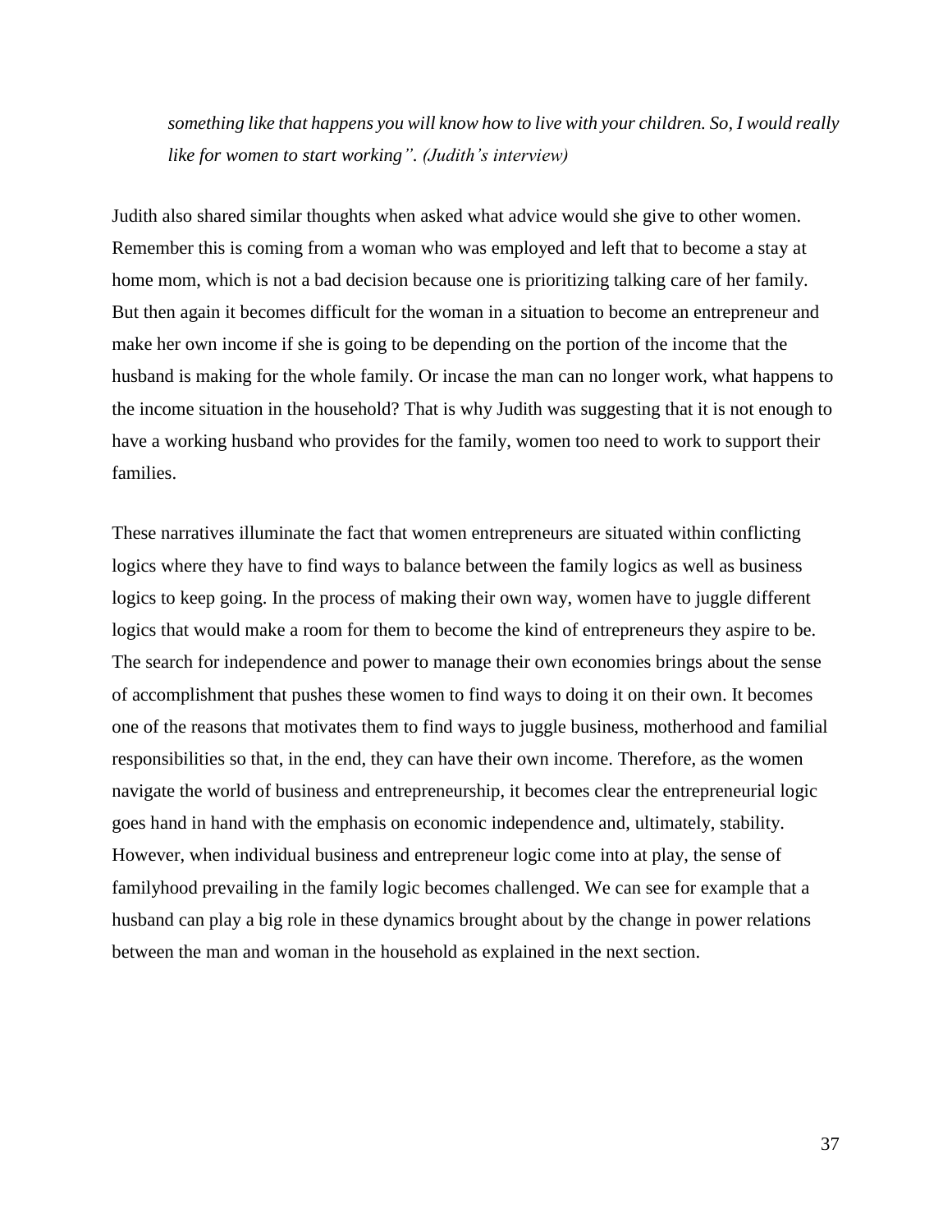> *something like that happens you will know how to live with your children. So, I would really like for women to start working". (Judith's interview)*

Judith also shared similar thoughts when asked what advice would she give to other women. Remember this is coming from a woman who was employed and left that to become a stay at home mom, which is not a bad decision because one is prioritizing talking care of her family. But then again it becomes difficult for the woman in a situation to become an entrepreneur and make her own income if she is going to be depending on the portion of the income that the husband is making for the whole family. Or incase the man can no longer work, what happens to the income situation in the household? That is why Judith was suggesting that it is not enough to have a working husband who provides for the family, women too need to work to support their families.

These narratives illuminate the fact that women entrepreneurs are situated within conflicting logics where they have to find ways to balance between the family logics as well as business logics to keep going. In the process of making their own way, women have to juggle different logics that would make a room for them to become the kind of entrepreneurs they aspire to be. The search for independence and power to manage their own economies brings about the sense of accomplishment that pushes these women to find ways to doing it on their own. It becomes one of the reasons that motivates them to find ways to juggle business, motherhood and familial responsibilities so that, in the end, they can have their own income. Therefore, as the women navigate the world of business and entrepreneurship, it becomes clear the entrepreneurial logic goes hand in hand with the emphasis on economic independence and, ultimately, stability. However, when individual business and entrepreneur logic come into at play, the sense of familyhood prevailing in the family logic becomes challenged. We can see for example that a husband can play a big role in these dynamics brought about by the change in power relations between the man and woman in the household as explained in the next section.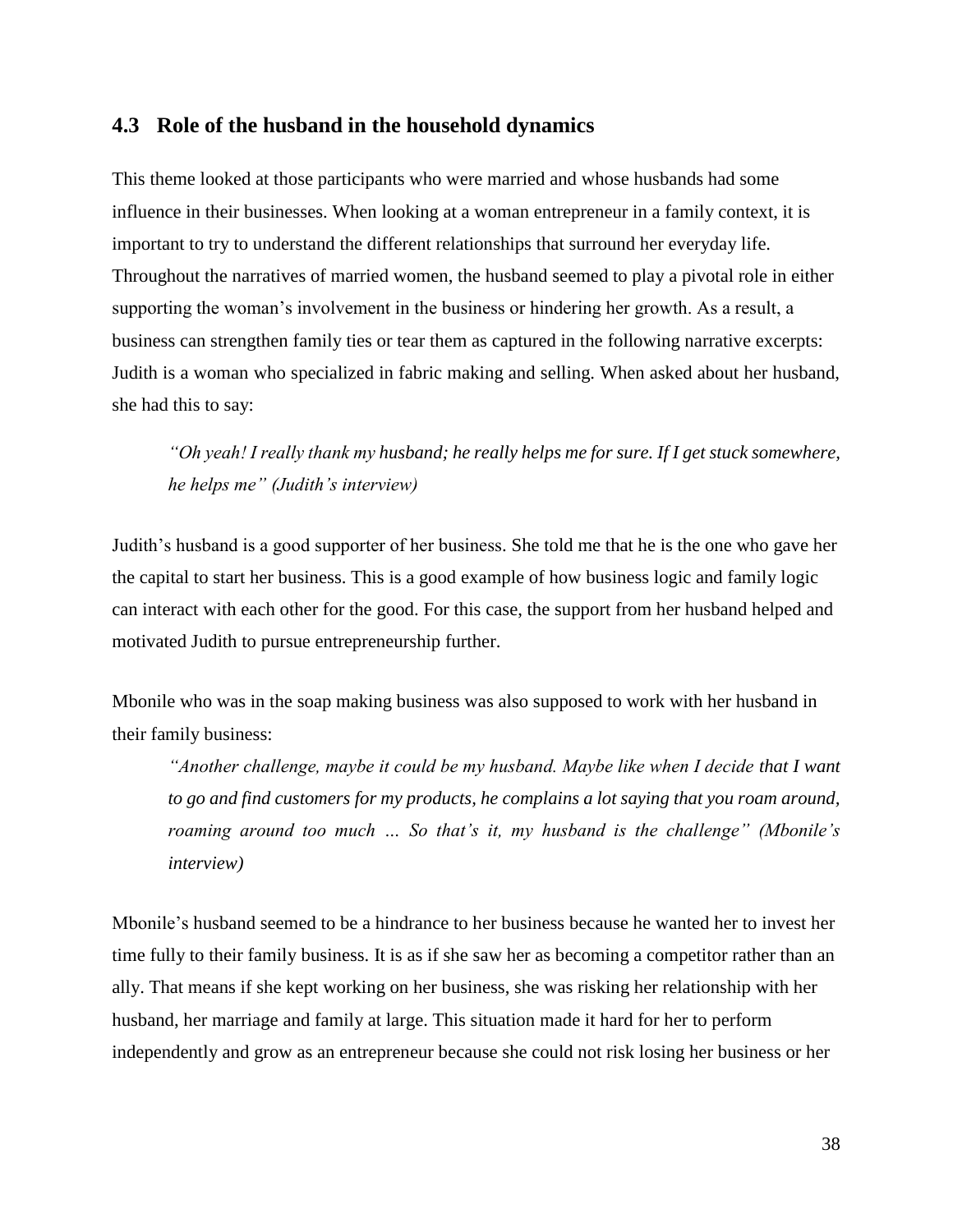## 4.3 Role of the husband in the household dynamics

This theme looked at those participants who were married and whose husbands had some influence in their businesses. When looking at a woman entrepreneur in a family context, it is important to try to understand the different relationships that surround her everyday life. Throughout the narratives of married women, the husband seemed to play a pivotal role in either supporting the woman's involvement in the business or hindering her growth. As a result, a business can strengthen family ties or tear them as captured in the following narrative excerpts: Judith is a woman who specialized in fabric making and selling. When asked about her husband, she had this to say:

> *"Oh yeah! I really thank my husband; he really helps me for sure. If I get stuck somewhere, he helps me" (Judith's interview)*

Judith's husband is a good supporter of her business. She told me that he is the one who gave her the capital to start her business. This is a good example of how business logic and family logic can interact with each other for the good. For this case, the support from her husband helped and motivated Judith to pursue entrepreneurship further.

Mbonile who was in the soap making business was also supposed to work with her husband in their family business:

> *"Another challenge, maybe it could be my husband. Maybe like when I decide that I want to go and find customers for my products, he complains a lot saying that you roam around, roaming around too much … So that's it, my husband is the challenge" (Mbonile's interview)*

Mbonile's husband seemed to be a hindrance to her business because he wanted her to invest her time fully to their family business. It is as if she saw her as becoming a competitor rather than an ally. That means if she kept working on her business, she was risking her relationship with her husband, her marriage and family at large. This situation made it hard for her to perform independently and grow as an entrepreneur because she could not risk losing her business or her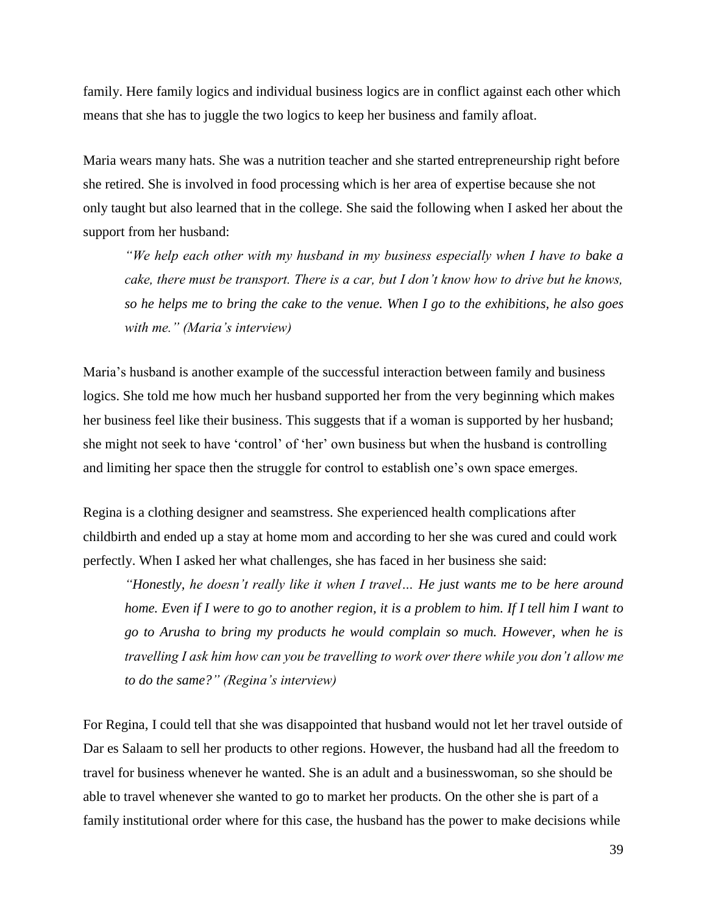family. Here family logics and individual business logics are in conflict against each other which means that she has to juggle the two logics to keep her business and family afloat.

Maria wears many hats. She was a nutrition teacher and she started entrepreneurship right before she retired. She is involved in food processing which is her area of expertise because she not only taught but also learned that in the college. She said the following when I asked her about the support from her husband:

> *"We help each other with my husband in my business especially when I have to bake a cake, there must be transport. There is a car, but I don't know how to drive but he knows, so he helps me to bring the cake to the venue. When I go to the exhibitions, he also goes with me." (Maria's interview)*

Maria's husband is another example of the successful interaction between family and business logics. She told me how much her husband supported her from the very beginning which makes her business feel like their business. This suggests that if a woman is supported by her husband; she might not seek to have 'control' of 'her' own business but when the husband is controlling and limiting her space then the struggle for control to establish one's own space emerges.

Regina is a clothing designer and seamstress. She experienced health complications after childbirth and ended up a stay at home mom and according to her she was cured and could work perfectly. When I asked her what challenges, she has faced in her business she said:

> *"Honestly, he doesn't really like it when I travel… He just wants me to be here around home. Even if I were to go to another region, it is a problem to him. If I tell him I want to go to Arusha to bring my products he would complain so much. However, when he is travelling I ask him how can you be travelling to work over there while you don't allow me to do the same?" (Regina's interview)*

For Regina, I could tell that she was disappointed that husband would not let her travel outside of Dar es Salaam to sell her products to other regions. However, the husband had all the freedom to travel for business whenever he wanted. She is an adult and a businesswoman, so she should be able to travel whenever she wanted to go to market her products. On the other she is part of a family institutional order where for this case, the husband has the power to make decisions while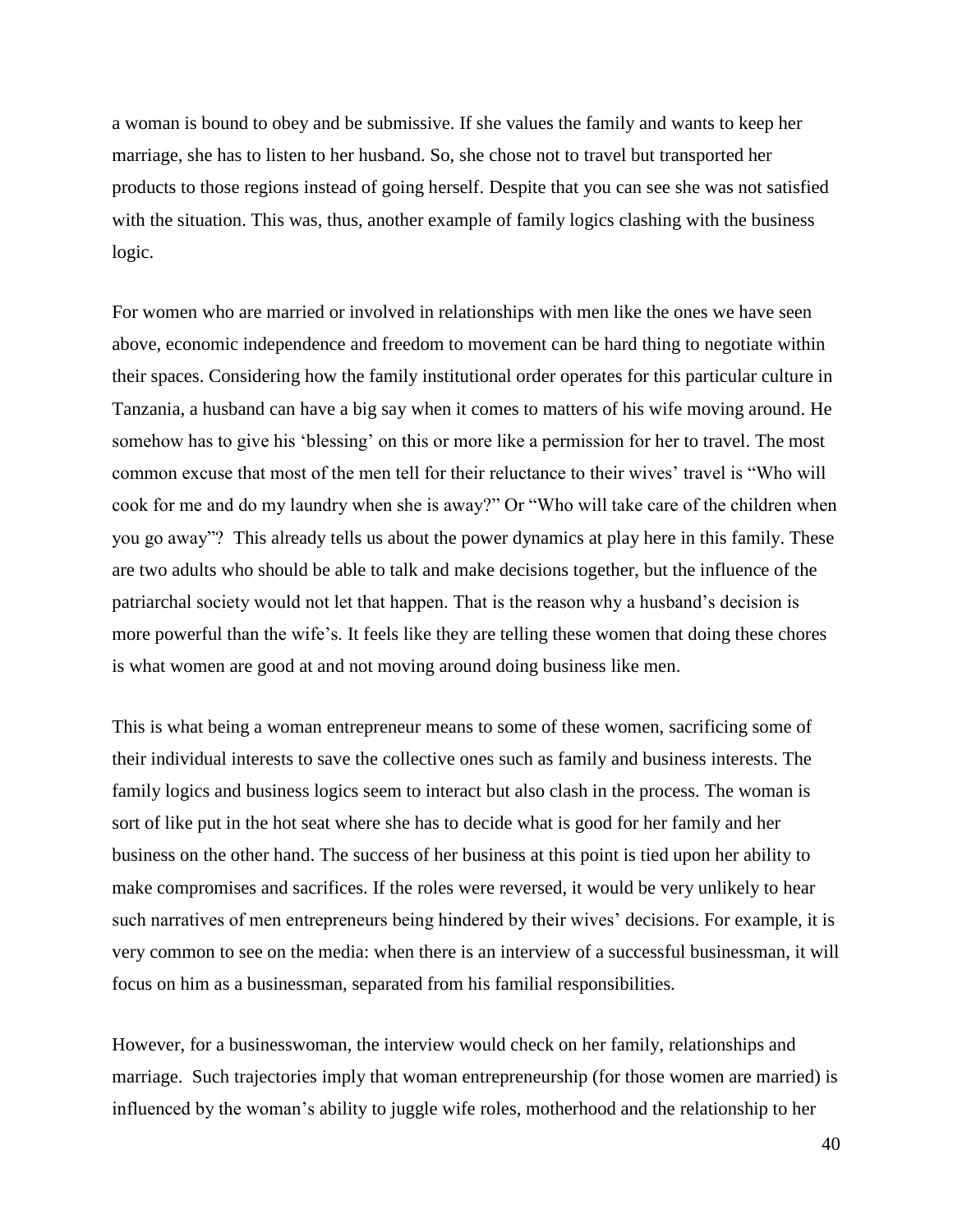a woman is bound to obey and be submissive. If she values the family and wants to keep her marriage, she has to listen to her husband. So, she chose not to travel but transported her products to those regions instead of going herself. Despite that you can see she was not satisfied with the situation. This was, thus, another example of family logics clashing with the business logic.

For women who are married or involved in relationships with men like the ones we have seen above, economic independence and freedom to movement can be hard thing to negotiate within their spaces. Considering how the family institutional order operates for this particular culture in Tanzania, a husband can have a big say when it comes to matters of his wife moving around. He somehow has to give his 'blessing' on this or more like a permission for her to travel. The most common excuse that most of the men tell for their reluctance to their wives' travel is "Who will cook for me and do my laundry when she is away?" Or "Who will take care of the children when you go away"? This already tells us about the power dynamics at play here in this family. These are two adults who should be able to talk and make decisions together, but the influence of the patriarchal society would not let that happen. That is the reason why a husband's decision is more powerful than the wife's. It feels like they are telling these women that doing these chores is what women are good at and not moving around doing business like men.

This is what being a woman entrepreneur means to some of these women, sacrificing some of their individual interests to save the collective ones such as family and business interests. The family logics and business logics seem to interact but also clash in the process. The woman is sort of like put in the hot seat where she has to decide what is good for her family and her business on the other hand. The success of her business at this point is tied upon her ability to make compromises and sacrifices. If the roles were reversed, it would be very unlikely to hear such narratives of men entrepreneurs being hindered by their wives' decisions. For example, it is very common to see on the media: when there is an interview of a successful businessman, it will focus on him as a businessman, separated from his familial responsibilities.

However, for a businesswoman, the interview would check on her family, relationships and marriage. Such trajectories imply that woman entrepreneurship (for those women are married) is influenced by the woman's ability to juggle wife roles, motherhood and the relationship to her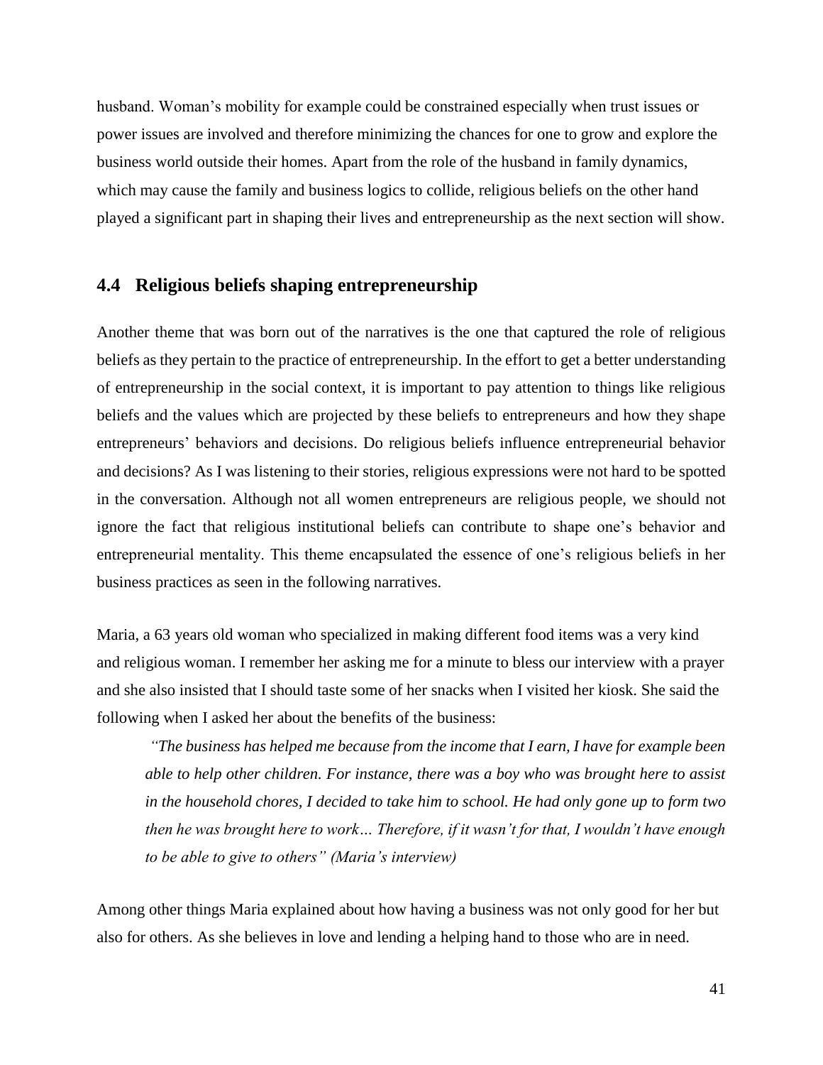husband. Woman's mobility for example could be constrained especially when trust issues or power issues are involved and therefore minimizing the chances for one to grow and explore the business world outside their homes. Apart from the role of the husband in family dynamics, which may cause the family and business logics to collide, religious beliefs on the other hand played a significant part in shaping their lives and entrepreneurship as the next section will show.

## 4.4 Religious beliefs shaping entrepreneurship

Another theme that was born out of the narratives is the one that captured the role of religious beliefs as they pertain to the practice of entrepreneurship. In the effort to get a better understanding of entrepreneurship in the social context, it is important to pay attention to things like religious beliefs and the values which are projected by these beliefs to entrepreneurs and how they shape entrepreneurs' behaviors and decisions. Do religious beliefs influence entrepreneurial behavior and decisions? As I was listening to their stories, religious expressions were not hard to be spotted in the conversation. Although not all women entrepreneurs are religious people, we should not ignore the fact that religious institutional beliefs can contribute to shape one's behavior and entrepreneurial mentality. This theme encapsulated the essence of one's religious beliefs in her business practices as seen in the following narratives.

Maria, a 63 years old woman who specialized in making different food items was a very kind and religious woman. I remember her asking me for a minute to bless our interview with a prayer and she also insisted that I should taste some of her snacks when I visited her kiosk. She said the following when I asked her about the benefits of the business:

> *"The business has helped me because from the income that I earn, I have for example been able to help other children. For instance, there was a boy who was brought here to assist in the household chores, I decided to take him to school. He had only gone up to form two then he was brought here to work… Therefore, if it wasn't for that, I wouldn't have enough to be able to give to others" (Maria's interview)*

Among other things Maria explained about how having a business was not only good for her but also for others. As she believes in love and lending a helping hand to those who are in need.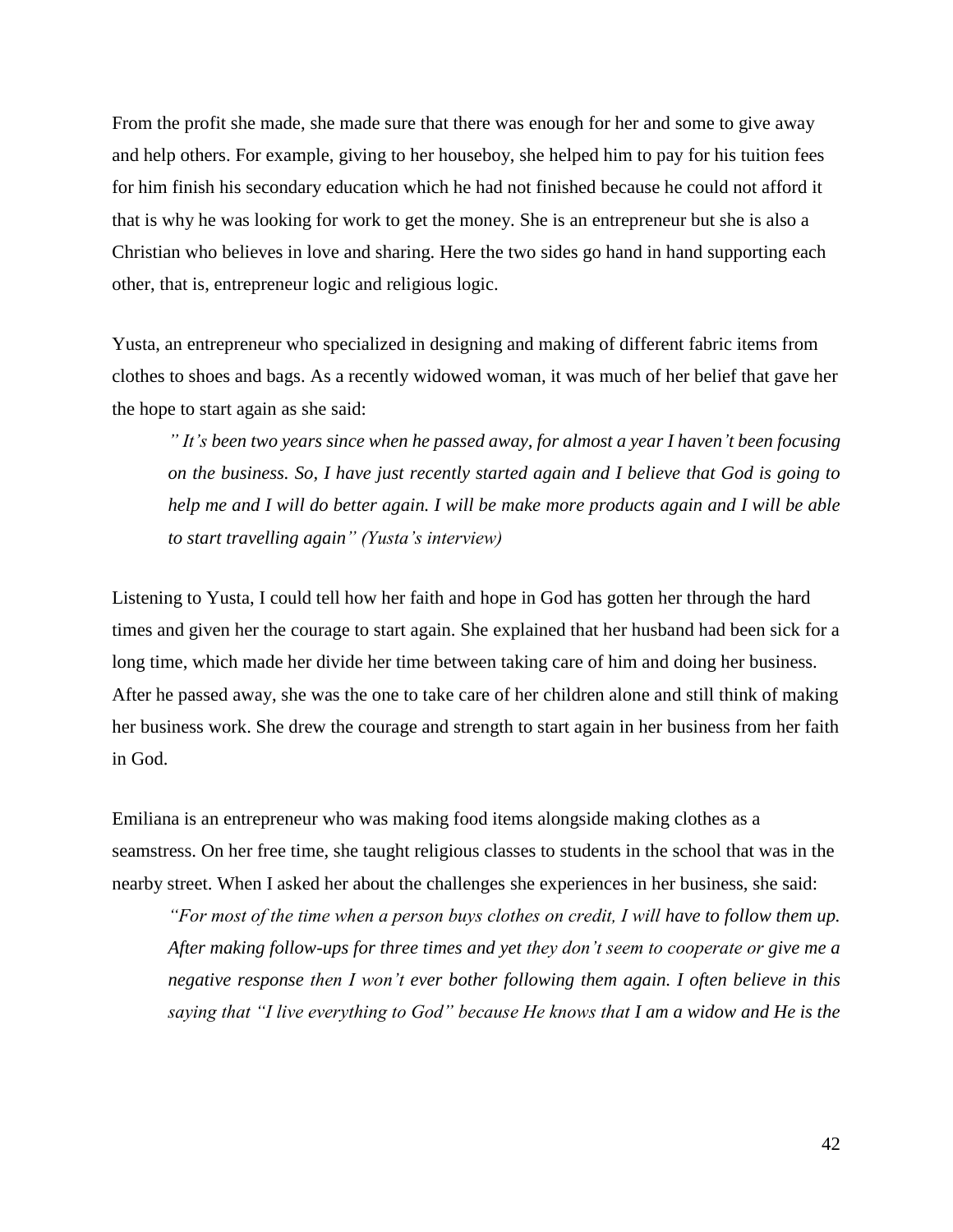From the profit she made, she made sure that there was enough for her and some to give away and help others. For example, giving to her houseboy, she helped him to pay for his tuition fees for him finish his secondary education which he had not finished because he could not afford it that is why he was looking for work to get the money. She is an entrepreneur but she is also a Christian who believes in love and sharing. Here the two sides go hand in hand supporting each other, that is, entrepreneur logic and religious logic.

Yusta, an entrepreneur who specialized in designing and making of different fabric items from clothes to shoes and bags. As a recently widowed woman, it was much of her belief that gave her the hope to start again as she said:

> *" It's been two years since when he passed away, for almost a year I haven't been focusing on the business. So, I have just recently started again and I believe that God is going to help me and I will do better again. I will be make more products again and I will be able to start travelling again" (Yusta's interview)*

Listening to Yusta, I could tell how her faith and hope in God has gotten her through the hard times and given her the courage to start again. She explained that her husband had been sick for a long time, which made her divide her time between taking care of him and doing her business. After he passed away, she was the one to take care of her children alone and still think of making her business work. She drew the courage and strength to start again in her business from her faith in God.

Emiliana is an entrepreneur who was making food items alongside making clothes as a seamstress. On her free time, she taught religious classes to students in the school that was in the nearby street. When I asked her about the challenges she experiences in her business, she said:

> *"For most of the time when a person buys clothes on credit, I will have to follow them up. After making follow-ups for three times and yet they don't seem to cooperate or give me a negative response then I won't ever bother following them again. I often believe in this saying that "I live everything to God" because He knows that I am a widow and He is the*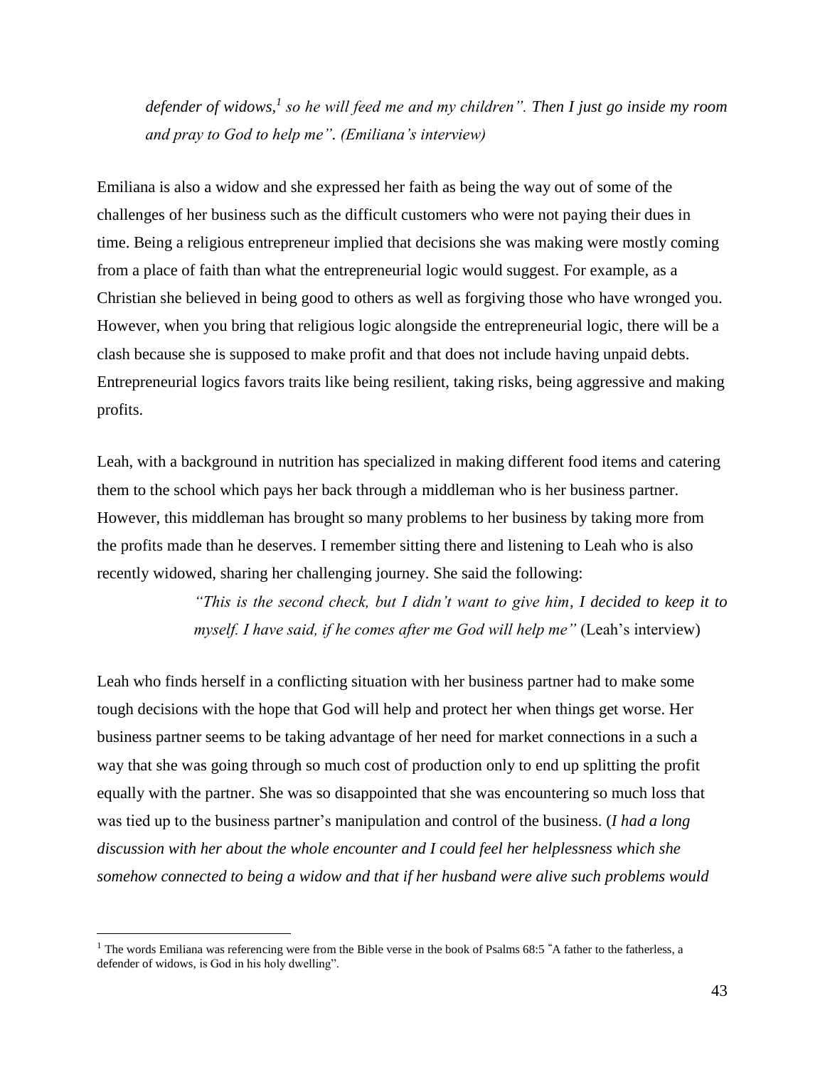*defender of widows,[1] so he will feed me and my children". Then I just go inside my room and pray to God to help me". (Emiliana's interview)*

Emiliana is also a widow and she expressed her faith as being the way out of some of the challenges of her business such as the difficult customers who were not paying their dues in time. Being a religious entrepreneur implied that decisions she was making were mostly coming from a place of faith than what the entrepreneurial logic would suggest. For example, as a Christian she believed in being good to others as well as forgiving those who have wronged you. However, when you bring that religious logic alongside the entrepreneurial logic, there will be a clash because she is supposed to make profit and that does not include having unpaid debts. Entrepreneurial logics favors traits like being resilient, taking risks, being aggressive and making profits.

Leah, with a background in nutrition has specialized in making different food items and catering them to the school which pays her back through a middleman who is her business partner. However, this middleman has brought so many problems to her business by taking more from the profits made than he deserves. I remember sitting there and listening to Leah who is also recently widowed, sharing her challenging journey. She said the following:

> *"This is the second check, but I didn't want to give him, I decided to keep it to myself. I have said, if he comes after me God will help me"* (Leah's interview)

Leah who finds herself in a conflicting situation with her business partner had to make some tough decisions with the hope that God will help and protect her when things get worse. Her business partner seems to be taking advantage of her need for market connections in a such a way that she was going through so much cost of production only to end up splitting the profit equally with the partner. She was so disappointed that she was encountering so much loss that was tied up to the business partner's manipulation and control of the business. (*I had a long discussion with her about the whole encounter and I could feel her helplessness which she somehow connected to being a widow and that if her husband were alive such problems would*

[1] The words Emiliana was referencing were from the Bible verse in the book of Psalms 68:5 "A father to the fatherless, a defender of widows, is God in his holy dwelling".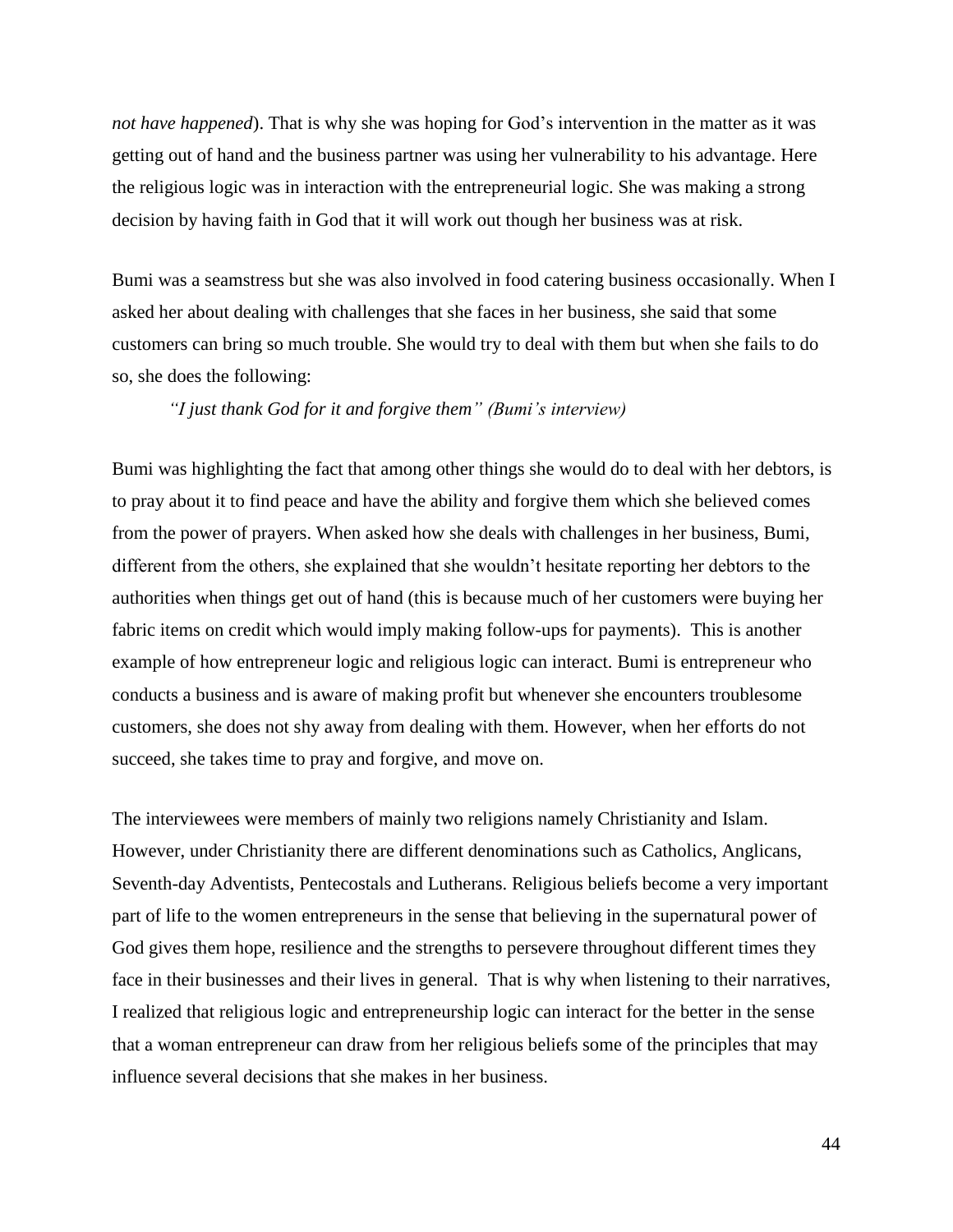*not have happened*). That is why she was hoping for God's intervention in the matter as it was getting out of hand and the business partner was using her vulnerability to his advantage. Here the religious logic was in interaction with the entrepreneurial logic. She was making a strong decision by having faith in God that it will work out though her business was at risk.

Bumi was a seamstress but she was also involved in food catering business occasionally. When I asked her about dealing with challenges that she faces in her business, she said that some customers can bring so much trouble. She would try to deal with them but when she fails to do so, she does the following:

> *"I just thank God for it and forgive them" (Bumi's interview)*

Bumi was highlighting the fact that among other things she would do to deal with her debtors, is to pray about it to find peace and have the ability and forgive them which she believed comes from the power of prayers. When asked how she deals with challenges in her business, Bumi, different from the others, she explained that she wouldn't hesitate reporting her debtors to the authorities when things get out of hand (this is because much of her customers were buying her fabric items on credit which would imply making follow-ups for payments). This is another example of how entrepreneur logic and religious logic can interact. Bumi is entrepreneur who conducts a business and is aware of making profit but whenever she encounters troublesome customers, she does not shy away from dealing with them. However, when her efforts do not succeed, she takes time to pray and forgive, and move on.

The interviewees were members of mainly two religions namely Christianity and Islam. However, under Christianity there are different denominations such as Catholics, Anglicans, Seventh-day Adventists, Pentecostals and Lutherans. Religious beliefs become a very important part of life to the women entrepreneurs in the sense that believing in the supernatural power of God gives them hope, resilience and the strengths to persevere throughout different times they face in their businesses and their lives in general. That is why when listening to their narratives, I realized that religious logic and entrepreneurship logic can interact for the better in the sense that a woman entrepreneur can draw from her religious beliefs some of the principles that may influence several decisions that she makes in her business.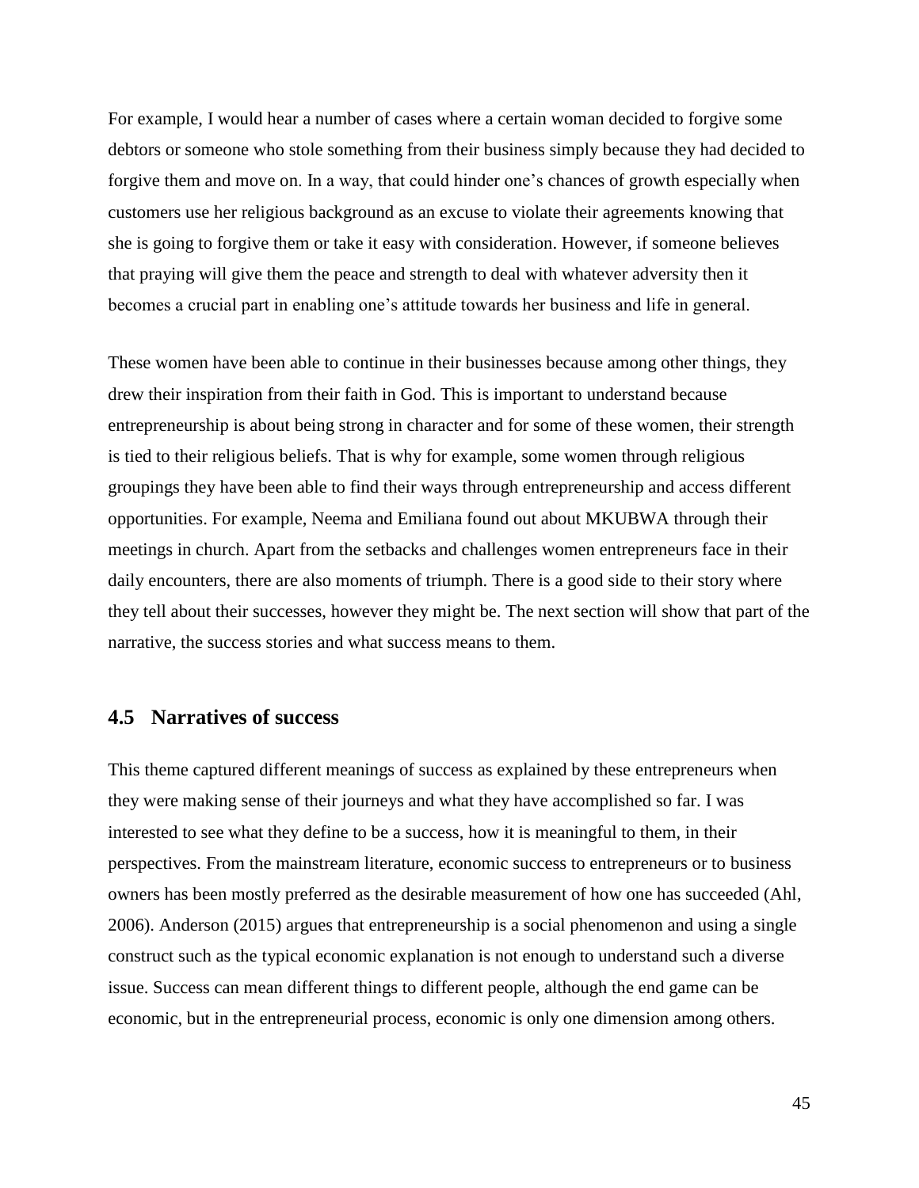For example, I would hear a number of cases where a certain woman decided to forgive some debtors or someone who stole something from their business simply because they had decided to forgive them and move on. In a way, that could hinder one's chances of growth especially when customers use her religious background as an excuse to violate their agreements knowing that she is going to forgive them or take it easy with consideration. However, if someone believes that praying will give them the peace and strength to deal with whatever adversity then it becomes a crucial part in enabling one's attitude towards her business and life in general.

These women have been able to continue in their businesses because among other things, they drew their inspiration from their faith in God. This is important to understand because entrepreneurship is about being strong in character and for some of these women, their strength is tied to their religious beliefs. That is why for example, some women through religious groupings they have been able to find their ways through entrepreneurship and access different opportunities. For example, Neema and Emiliana found out about MKUBWA through their meetings in church. Apart from the setbacks and challenges women entrepreneurs face in their daily encounters, there are also moments of triumph. There is a good side to their story where they tell about their successes, however they might be. The next section will show that part of the narrative, the success stories and what success means to them.

## 4.5 Narratives of success

This theme captured different meanings of success as explained by these entrepreneurs when they were making sense of their journeys and what they have accomplished so far. I was interested to see what they define to be a success, how it is meaningful to them, in their perspectives. From the mainstream literature, economic success to entrepreneurs or to business owners has been mostly preferred as the desirable measurement of how one has succeeded (Ahl, 2006). Anderson (2015) argues that entrepreneurship is a social phenomenon and using a single construct such as the typical economic explanation is not enough to understand such a diverse issue. Success can mean different things to different people, although the end game can be economic, but in the entrepreneurial process, economic is only one dimension among others.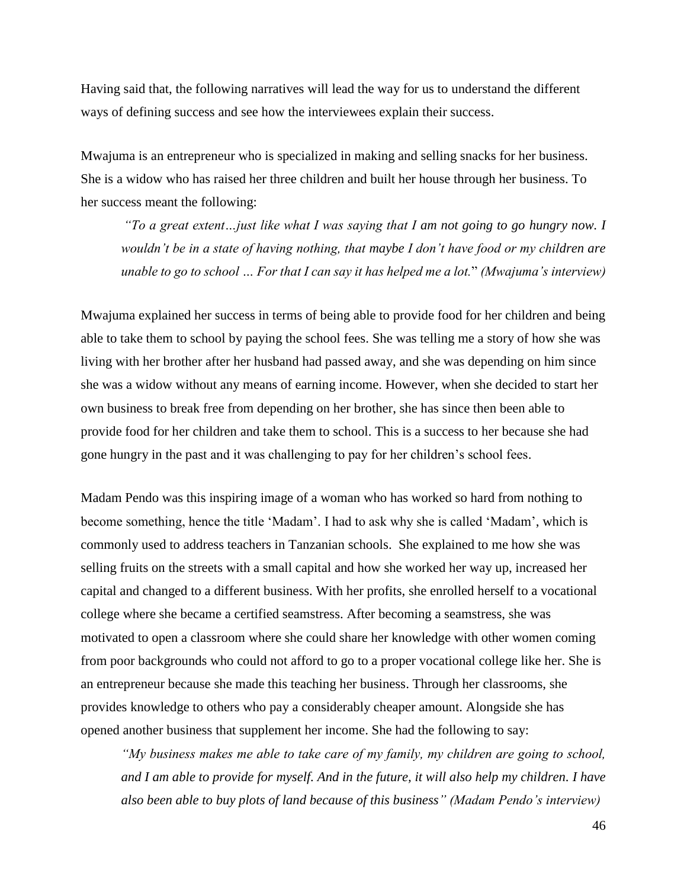Having said that, the following narratives will lead the way for us to understand the different ways of defining success and see how the interviewees explain their success.

Mwajuma is an entrepreneur who is specialized in making and selling snacks for her business. She is a widow who has raised her three children and built her house through her business. To her success meant the following:

> *"To a great extent…just like what I was saying that I am not going to go hungry now. I wouldn't be in a state of having nothing, that maybe I don't have food or my children are unable to go to school … For that I can say it has helped me a lot."* *(Mwajuma's interview)*

Mwajuma explained her success in terms of being able to provide food for her children and being able to take them to school by paying the school fees. She was telling me a story of how she was living with her brother after her husband had passed away, and she was depending on him since she was a widow without any means of earning income. However, when she decided to start her own business to break free from depending on her brother, she has since then been able to provide food for her children and take them to school. This is a success to her because she had gone hungry in the past and it was challenging to pay for her children's school fees.

Madam Pendo was this inspiring image of a woman who has worked so hard from nothing to become something, hence the title 'Madam'. I had to ask why she is called 'Madam', which is commonly used to address teachers in Tanzanian schools. She explained to me how she was selling fruits on the streets with a small capital and how she worked her way up, increased her capital and changed to a different business. With her profits, she enrolled herself to a vocational college where she became a certified seamstress. After becoming a seamstress, she was motivated to open a classroom where she could share her knowledge with other women coming from poor backgrounds who could not afford to go to a proper vocational college like her. She is an entrepreneur because she made this teaching her business. Through her classrooms, she provides knowledge to others who pay a considerably cheaper amount. Alongside she has opened another business that supplement her income. She had the following to say:

> *"My business makes me able to take care of my family, my children are going to school, and I am able to provide for myself. And in the future, it will also help my children. I have also been able to buy plots of land because of this business" (Madam Pendo's interview)*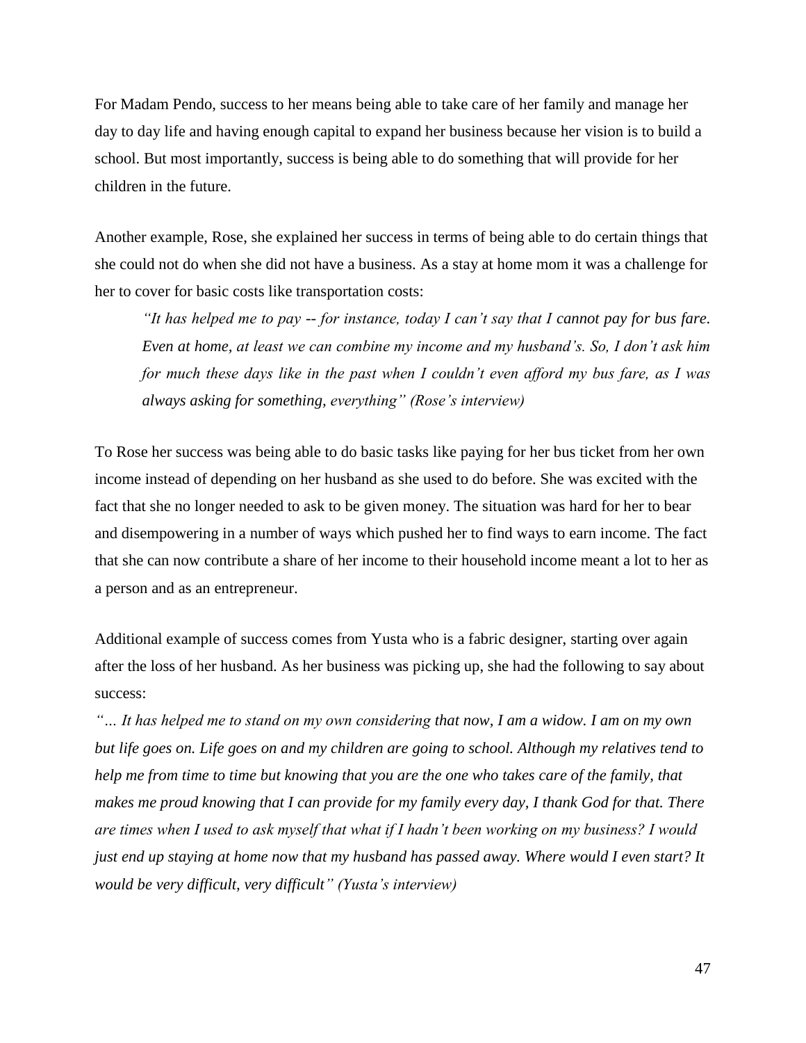For Madam Pendo, success to her means being able to take care of her family and manage her day to day life and having enough capital to expand her business because her vision is to build a school. But most importantly, success is being able to do something that will provide for her children in the future.

Another example, Rose, she explained her success in terms of being able to do certain things that she could not do when she did not have a business. As a stay at home mom it was a challenge for her to cover for basic costs like transportation costs:

> *"It has helped me to pay -- for instance, today I can't say that I cannot pay for bus fare. Even at home, at least we can combine my income and my husband's. So, I don't ask him for much these days like in the past when I couldn't even afford my bus fare, as I was always asking for something, everything" (Rose's interview)*

To Rose her success was being able to do basic tasks like paying for her bus ticket from her own income instead of depending on her husband as she used to do before. She was excited with the fact that she no longer needed to ask to be given money. The situation was hard for her to bear and disempowering in a number of ways which pushed her to find ways to earn income. The fact that she can now contribute a share of her income to their household income meant a lot to her as a person and as an entrepreneur.

Additional example of success comes from Yusta who is a fabric designer, starting over again after the loss of her husband. As her business was picking up, she had the following to say about success:

*"… It has helped me to stand on my own considering that now, I am a widow. I am on my own but life goes on. Life goes on and my children are going to school. Although my relatives tend to help me from time to time but knowing that you are the one who takes care of the family, that makes me proud knowing that I can provide for my family every day, I thank God for that. There are times when I used to ask myself that what if I hadn't been working on my business? I would just end up staying at home now that my husband has passed away. Where would I even start? It would be very difficult, very difficult" (Yusta's interview)*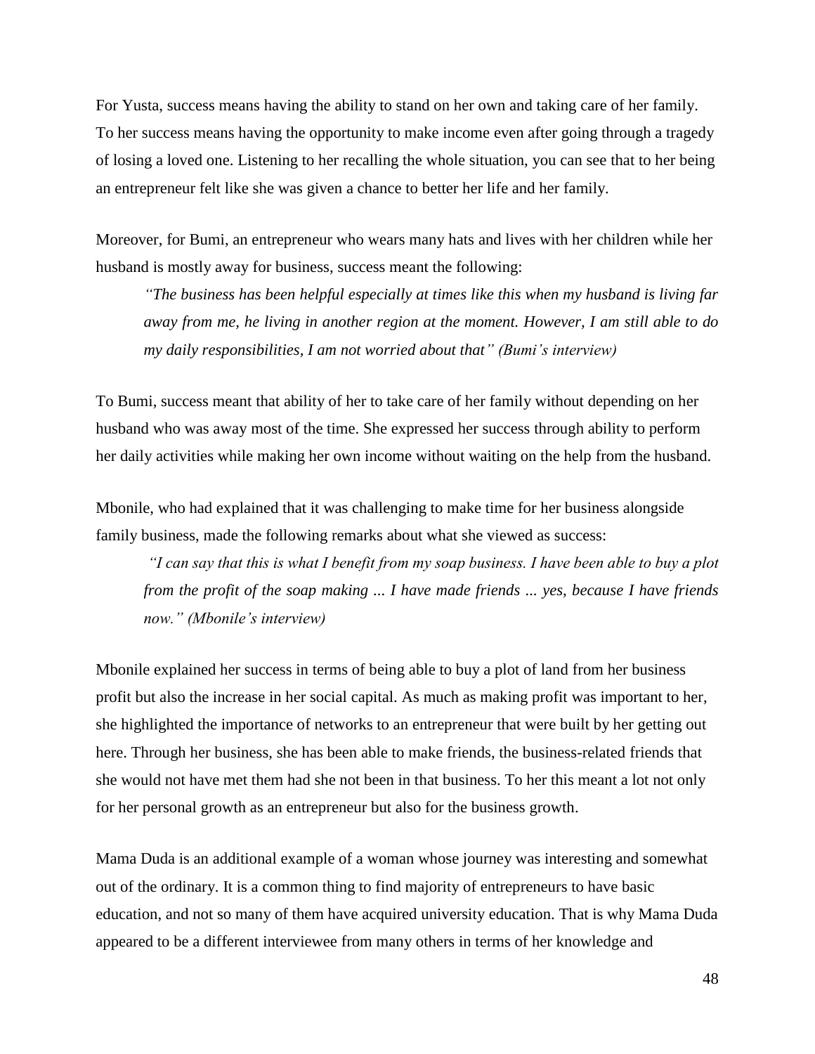For Yusta, success means having the ability to stand on her own and taking care of her family. To her success means having the opportunity to make income even after going through a tragedy of losing a loved one. Listening to her recalling the whole situation, you can see that to her being an entrepreneur felt like she was given a chance to better her life and her family.

Moreover, for Bumi, an entrepreneur who wears many hats and lives with her children while her husband is mostly away for business, success meant the following:

> *"The business has been helpful especially at times like this when my husband is living far away from me, he living in another region at the moment. However, I am still able to do my daily responsibilities, I am not worried about that" (Bumi's interview)*

To Bumi, success meant that ability of her to take care of her family without depending on her husband who was away most of the time. She expressed her success through ability to perform her daily activities while making her own income without waiting on the help from the husband.

Mbonile, who had explained that it was challenging to make time for her business alongside family business, made the following remarks about what she viewed as success:

> *"I can say that this is what I benefit from my soap business. I have been able to buy a plot from the profit of the soap making ... I have made friends ... yes, because I have friends now." (Mbonile's interview)*

Mbonile explained her success in terms of being able to buy a plot of land from her business profit but also the increase in her social capital. As much as making profit was important to her, she highlighted the importance of networks to an entrepreneur that were built by her getting out here. Through her business, she has been able to make friends, the business-related friends that she would not have met them had she not been in that business. To her this meant a lot not only for her personal growth as an entrepreneur but also for the business growth.

Mama Duda is an additional example of a woman whose journey was interesting and somewhat out of the ordinary. It is a common thing to find majority of entrepreneurs to have basic education, and not so many of them have acquired university education. That is why Mama Duda appeared to be a different interviewee from many others in terms of her knowledge and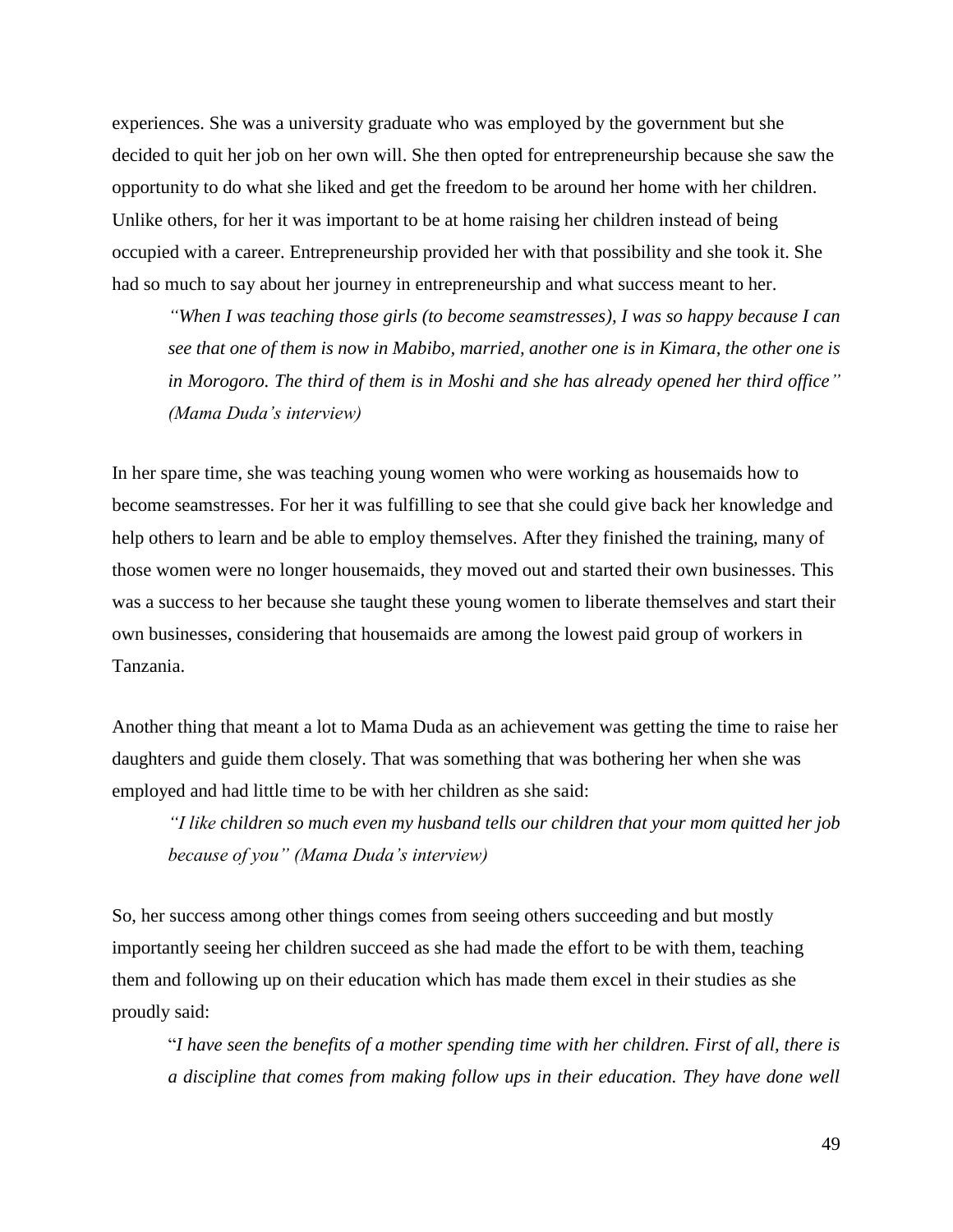experiences. She was a university graduate who was employed by the government but she decided to quit her job on her own will. She then opted for entrepreneurship because she saw the opportunity to do what she liked and get the freedom to be around her home with her children. Unlike others, for her it was important to be at home raising her children instead of being occupied with a career. Entrepreneurship provided her with that possibility and she took it. She had so much to say about her journey in entrepreneurship and what success meant to her.

> *"When I was teaching those girls (to become seamstresses), I was so happy because I can see that one of them is now in Mabibo, married, another one is in Kimara, the other one is in Morogoro. The third of them is in Moshi and she has already opened her third office" (Mama Duda's interview)*

In her spare time, she was teaching young women who were working as housemaids how to become seamstresses. For her it was fulfilling to see that she could give back her knowledge and help others to learn and be able to employ themselves. After they finished the training, many of those women were no longer housemaids, they moved out and started their own businesses. This was a success to her because she taught these young women to liberate themselves and start their own businesses, considering that housemaids are among the lowest paid group of workers in Tanzania.

Another thing that meant a lot to Mama Duda as an achievement was getting the time to raise her daughters and guide them closely. That was something that was bothering her when she was employed and had little time to be with her children as she said:

> *"I like children so much even my husband tells our children that your mom quitted her job because of you" (Mama Duda's interview)*

So, her success among other things comes from seeing others succeeding and but mostly importantly seeing her children succeed as she had made the effort to be with them, teaching them and following up on their education which has made them excel in their studies as she proudly said:

> "*I have seen the benefits of a mother spending time with her children. First of all, there is a discipline that comes from making follow ups in their education. They have done well*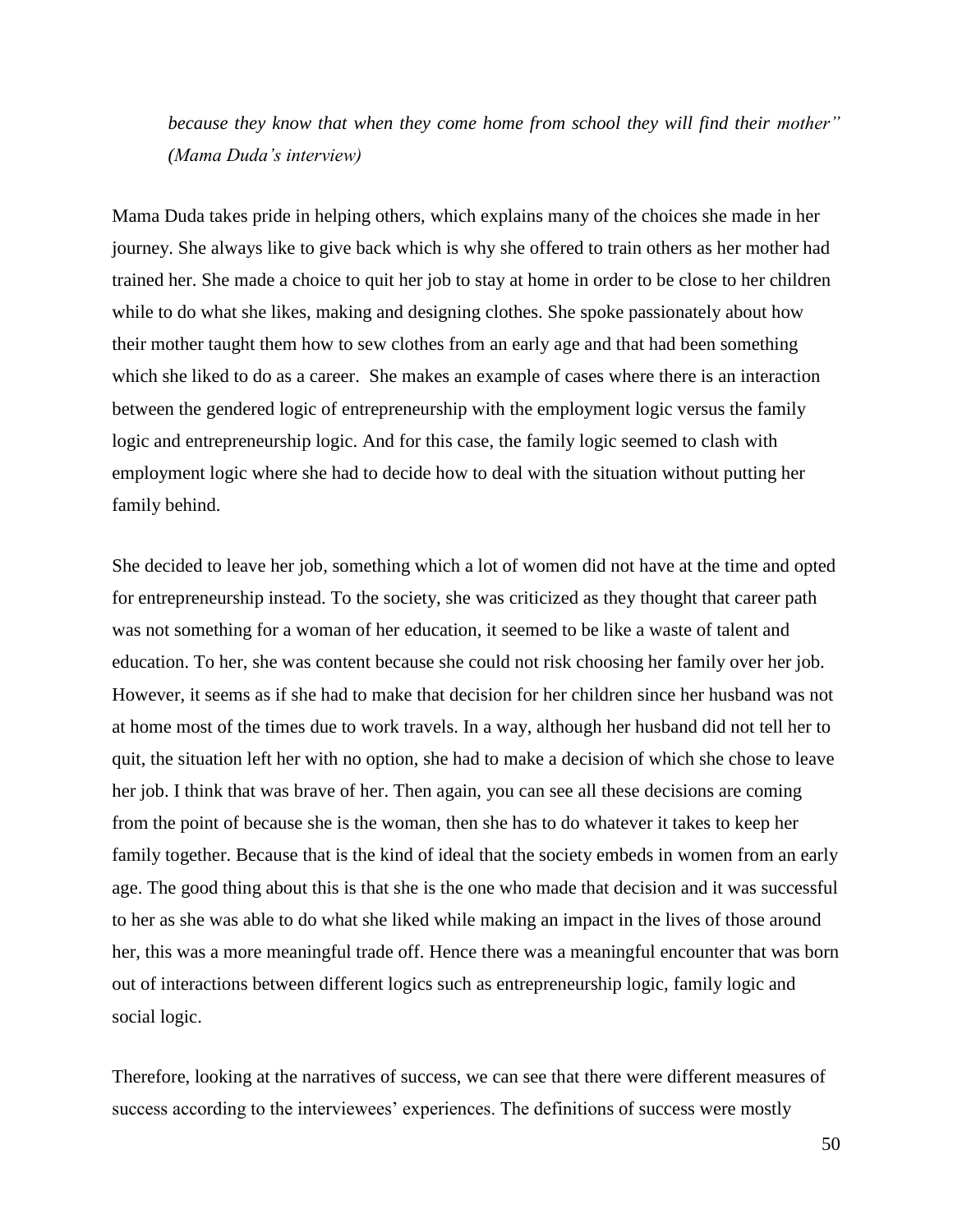*because they know that when they come home from school they will find their mother" (Mama Duda's interview)*

Mama Duda takes pride in helping others, which explains many of the choices she made in her journey. She always like to give back which is why she offered to train others as her mother had trained her. She made a choice to quit her job to stay at home in order to be close to her children while to do what she likes, making and designing clothes. She spoke passionately about how their mother taught them how to sew clothes from an early age and that had been something which she liked to do as a career. She makes an example of cases where there is an interaction between the gendered logic of entrepreneurship with the employment logic versus the family logic and entrepreneurship logic. And for this case, the family logic seemed to clash with employment logic where she had to decide how to deal with the situation without putting her family behind.

She decided to leave her job, something which a lot of women did not have at the time and opted for entrepreneurship instead. To the society, she was criticized as they thought that career path was not something for a woman of her education, it seemed to be like a waste of talent and education. To her, she was content because she could not risk choosing her family over her job. However, it seems as if she had to make that decision for her children since her husband was not at home most of the times due to work travels. In a way, although her husband did not tell her to quit, the situation left her with no option, she had to make a decision of which she chose to leave her job. I think that was brave of her. Then again, you can see all these decisions are coming from the point of because she is the woman, then she has to do whatever it takes to keep her family together. Because that is the kind of ideal that the society embeds in women from an early age. The good thing about this is that she is the one who made that decision and it was successful to her as she was able to do what she liked while making an impact in the lives of those around her, this was a more meaningful trade off. Hence there was a meaningful encounter that was born out of interactions between different logics such as entrepreneurship logic, family logic and social logic.

Therefore, looking at the narratives of success, we can see that there were different measures of success according to the interviewees' experiences. The definitions of success were mostly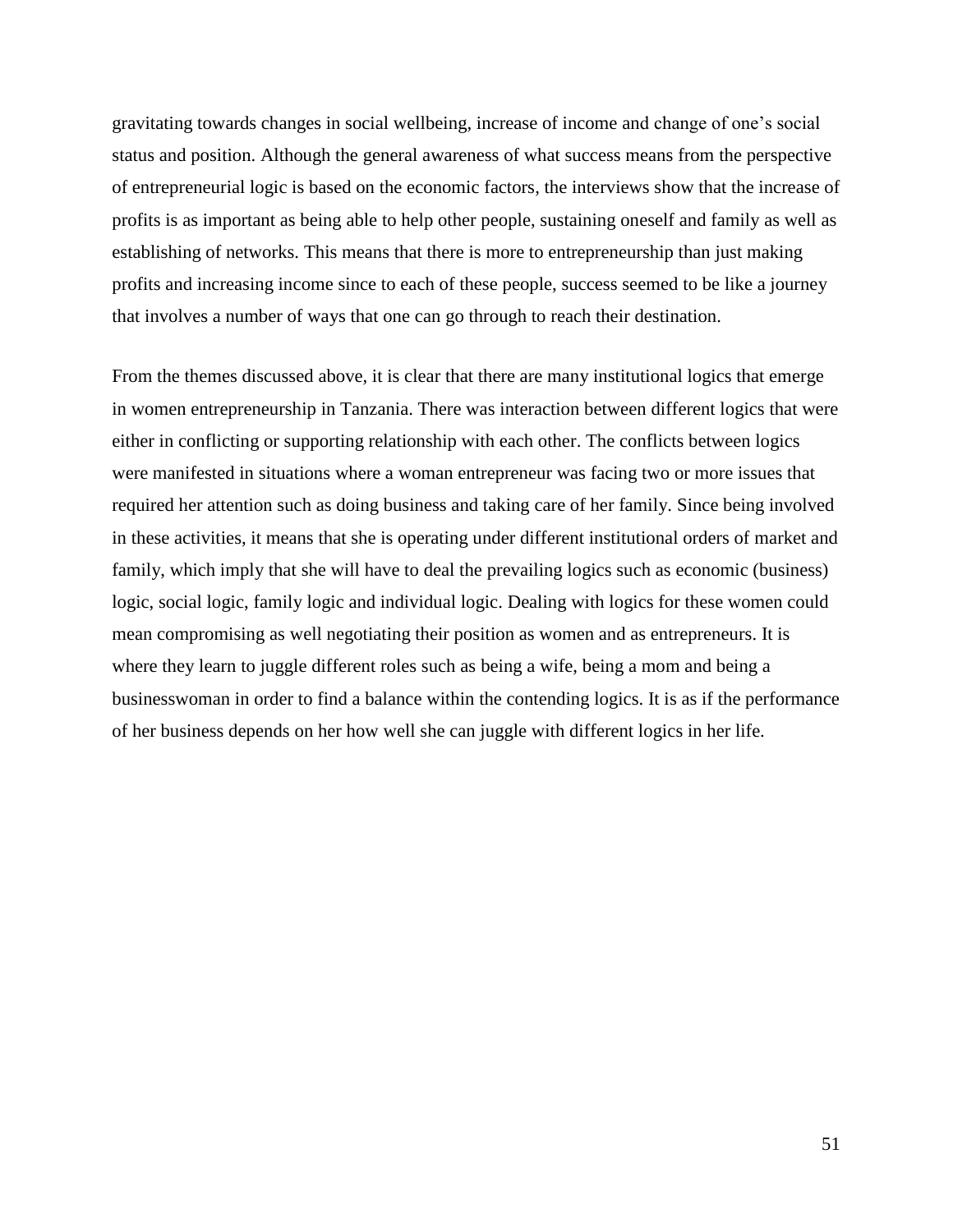gravitating towards changes in social wellbeing, increase of income and change of one's social status and position. Although the general awareness of what success means from the perspective of entrepreneurial logic is based on the economic factors, the interviews show that the increase of profits is as important as being able to help other people, sustaining oneself and family as well as establishing of networks. This means that there is more to entrepreneurship than just making profits and increasing income since to each of these people, success seemed to be like a journey that involves a number of ways that one can go through to reach their destination.

From the themes discussed above, it is clear that there are many institutional logics that emerge in women entrepreneurship in Tanzania. There was interaction between different logics that were either in conflicting or supporting relationship with each other. The conflicts between logics were manifested in situations where a woman entrepreneur was facing two or more issues that required her attention such as doing business and taking care of her family. Since being involved in these activities, it means that she is operating under different institutional orders of market and family, which imply that she will have to deal the prevailing logics such as economic (business) logic, social logic, family logic and individual logic. Dealing with logics for these women could mean compromising as well negotiating their position as women and as entrepreneurs. It is where they learn to juggle different roles such as being a wife, being a mom and being a businesswoman in order to find a balance within the contending logics. It is as if the performance of her business depends on her how well she can juggle with different logics in her life.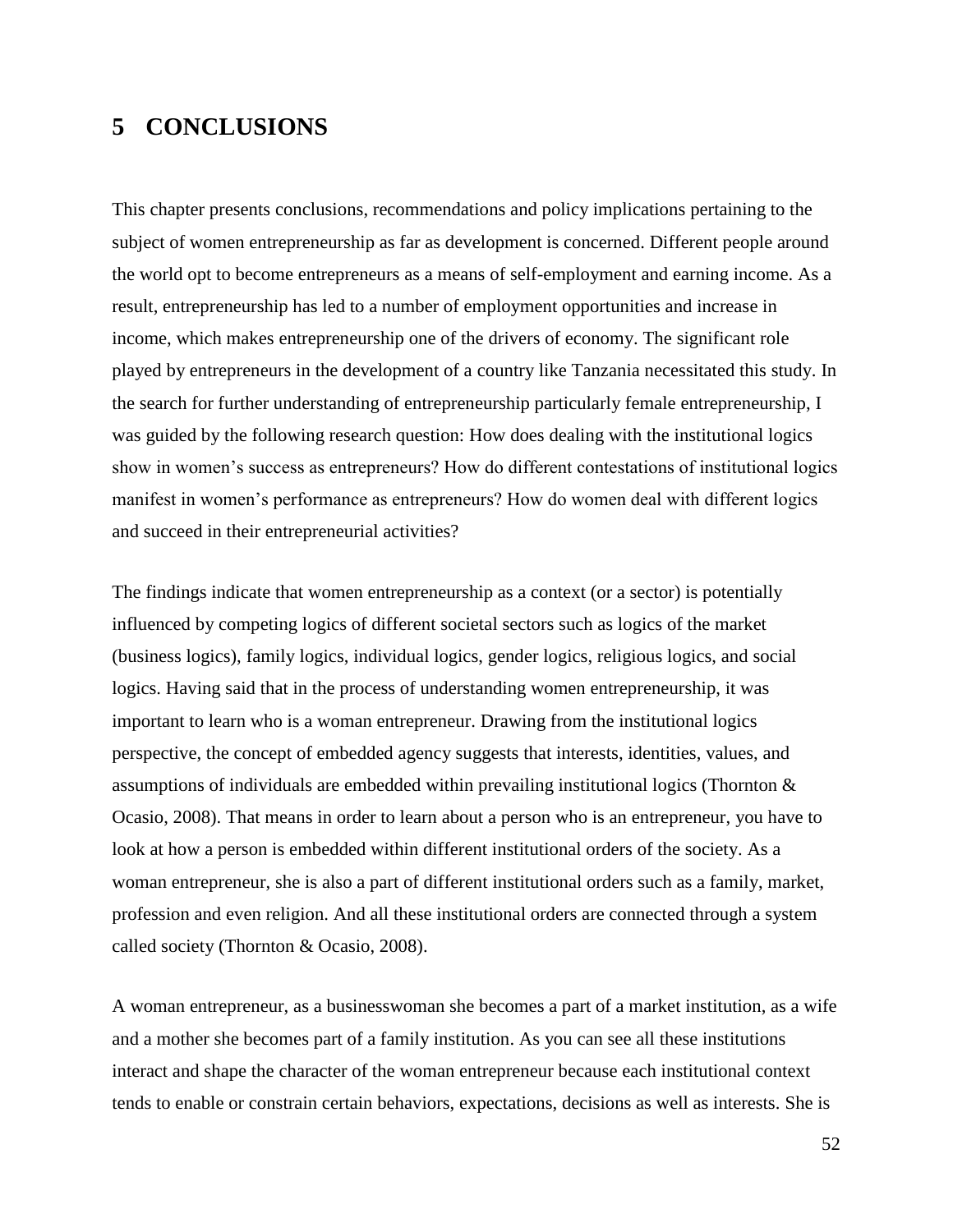# 5 CONCLUSIONS

This chapter presents conclusions, recommendations and policy implications pertaining to the subject of women entrepreneurship as far as development is concerned. Different people around the world opt to become entrepreneurs as a means of self-employment and earning income. As a result, entrepreneurship has led to a number of employment opportunities and increase in income, which makes entrepreneurship one of the drivers of economy. The significant role played by entrepreneurs in the development of a country like Tanzania necessitated this study. In the search for further understanding of entrepreneurship particularly female entrepreneurship, I was guided by the following research question: How does dealing with the institutional logics show in women's success as entrepreneurs? How do different contestations of institutional logics manifest in women's performance as entrepreneurs? How do women deal with different logics and succeed in their entrepreneurial activities?

The findings indicate that women entrepreneurship as a context (or a sector) is potentially influenced by competing logics of different societal sectors such as logics of the market (business logics), family logics, individual logics, gender logics, religious logics, and social logics. Having said that in the process of understanding women entrepreneurship, it was important to learn who is a woman entrepreneur. Drawing from the institutional logics perspective, the concept of embedded agency suggests that interests, identities, values, and assumptions of individuals are embedded within prevailing institutional logics (Thornton & Ocasio, 2008). That means in order to learn about a person who is an entrepreneur, you have to look at how a person is embedded within different institutional orders of the society. As a woman entrepreneur, she is also a part of different institutional orders such as a family, market, profession and even religion. And all these institutional orders are connected through a system called society (Thornton & Ocasio, 2008).

A woman entrepreneur, as a businesswoman she becomes a part of a market institution, as a wife and a mother she becomes part of a family institution. As you can see all these institutions interact and shape the character of the woman entrepreneur because each institutional context tends to enable or constrain certain behaviors, expectations, decisions as well as interests. She is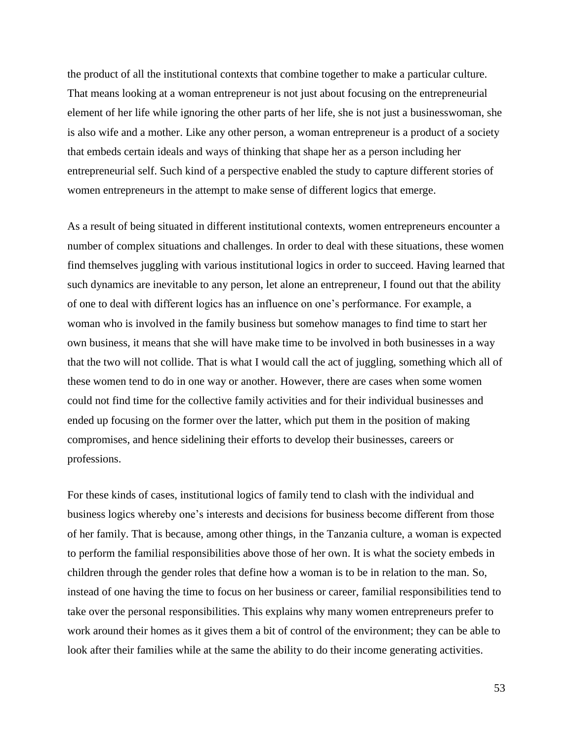the product of all the institutional contexts that combine together to make a particular culture. That means looking at a woman entrepreneur is not just about focusing on the entrepreneurial element of her life while ignoring the other parts of her life, she is not just a businesswoman, she is also wife and a mother. Like any other person, a woman entrepreneur is a product of a society that embeds certain ideals and ways of thinking that shape her as a person including her entrepreneurial self. Such kind of a perspective enabled the study to capture different stories of women entrepreneurs in the attempt to make sense of different logics that emerge.

As a result of being situated in different institutional contexts, women entrepreneurs encounter a number of complex situations and challenges. In order to deal with these situations, these women find themselves juggling with various institutional logics in order to succeed. Having learned that such dynamics are inevitable to any person, let alone an entrepreneur, I found out that the ability of one to deal with different logics has an influence on one's performance. For example, a woman who is involved in the family business but somehow manages to find time to start her own business, it means that she will have make time to be involved in both businesses in a way that the two will not collide. That is what I would call the act of juggling, something which all of these women tend to do in one way or another. However, there are cases when some women could not find time for the collective family activities and for their individual businesses and ended up focusing on the former over the latter, which put them in the position of making compromises, and hence sidelining their efforts to develop their businesses, careers or professions.

For these kinds of cases, institutional logics of family tend to clash with the individual and business logics whereby one's interests and decisions for business become different from those of her family. That is because, among other things, in the Tanzania culture, a woman is expected to perform the familial responsibilities above those of her own. It is what the society embeds in children through the gender roles that define how a woman is to be in relation to the man. So, instead of one having the time to focus on her business or career, familial responsibilities tend to take over the personal responsibilities. This explains why many women entrepreneurs prefer to work around their homes as it gives them a bit of control of the environment; they can be able to look after their families while at the same the ability to do their income generating activities.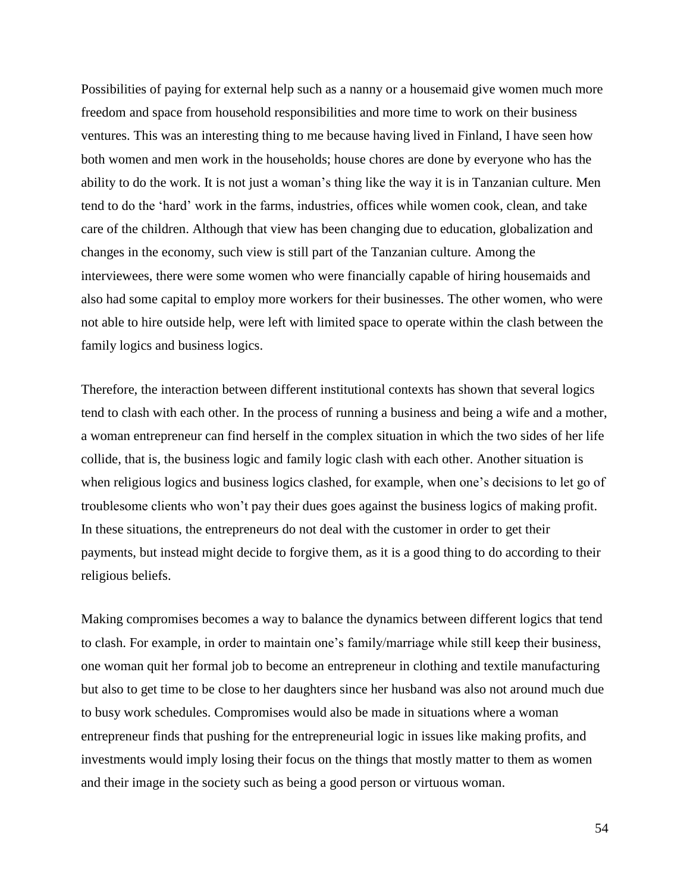Possibilities of paying for external help such as a nanny or a housemaid give women much more freedom and space from household responsibilities and more time to work on their business ventures. This was an interesting thing to me because having lived in Finland, I have seen how both women and men work in the households; house chores are done by everyone who has the ability to do the work. It is not just a woman's thing like the way it is in Tanzanian culture. Men tend to do the 'hard' work in the farms, industries, offices while women cook, clean, and take care of the children. Although that view has been changing due to education, globalization and changes in the economy, such view is still part of the Tanzanian culture. Among the interviewees, there were some women who were financially capable of hiring housemaids and also had some capital to employ more workers for their businesses. The other women, who were not able to hire outside help, were left with limited space to operate within the clash between the family logics and business logics.

Therefore, the interaction between different institutional contexts has shown that several logics tend to clash with each other. In the process of running a business and being a wife and a mother, a woman entrepreneur can find herself in the complex situation in which the two sides of her life collide, that is, the business logic and family logic clash with each other. Another situation is when religious logics and business logics clashed, for example, when one's decisions to let go of troublesome clients who won't pay their dues goes against the business logics of making profit. In these situations, the entrepreneurs do not deal with the customer in order to get their payments, but instead might decide to forgive them, as it is a good thing to do according to their religious beliefs.

Making compromises becomes a way to balance the dynamics between different logics that tend to clash. For example, in order to maintain one's family/marriage while still keep their business, one woman quit her formal job to become an entrepreneur in clothing and textile manufacturing but also to get time to be close to her daughters since her husband was also not around much due to busy work schedules. Compromises would also be made in situations where a woman entrepreneur finds that pushing for the entrepreneurial logic in issues like making profits, and investments would imply losing their focus on the things that mostly matter to them as women and their image in the society such as being a good person or virtuous woman.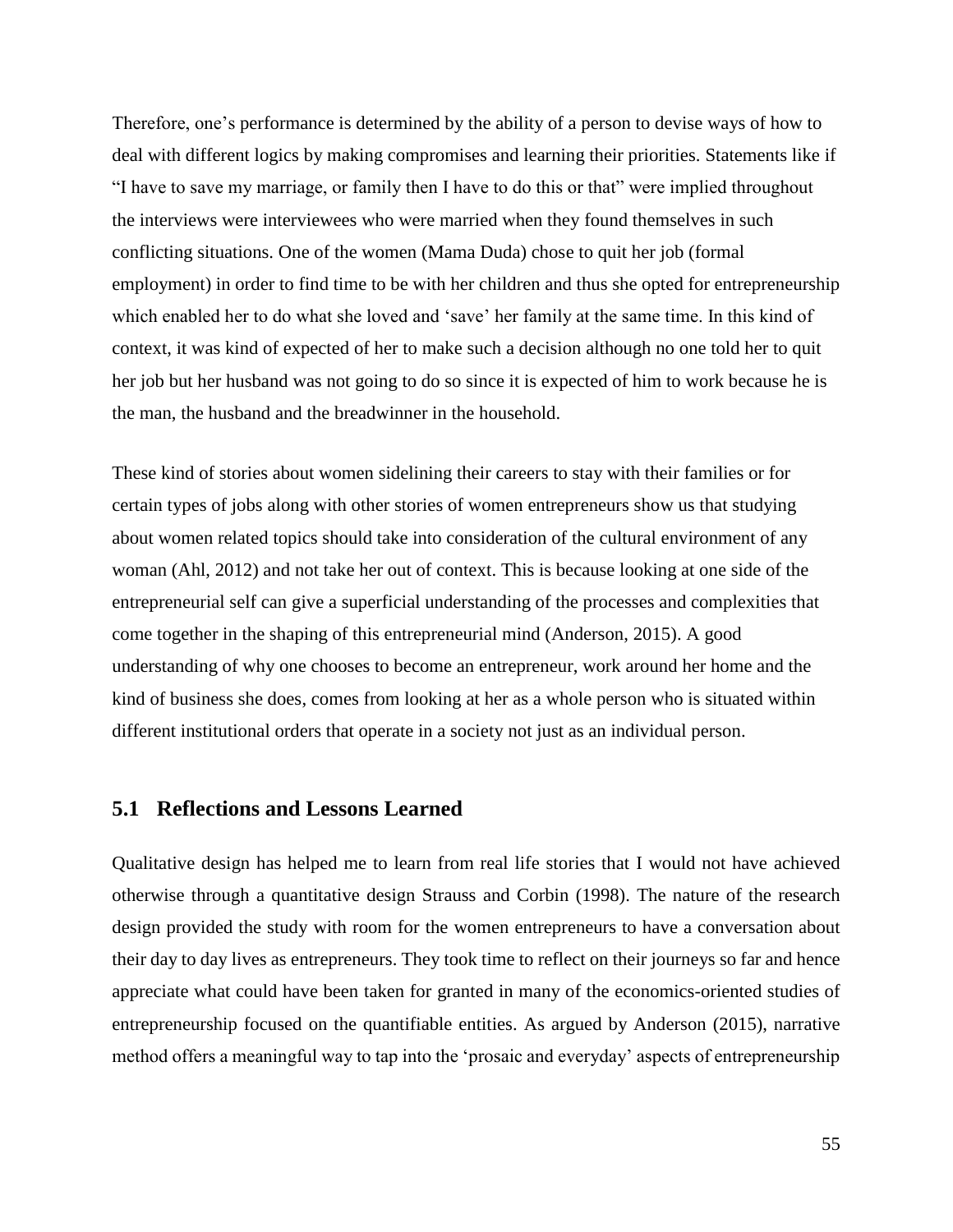Therefore, one's performance is determined by the ability of a person to devise ways of how to deal with different logics by making compromises and learning their priorities. Statements like if "I have to save my marriage, or family then I have to do this or that" were implied throughout the interviews were interviewees who were married when they found themselves in such conflicting situations. One of the women (Mama Duda) chose to quit her job (formal employment) in order to find time to be with her children and thus she opted for entrepreneurship which enabled her to do what she loved and 'save' her family at the same time. In this kind of context, it was kind of expected of her to make such a decision although no one told her to quit her job but her husband was not going to do so since it is expected of him to work because he is the man, the husband and the breadwinner in the household.

These kind of stories about women sidelining their careers to stay with their families or for certain types of jobs along with other stories of women entrepreneurs show us that studying about women related topics should take into consideration of the cultural environment of any woman (Ahl, 2012) and not take her out of context. This is because looking at one side of the entrepreneurial self can give a superficial understanding of the processes and complexities that come together in the shaping of this entrepreneurial mind (Anderson, 2015). A good understanding of why one chooses to become an entrepreneur, work around her home and the kind of business she does, comes from looking at her as a whole person who is situated within different institutional orders that operate in a society not just as an individual person.

## 5.1 Reflections and Lessons Learned

Qualitative design has helped me to learn from real life stories that I would not have achieved otherwise through a quantitative design Strauss and Corbin (1998). The nature of the research design provided the study with room for the women entrepreneurs to have a conversation about their day to day lives as entrepreneurs. They took time to reflect on their journeys so far and hence appreciate what could have been taken for granted in many of the economics-oriented studies of entrepreneurship focused on the quantifiable entities. As argued by Anderson (2015), narrative method offers a meaningful way to tap into the 'prosaic and everyday' aspects of entrepreneurship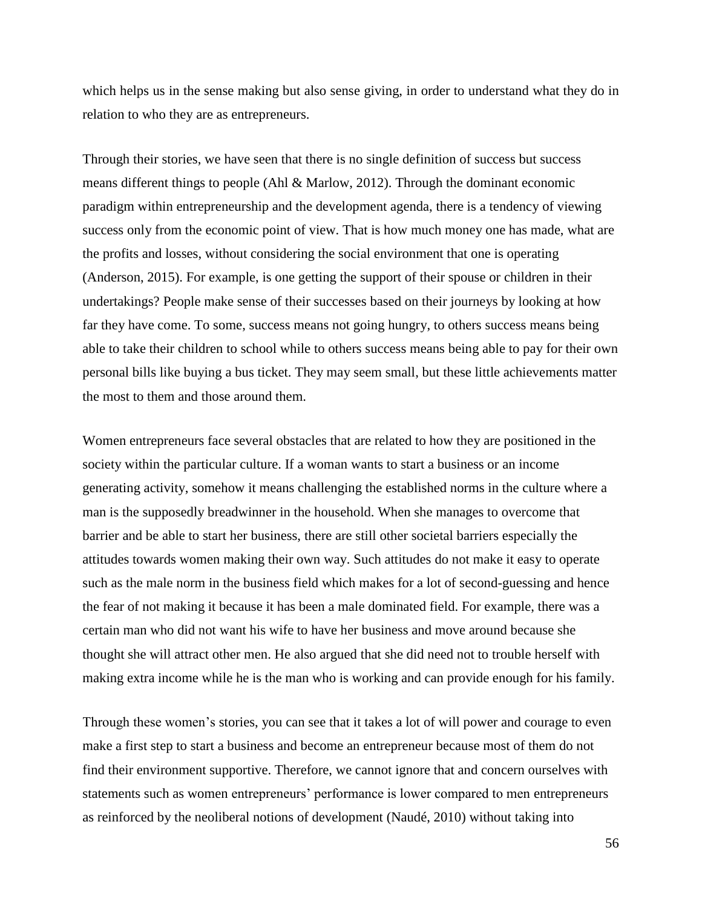which helps us in the sense making but also sense giving, in order to understand what they do in relation to who they are as entrepreneurs.

Through their stories, we have seen that there is no single definition of success but success means different things to people (Ahl & Marlow, 2012). Through the dominant economic paradigm within entrepreneurship and the development agenda, there is a tendency of viewing success only from the economic point of view. That is how much money one has made, what are the profits and losses, without considering the social environment that one is operating (Anderson, 2015). For example, is one getting the support of their spouse or children in their undertakings? People make sense of their successes based on their journeys by looking at how far they have come. To some, success means not going hungry, to others success means being able to take their children to school while to others success means being able to pay for their own personal bills like buying a bus ticket. They may seem small, but these little achievements matter the most to them and those around them.

Women entrepreneurs face several obstacles that are related to how they are positioned in the society within the particular culture. If a woman wants to start a business or an income generating activity, somehow it means challenging the established norms in the culture where a man is the supposedly breadwinner in the household. When she manages to overcome that barrier and be able to start her business, there are still other societal barriers especially the attitudes towards women making their own way. Such attitudes do not make it easy to operate such as the male norm in the business field which makes for a lot of second-guessing and hence the fear of not making it because it has been a male dominated field. For example, there was a certain man who did not want his wife to have her business and move around because she thought she will attract other men. He also argued that she did need not to trouble herself with making extra income while he is the man who is working and can provide enough for his family.

Through these women's stories, you can see that it takes a lot of will power and courage to even make a first step to start a business and become an entrepreneur because most of them do not find their environment supportive. Therefore, we cannot ignore that and concern ourselves with statements such as women entrepreneurs' performance is lower compared to men entrepreneurs as reinforced by the neoliberal notions of development (Naudé, 2010) without taking into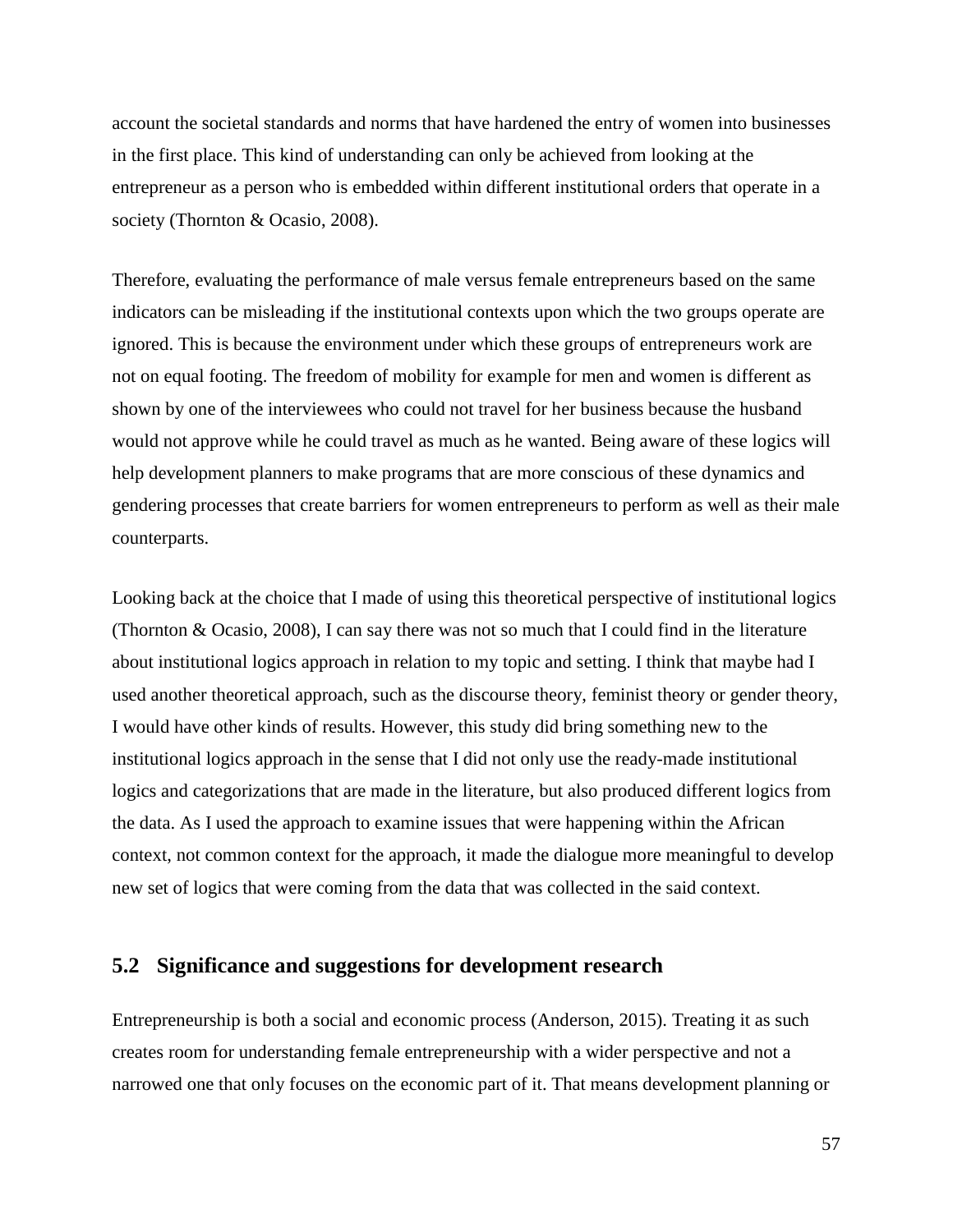account the societal standards and norms that have hardened the entry of women into businesses in the first place. This kind of understanding can only be achieved from looking at the entrepreneur as a person who is embedded within different institutional orders that operate in a society (Thornton & Ocasio, 2008).

Therefore, evaluating the performance of male versus female entrepreneurs based on the same indicators can be misleading if the institutional contexts upon which the two groups operate are ignored. This is because the environment under which these groups of entrepreneurs work are not on equal footing. The freedom of mobility for example for men and women is different as shown by one of the interviewees who could not travel for her business because the husband would not approve while he could travel as much as he wanted. Being aware of these logics will help development planners to make programs that are more conscious of these dynamics and gendering processes that create barriers for women entrepreneurs to perform as well as their male counterparts.

Looking back at the choice that I made of using this theoretical perspective of institutional logics (Thornton & Ocasio, 2008), I can say there was not so much that I could find in the literature about institutional logics approach in relation to my topic and setting. I think that maybe had I used another theoretical approach, such as the discourse theory, feminist theory or gender theory, I would have other kinds of results. However, this study did bring something new to the institutional logics approach in the sense that I did not only use the ready-made institutional logics and categorizations that are made in the literature, but also produced different logics from the data. As I used the approach to examine issues that were happening within the African context, not common context for the approach, it made the dialogue more meaningful to develop new set of logics that were coming from the data that was collected in the said context.

## 5.2 Significance and suggestions for development research

Entrepreneurship is both a social and economic process (Anderson, 2015). Treating it as such creates room for understanding female entrepreneurship with a wider perspective and not a narrowed one that only focuses on the economic part of it. That means development planning or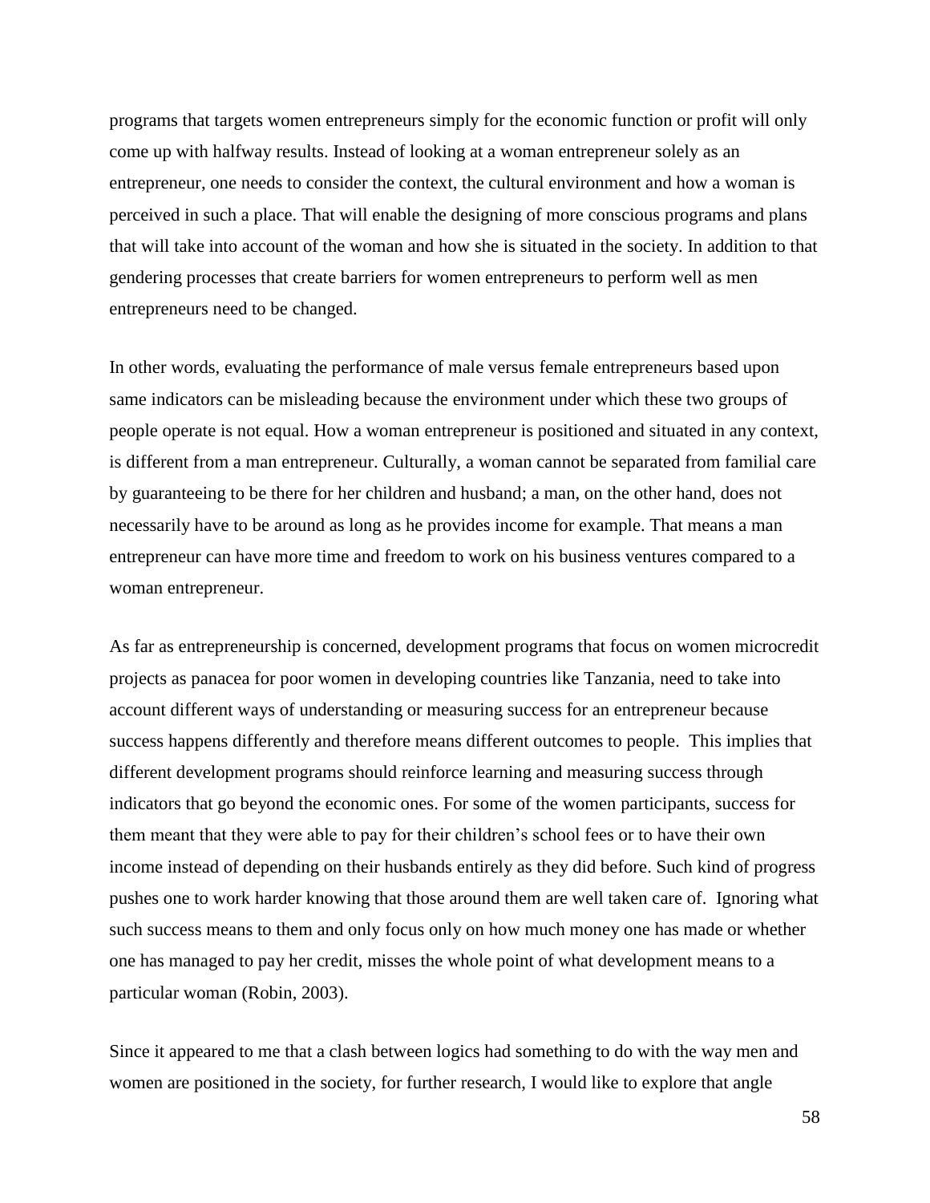programs that targets women entrepreneurs simply for the economic function or profit will only come up with halfway results. Instead of looking at a woman entrepreneur solely as an entrepreneur, one needs to consider the context, the cultural environment and how a woman is perceived in such a place. That will enable the designing of more conscious programs and plans that will take into account of the woman and how she is situated in the society. In addition to that gendering processes that create barriers for women entrepreneurs to perform well as men entrepreneurs need to be changed.

In other words, evaluating the performance of male versus female entrepreneurs based upon same indicators can be misleading because the environment under which these two groups of people operate is not equal. How a woman entrepreneur is positioned and situated in any context, is different from a man entrepreneur. Culturally, a woman cannot be separated from familial care by guaranteeing to be there for her children and husband; a man, on the other hand, does not necessarily have to be around as long as he provides income for example. That means a man entrepreneur can have more time and freedom to work on his business ventures compared to a woman entrepreneur.

As far as entrepreneurship is concerned, development programs that focus on women microcredit projects as panacea for poor women in developing countries like Tanzania, need to take into account different ways of understanding or measuring success for an entrepreneur because success happens differently and therefore means different outcomes to people. This implies that different development programs should reinforce learning and measuring success through indicators that go beyond the economic ones. For some of the women participants, success for them meant that they were able to pay for their children's school fees or to have their own income instead of depending on their husbands entirely as they did before. Such kind of progress pushes one to work harder knowing that those around them are well taken care of. Ignoring what such success means to them and only focus only on how much money one has made or whether one has managed to pay her credit, misses the whole point of what development means to a particular woman (Robin, 2003).

Since it appeared to me that a clash between logics had something to do with the way men and women are positioned in the society, for further research, I would like to explore that angle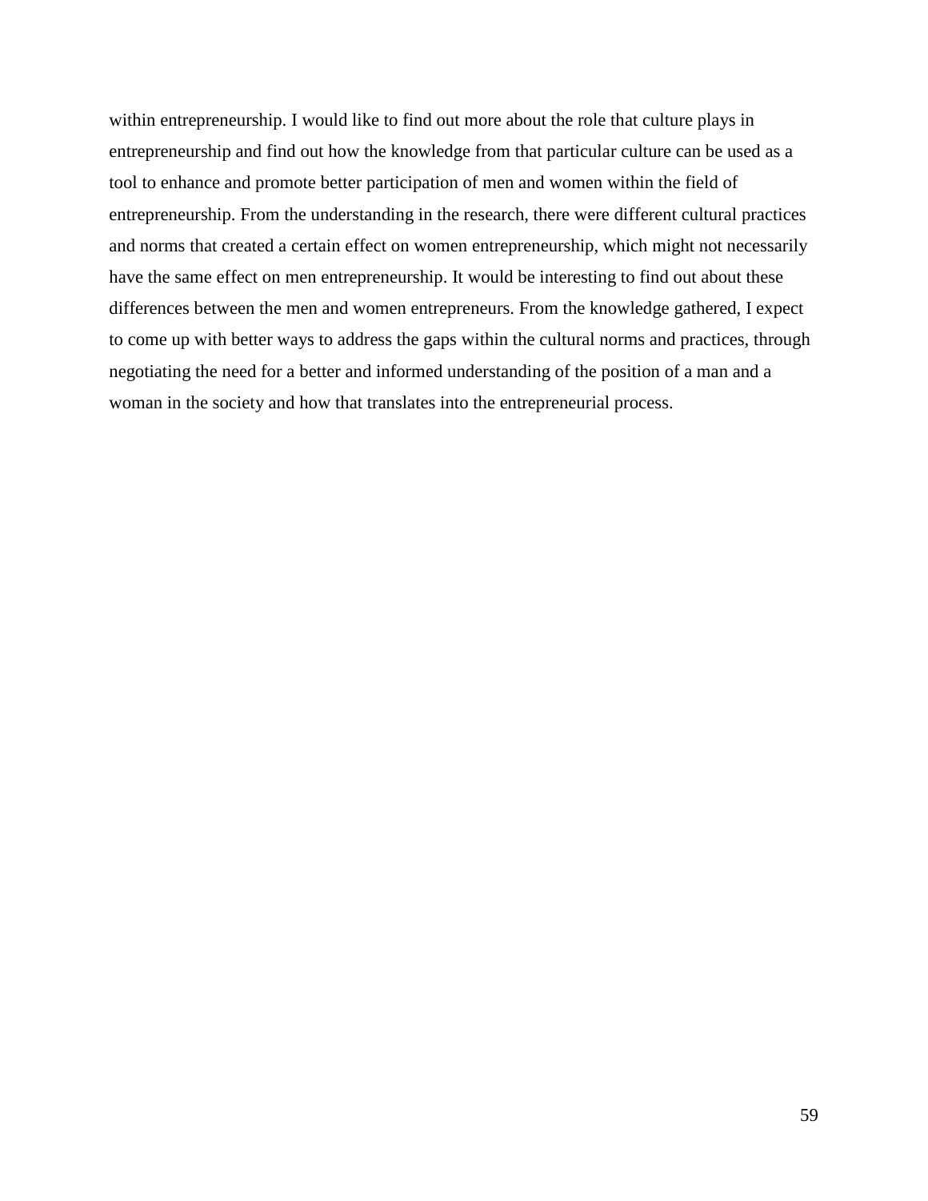within entrepreneurship. I would like to find out more about the role that culture plays in entrepreneurship and find out how the knowledge from that particular culture can be used as a tool to enhance and promote better participation of men and women within the field of entrepreneurship. From the understanding in the research, there were different cultural practices and norms that created a certain effect on women entrepreneurship, which might not necessarily have the same effect on men entrepreneurship. It would be interesting to find out about these differences between the men and women entrepreneurs. From the knowledge gathered, I expect to come up with better ways to address the gaps within the cultural norms and practices, through negotiating the need for a better and informed understanding of the position of a man and a woman in the society and how that translates into the entrepreneurial process.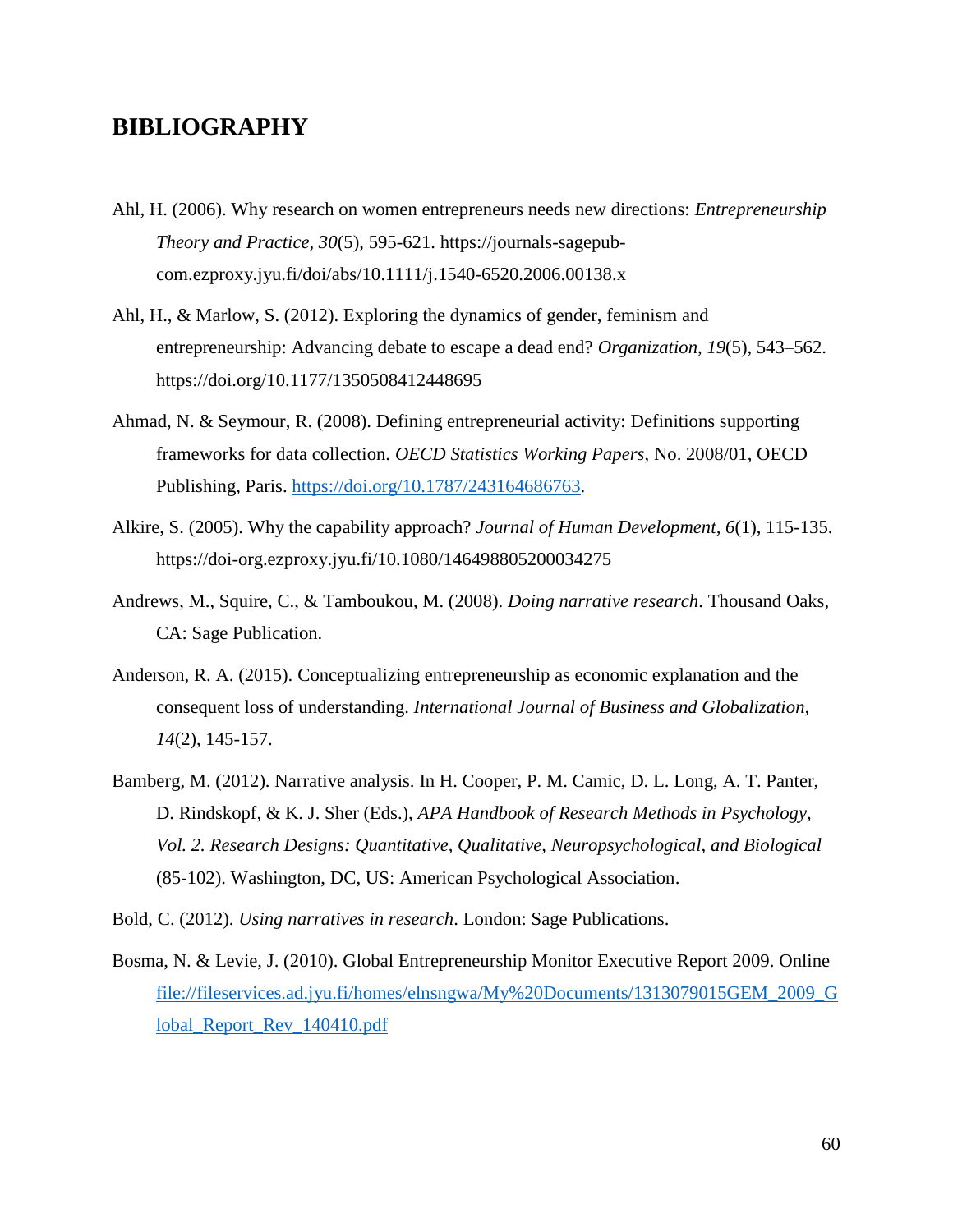# BIBLIOGRAPHY

Ahl, H. (2006). Why research on women entrepreneurs needs new directions: *Entrepreneurship Theory and Practice, 30*(5), 595-621. https://journals-sagepub-com.ezproxy.jyu.fi/doi/abs/10.1111/j.1540-6520.2006.00138.x

Ahl, H., & Marlow, S. (2012). Exploring the dynamics of gender, feminism and entrepreneurship: Advancing debate to escape a dead end? *Organization*, *19*(5), 543–562. https://doi.org/10.1177/1350508412448695

Ahmad, N. & Seymour, R. (2008). Defining entrepreneurial activity: Definitions supporting frameworks for data collection. *OECD Statistics Working Papers*, No. 2008/01, OECD Publishing, Paris. https://doi.org/10.1787/243164686763.

Alkire, S. (2005). Why the capability approach? *Journal of Human Development, 6*(1), 115-135. https://doi-org.ezproxy.jyu.fi/10.1080/146498805200034275

Andrews, M., Squire, C., & Tamboukou, M. (2008). *Doing narrative research*. Thousand Oaks, CA: Sage Publication.

Anderson, R. A. (2015). Conceptualizing entrepreneurship as economic explanation and the consequent loss of understanding. *International Journal of Business and Globalization, 14*(2), 145-157.

Bamberg, M. (2012). Narrative analysis. In H. Cooper, P. M. Camic, D. L. Long, A. T. Panter, D. Rindskopf, & K. J. Sher (Eds.), *APA Handbook of Research Methods in Psychology, Vol. 2. Research Designs: Quantitative, Qualitative, Neuropsychological, and Biological* (85-102). Washington, DC, US: American Psychological Association.

Bold, C. (2012). *Using narratives in research*. London: Sage Publications.

Bosma, N. & Levie, J. (2010). Global Entrepreneurship Monitor Executive Report 2009. Online file://fileservices.ad.jyu.fi/homes/elnsngwa/My%20Documents/1313079015GEM_2009_Global_Report_Rev_140410.pdf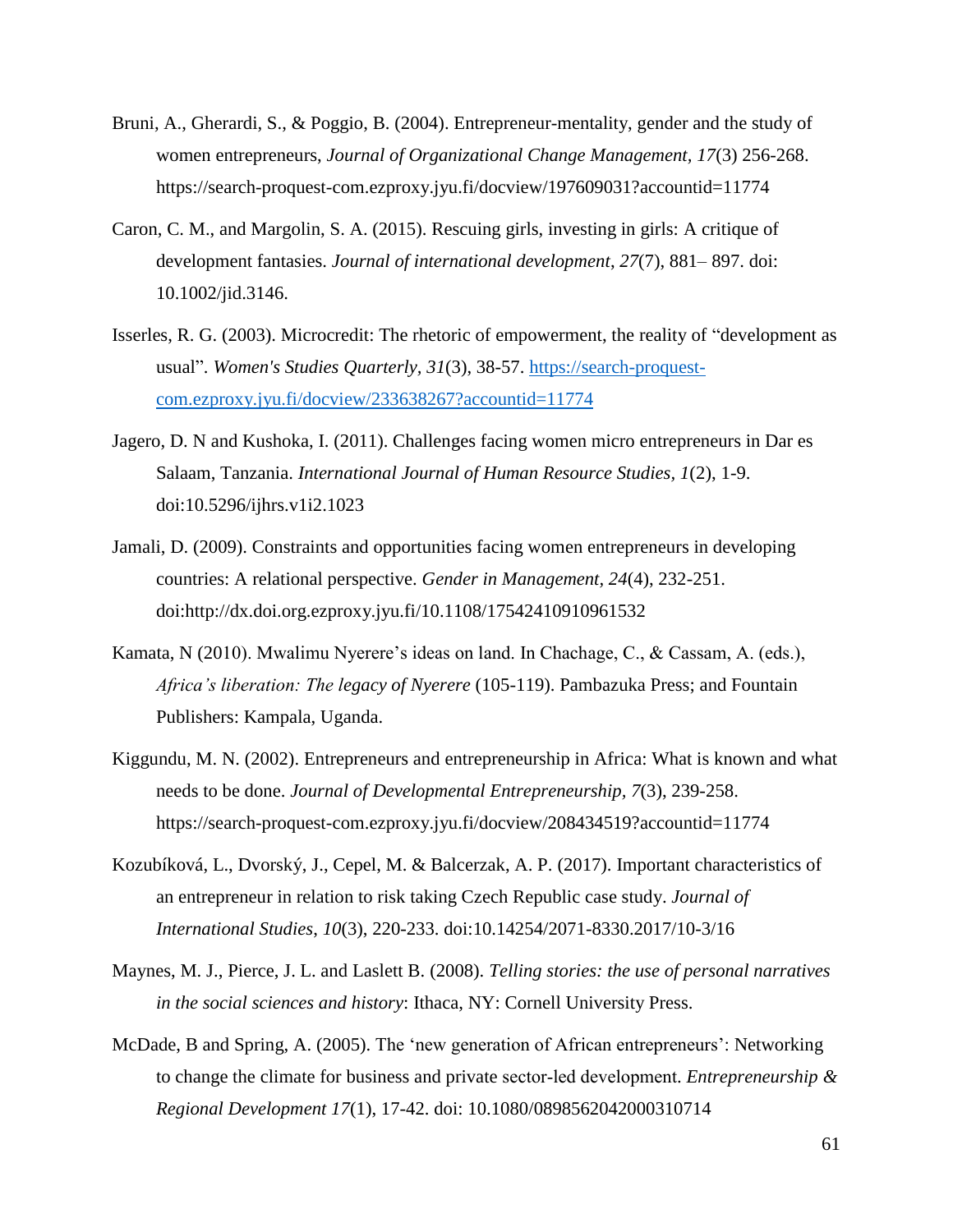Bruni, A., Gherardi, S., & Poggio, B. (2004). Entrepreneur-mentality, gender and the study of women entrepreneurs, *Journal of Organizational Change Management*, *17*(3) 256-268. https://search-proquest-com.ezproxy.jyu.fi/docview/197609031?accountid=11774

Caron, C. M., and Margolin, S. A. (2015). Rescuing girls, investing in girls: A critique of development fantasies. *Journal of international development*, *27*(7), 881– 897. doi: 10.1002/jid.3146.

Isserles, R. G. (2003). Microcredit: The rhetoric of empowerment, the reality of "development as usual". *Women's Studies Quarterly*, *31*(3), 38-57. https://search-proquest-com.ezproxy.jyu.fi/docview/233638267?accountid=11774

Jagero, D. N and Kushoka, I. (2011). Challenges facing women micro entrepreneurs in Dar es Salaam, Tanzania. *International Journal of Human Resource Studies, 1*(2), 1-9. doi:10.5296/ijhrs.v1i2.1023

Jamali, D. (2009). Constraints and opportunities facing women entrepreneurs in developing countries: A relational perspective. *Gender in Management, 24*(4), 232-251. doi:http://dx.doi.org.ezproxy.jyu.fi/10.1108/17542410910961532

Kamata, N (2010). Mwalimu Nyerere's ideas on land. In Chachage, C., & Cassam, A. (eds.), *Africa's liberation: The legacy of Nyerere* (105-119). Pambazuka Press; and Fountain Publishers: Kampala, Uganda.

Kiggundu, M. N. (2002). Entrepreneurs and entrepreneurship in Africa: What is known and what needs to be done. *Journal of Developmental Entrepreneurship, 7*(3), 239-258. https://search-proquest-com.ezproxy.jyu.fi/docview/208434519?accountid=11774

Kozubíková, L., Dvorský, J., Cepel, M. & Balcerzak, A. P. (2017). Important characteristics of an entrepreneur in relation to risk taking Czech Republic case study. *Journal of International Studies*, *10*(3), 220-233. doi:10.14254/2071-8330.2017/10-3/16

Maynes, M. J., Pierce, J. L. and Laslett B. (2008). *Telling stories: the use of personal narratives in the social sciences and history*: Ithaca, NY: Cornell University Press.

McDade, B and Spring, A. (2005). The 'new generation of African entrepreneurs': Networking to change the climate for business and private sector-led development. *Entrepreneurship & Regional Development 17*(1), 17-42. doi: 10.1080/0898562042000310714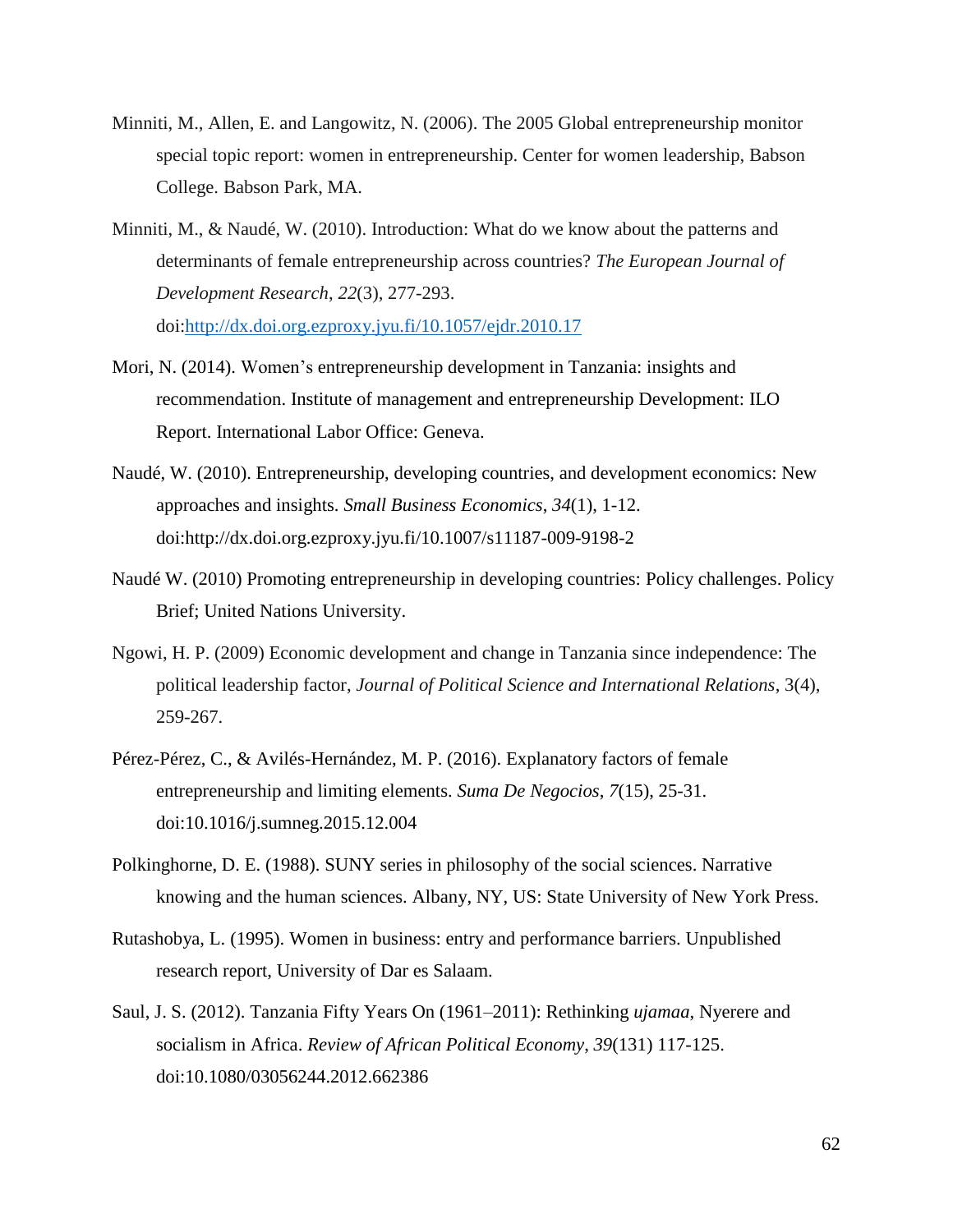Minniti, M., Allen, E. and Langowitz, N. (2006). The 2005 Global entrepreneurship monitor special topic report: women in entrepreneurship. Center for women leadership, Babson College. Babson Park, MA.

Minniti, M., & Naudé, W. (2010). Introduction: What do we know about the patterns and determinants of female entrepreneurship across countries? *The European Journal of Development Research*, *22*(3), 277-293. doi:[http://dx.doi.org.ezproxy.jyu.fi/10.1057/ejdr.2010.17](http://dx.doi.org.ezproxy.jyu.fi/10.1057/ejdr.2010.17)

Mori, N. (2014). Women's entrepreneurship development in Tanzania: insights and recommendation. Institute of management and entrepreneurship Development: ILO Report. International Labor Office: Geneva.

Naudé, W. (2010). Entrepreneurship, developing countries, and development economics: New approaches and insights. *Small Business Economics*, *34*(1), 1-12. doi:http://dx.doi.org.ezproxy.jyu.fi/10.1007/s11187-009-9198-2

Naudé W. (2010) Promoting entrepreneurship in developing countries: Policy challenges. Policy Brief; United Nations University.

Ngowi, H. P. (2009) Economic development and change in Tanzania since independence: The political leadership factor, *Journal of Political Science and International Relations*, 3(4), 259-267.

Pérez-Pérez, C., & Avilés-Hernández, M. P. (2016). Explanatory factors of female entrepreneurship and limiting elements. *Suma De Negocios*, *7*(15), 25-31. doi:10.1016/j.sumneg.2015.12.004

Polkinghorne, D. E. (1988). SUNY series in philosophy of the social sciences. Narrative knowing and the human sciences. Albany, NY, US: State University of New York Press.

Rutashobya, L. (1995). Women in business: entry and performance barriers. Unpublished research report, University of Dar es Salaam.

Saul, J. S. (2012). Tanzania Fifty Years On (1961–2011): Rethinking *ujamaa*, Nyerere and socialism in Africa. *Review of African Political Economy*, *39*(131) 117-125. doi:10.1080/03056244.2012.662386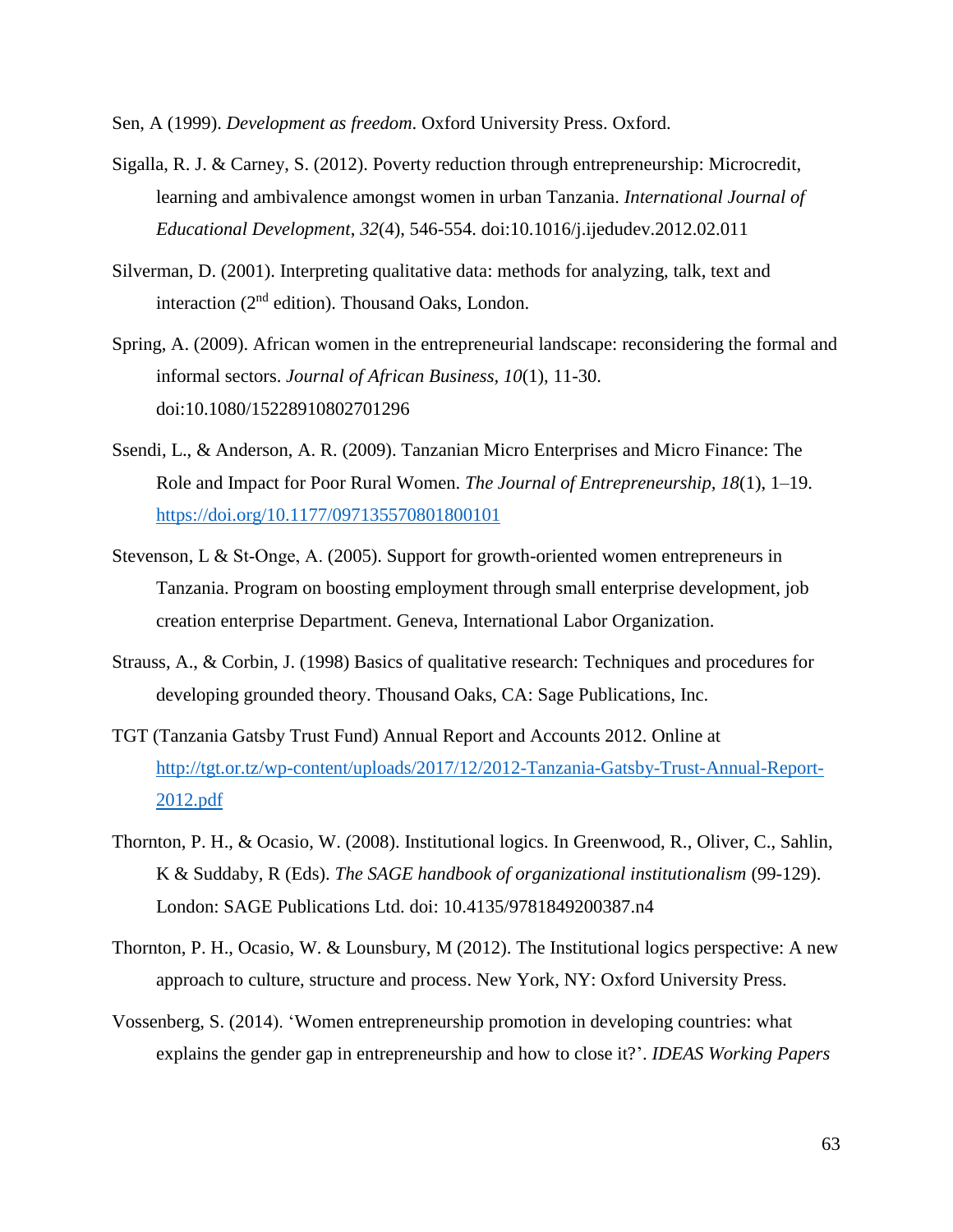Sen, A (1999). *Development as freedom*. Oxford University Press. Oxford.

Sigalla, R. J. & Carney, S. (2012). Poverty reduction through entrepreneurship: Microcredit, learning and ambivalence amongst women in urban Tanzania. *International Journal of Educational Development*, *32*(4), 546-554. doi:10.1016/j.ijedudev.2012.02.011

Silverman, D. (2001). Interpreting qualitative data: methods for analyzing, talk, text and interaction (2nd edition). Thousand Oaks, London.

Spring, A. (2009). African women in the entrepreneurial landscape: reconsidering the formal and informal sectors. *Journal of African Business, 10*(1), 11-30. doi:10.1080/15228910802701296

Ssendi, L., & Anderson, A. R. (2009). Tanzanian Micro Enterprises and Micro Finance: The Role and Impact for Poor Rural Women. *The Journal of Entrepreneurship, 18*(1), 1–19. https://doi.org/10.1177/097135570801800101

Stevenson, L & St-Onge, A. (2005). Support for growth-oriented women entrepreneurs in Tanzania. Program on boosting employment through small enterprise development, job creation enterprise Department. Geneva, International Labor Organization.

Strauss, A., & Corbin, J. (1998) Basics of qualitative research: Techniques and procedures for developing grounded theory. Thousand Oaks, CA: Sage Publications, Inc.

TGT (Tanzania Gatsby Trust Fund) Annual Report and Accounts 2012. Online at http://tgt.or.tz/wp-content/uploads/2017/12/2012-Tanzania-Gatsby-Trust-Annual-Report-2012.pdf

Thornton, P. H., & Ocasio, W. (2008). Institutional logics. In Greenwood, R., Oliver, C., Sahlin, K & Suddaby, R (Eds). *The SAGE handbook of organizational institutionalism* (99-129). London: SAGE Publications Ltd. doi: 10.4135/9781849200387.n4

Thornton, P. H., Ocasio, W. & Lounsbury, M (2012). The Institutional logics perspective: A new approach to culture, structure and process. New York, NY: Oxford University Press.

Vossenberg, S. (2014). 'Women entrepreneurship promotion in developing countries: what explains the gender gap in entrepreneurship and how to close it?'. *IDEAS Working Papers*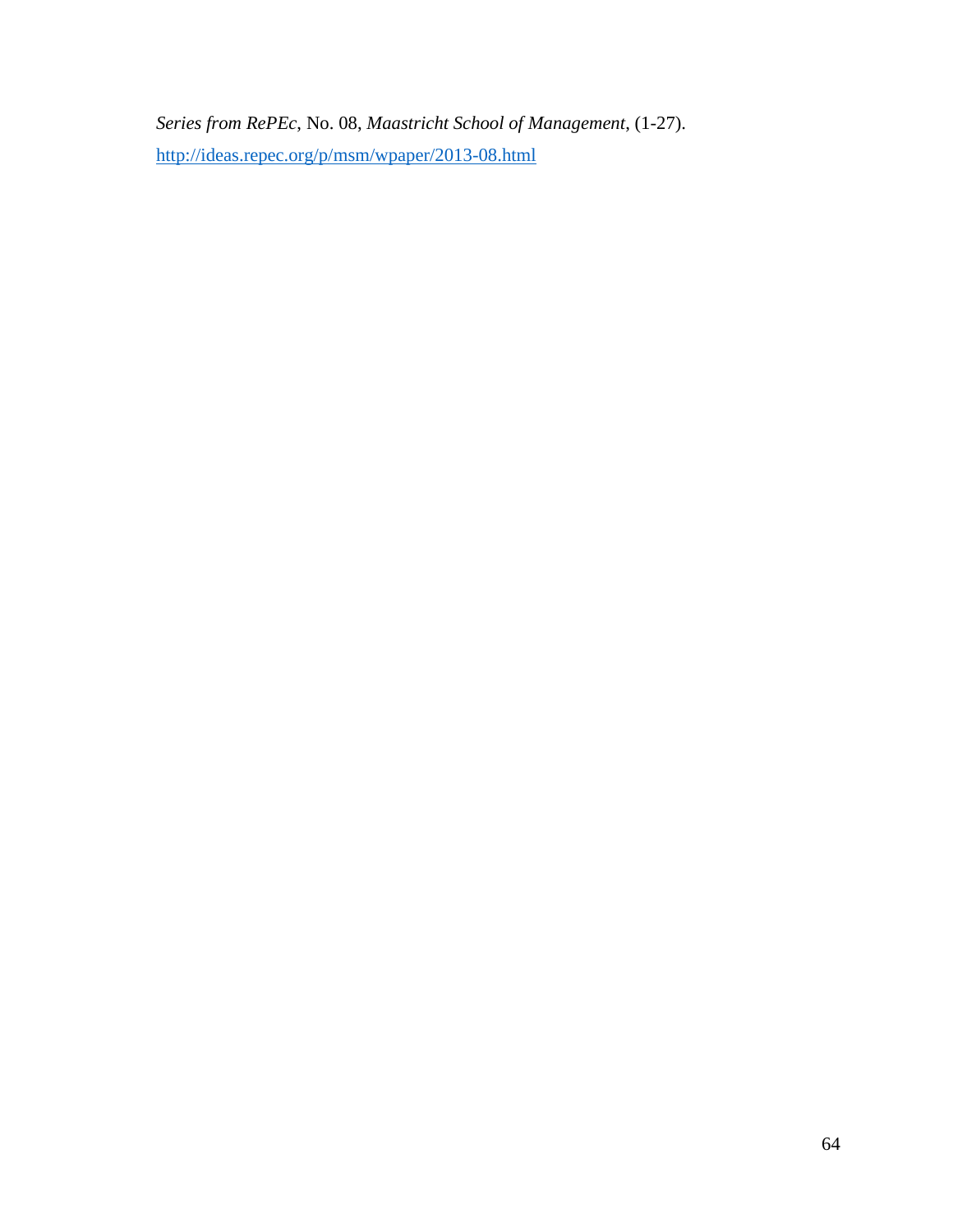*Series from RePEc*, No. 08, *Maastricht School of Management*, (1-27). http://ideas.repec.org/p/msm/wpaper/2013-08.html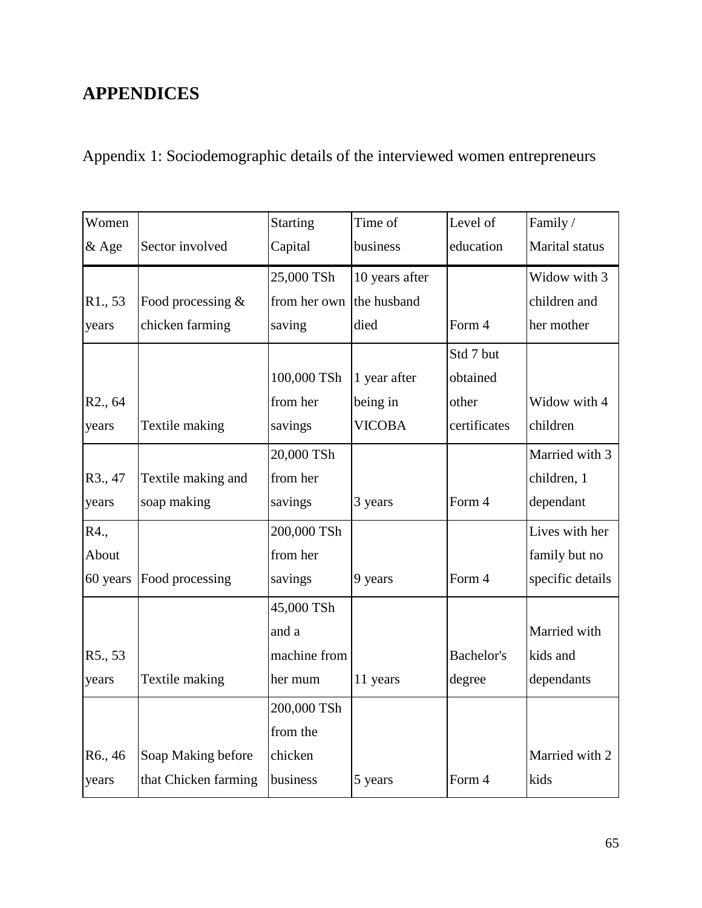# APPENDICES

Appendix 1: Sociodemographic details of the interviewed women entrepreneurs

| Women & Age | Sector involved | Starting Capital | Time of business | Level of education | Family / Marital status |
|---|---|---|---|---|---|
| R1., 53 years | Food processing & chicken farming | 25,000 TSh from her own saving | 10 years after the husband died | Form 4 | Widow with 3 children and her mother |
| R2., 64 years | Textile making | 100,000 TSh from her savings | 1 year after being in VICOBA | Std 7 but obtained other certificates | Widow with 4 children |
| R3., 47 years | Textile making and soap making | 20,000 TSh from her savings | 3 years | Form 4 | Married with 3 children, 1 dependant |
| R4., About 60 years | Food processing | 200,000 TSh from her savings | 9 years | Form 4 | Lives with her family but no specific details |
| R5., 53 years | Textile making | 45,000 TSh and a machine from her mum | 11 years | Bachelor's degree | Married with kids and dependants |
| R6., 46 years | Soap Making before that Chicken farming | 200,000 TSh from the chicken business | 5 years | Form 4 | Married with 2 kids |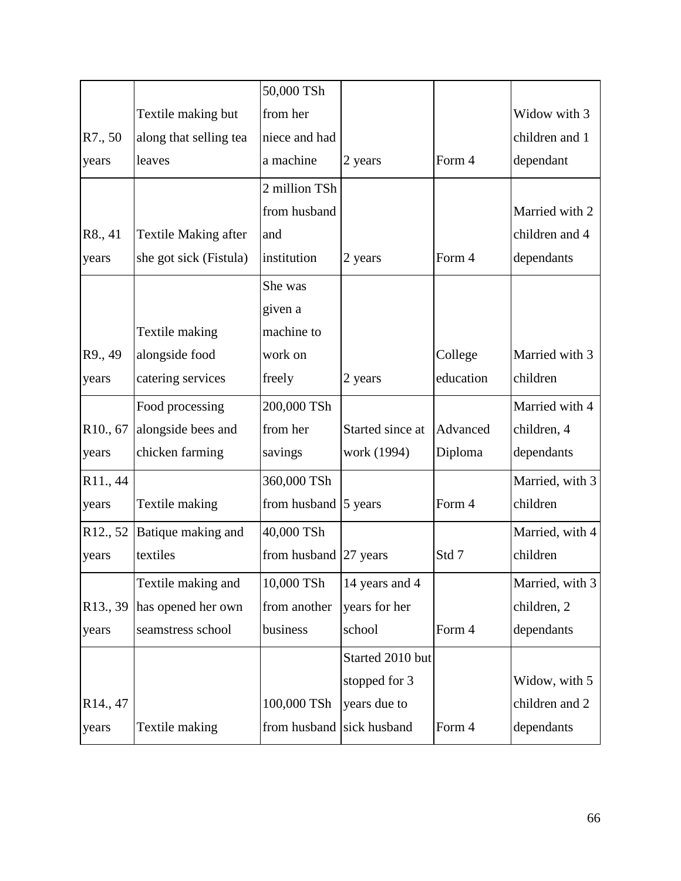| R7., 50 years | Textile making but along that selling tea leaves | 50,000 TSh from her niece and had a machine | 2 years | Form 4 | Widow with 3 children and 1 dependant |
|---|---|---|---|---|---|
| R8., 41 years | Textile Making after she got sick (Fistula) | 2 million TSh from husband and institution | 2 years | Form 4 | Married with 2 children and 4 dependants |
| R9., 49 years | Textile making alongside food catering services | She was given a machine to work on freely | 2 years | College education | Married with 3 children |
| R10., 67 years | Food processing alongside bees and chicken farming | 200,000 TSh from her savings | Started since at work (1994) | Advanced Diploma | Married with 4 children, 4 dependants |
| R11., 44 years | Textile making | 360,000 TSh from husband | 5 years | Form 4 | Married, with 3 children |
| R12., 52 years | Batique making and textiles | 40,000 TSh from husband | 27 years | Std 7 | Married, with 4 children |
| R13., 39 years | Textile making and has opened her own seamstress school | 10,000 TSh from another business | 14 years and 4 years for her school | Form 4 | Married, with 3 children, 2 dependants |
| R14., 47 years | Textile making | 100,000 TSh from husband | Started 2010 but stopped for 3 years due to sick husband | Form 4 | Widow, with 5 children and 2 dependants |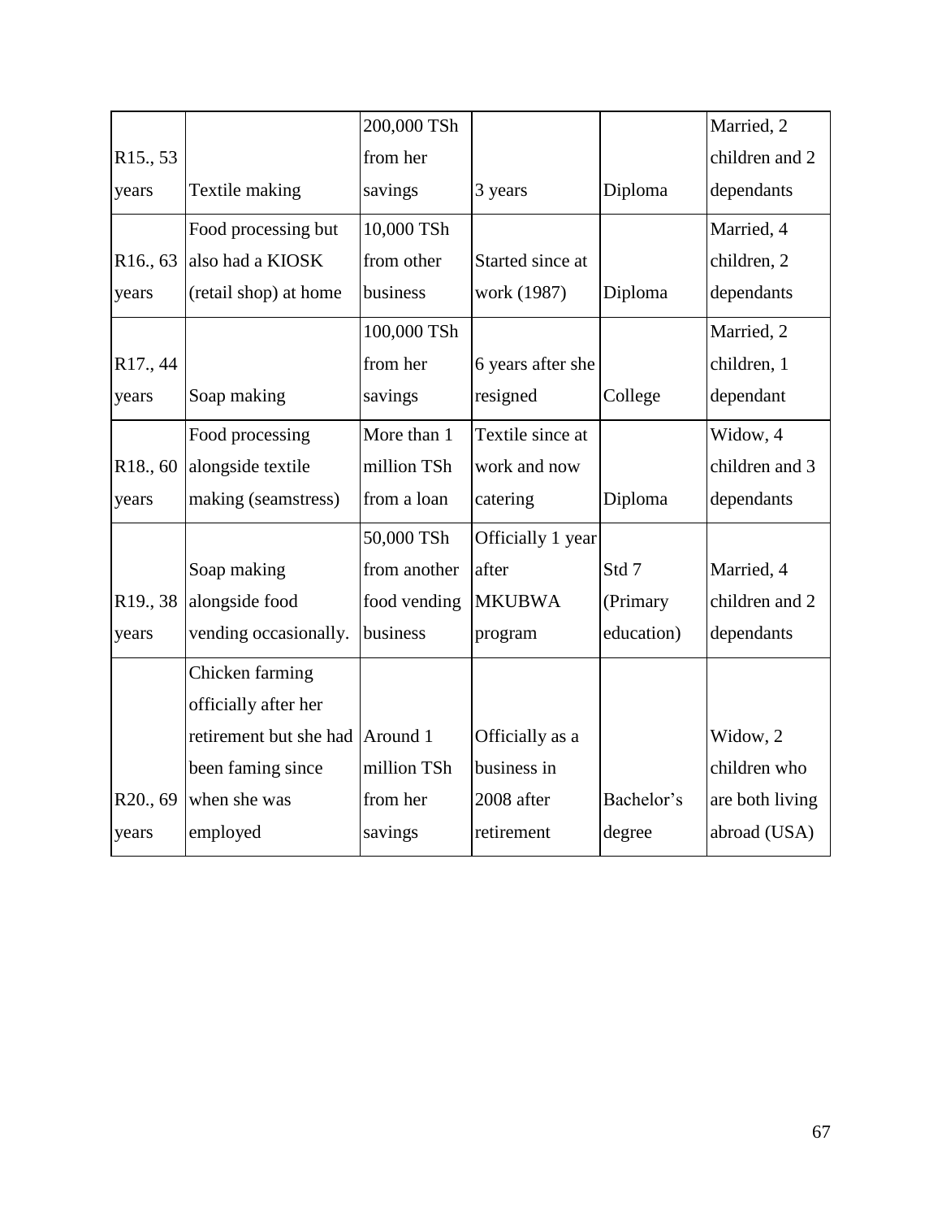| R15., 53 years | Textile making | 200,000 TSh from her savings | 3 years | Diploma | Married, 2 children and 2 dependants |
|---|---|---|---|---|---|
| R16., 63 years | Food processing but also had a KIOSK (retail shop) at home | 10,000 TSh from other business | Started since at work (1987) | Diploma | Married, 4 children, 2 dependants |
| R17., 44 years | Soap making | 100,000 TSh from her savings | 6 years after she resigned | College | Married, 2 children, 1 dependant |
| R18., 60 years | Food processing alongside textile making (seamstress) | More than 1 million TSh from a loan | Textile since at work and now catering | Diploma | Widow, 4 children and 3 dependants |
| R19., 38 years | Soap making alongside food vending occasionally. | 50,000 TSh from another food vending business | Officially 1 year after MKUBWA program | Std 7 (Primary education) | Married, 4 children and 2 dependants |
| R20., 69 years | Chicken farming officially after her retirement but she had been faming since when she was employed | Around 1 million TSh from her savings | Officially as a business in 2008 after retirement | Bachelor's degree | Widow, 2 children who are both living abroad (USA) |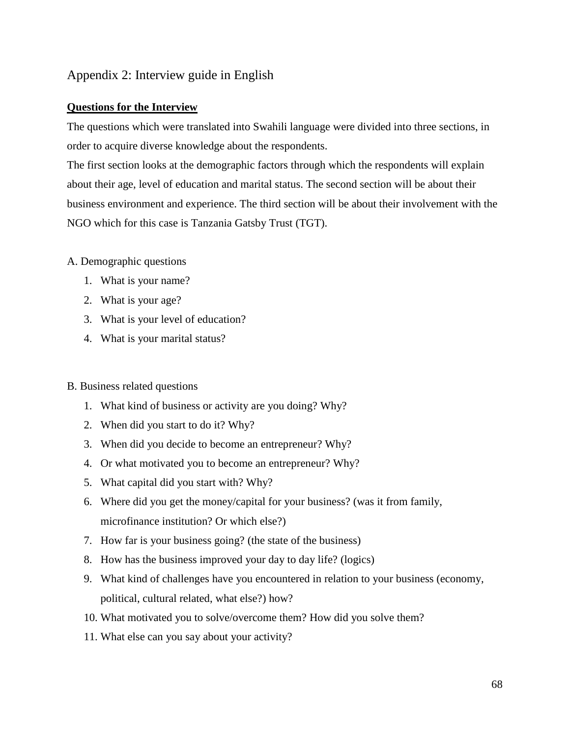# Appendix 2: Interview guide in English

**Questions for the Interview**

The questions which were translated into Swahili language were divided into three sections, in order to acquire diverse knowledge about the respondents.

The first section looks at the demographic factors through which the respondents will explain about their age, level of education and marital status. The second section will be about their business environment and experience. The third section will be about their involvement with the NGO which for this case is Tanzania Gatsby Trust (TGT).

A. Demographic questions

1. What is your name?
2. What is your age?
3. What is your level of education?
4. What is your marital status?

B. Business related questions

1. What kind of business or activity are you doing? Why?
2. When did you start to do it? Why?
3. When did you decide to become an entrepreneur? Why?
4. Or what motivated you to become an entrepreneur? Why?
5. What capital did you start with? Why?
6. Where did you get the money/capital for your business? (was it from family, microfinance institution? Or which else?)
7. How far is your business going? (the state of the business)
8. How has the business improved your day to day life? (logics)
9. What kind of challenges have you encountered in relation to your business (economy, political, cultural related, what else?) how?
10. What motivated you to solve/overcome them? How did you solve them?
11. What else can you say about your activity?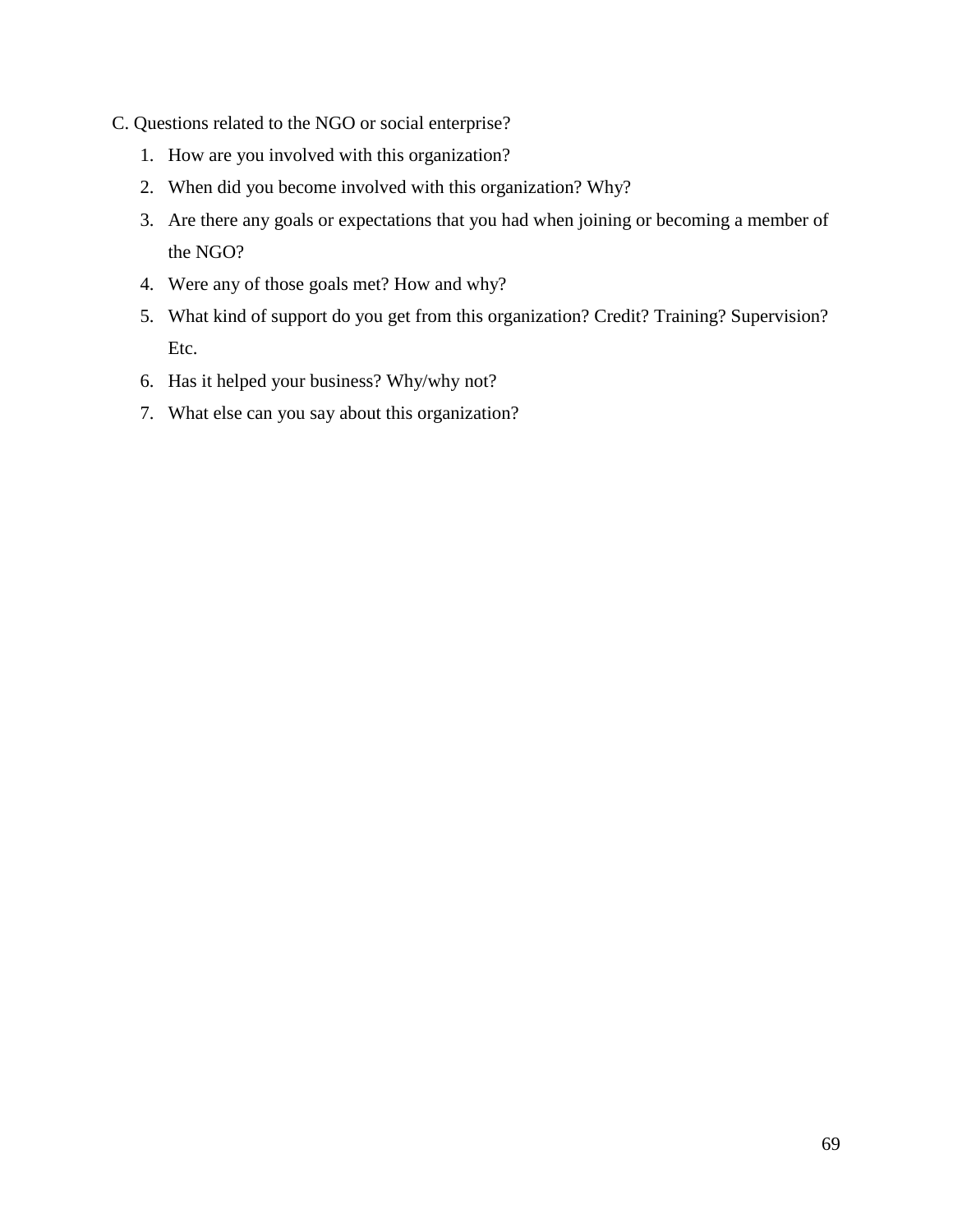C. Questions related to the NGO or social enterprise?

1. How are you involved with this organization?
2. When did you become involved with this organization? Why?
3. Are there any goals or expectations that you had when joining or becoming a member of the NGO?
4. Were any of those goals met? How and why?
5. What kind of support do you get from this organization? Credit? Training? Supervision? Etc.
6. Has it helped your business? Why/why not?
7. What else can you say about this organization?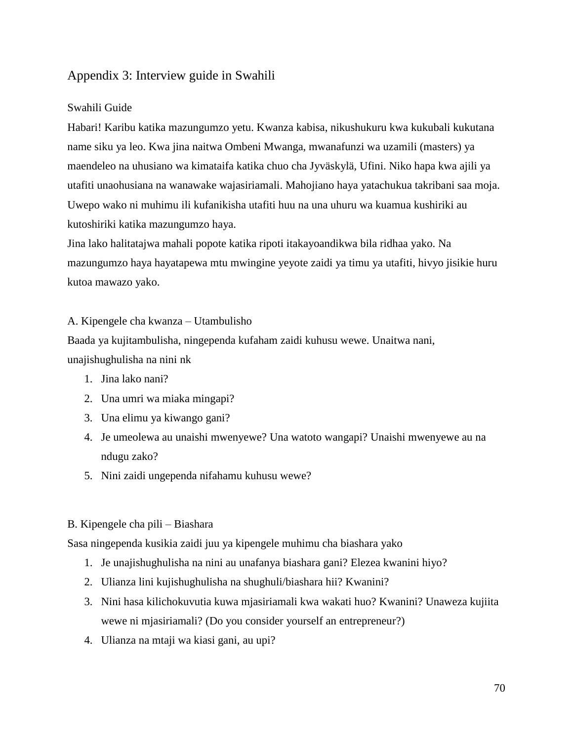## Appendix 3: Interview guide in Swahili

Swahili Guide

Habari! Karibu katika mazungumzo yetu. Kwanza kabisa, nikushukuru kwa kukubali kukutana name siku ya leo. Kwa jina naitwa Ombeni Mwanga, mwanafunzi wa uzamili (masters) ya maendeleo na uhusiano wa kimataifa katika chuo cha Jyväskylä, Ufini. Niko hapa kwa ajili ya utafiti unaohusiana na wanawake wajasiriamali. Mahojiano haya yatachukua takribani saa moja. Uwepo wako ni muhimu ili kufanikisha utafiti huu na una uhuru wa kuamua kushiriki au kutoshiriki katika mazungumzo haya.

Jina lako halitatajwa mahali popote katika ripoti itakayoandikwa bila ridhaa yako. Na mazungumzo haya hayatapewa mtu mwingine yeyote zaidi ya timu ya utafiti, hivyo jisikie huru kutoa mawazo yako.

A. Kipengele cha kwanza – Utambulisho

Baada ya kujitambulisha, ningependa kufaham zaidi kuhusu wewe. Unaitwa nani, unajishughulisha na nini nk

1. Jina lako nani?
2. Una umri wa miaka mingapi?
3. Una elimu ya kiwango gani?
4. Je umeolewa au unaishi mwenyewe? Una watoto wangapi? Unaishi mwenyewe au na ndugu zako?
5. Nini zaidi ungependa nifahamu kuhusu wewe?

B. Kipengele cha pili – Biashara

Sasa ningependa kusikia zaidi juu ya kipengele muhimu cha biashara yako

1. Je unajishughulisha na nini au unafanya biashara gani? Elezea kwanini hiyo?
2. Ulianza lini kujishughulisha na shughuli/biashara hii? Kwanini?
3. Nini hasa kilichokuvutia kuwa mjasiriamali kwa wakati huo? Kwanini? Unaweza kujiita wewe ni mjasiriamali? (Do you consider yourself an entrepreneur?)
4. Ulianza na mtaji wa kiasi gani, au upi?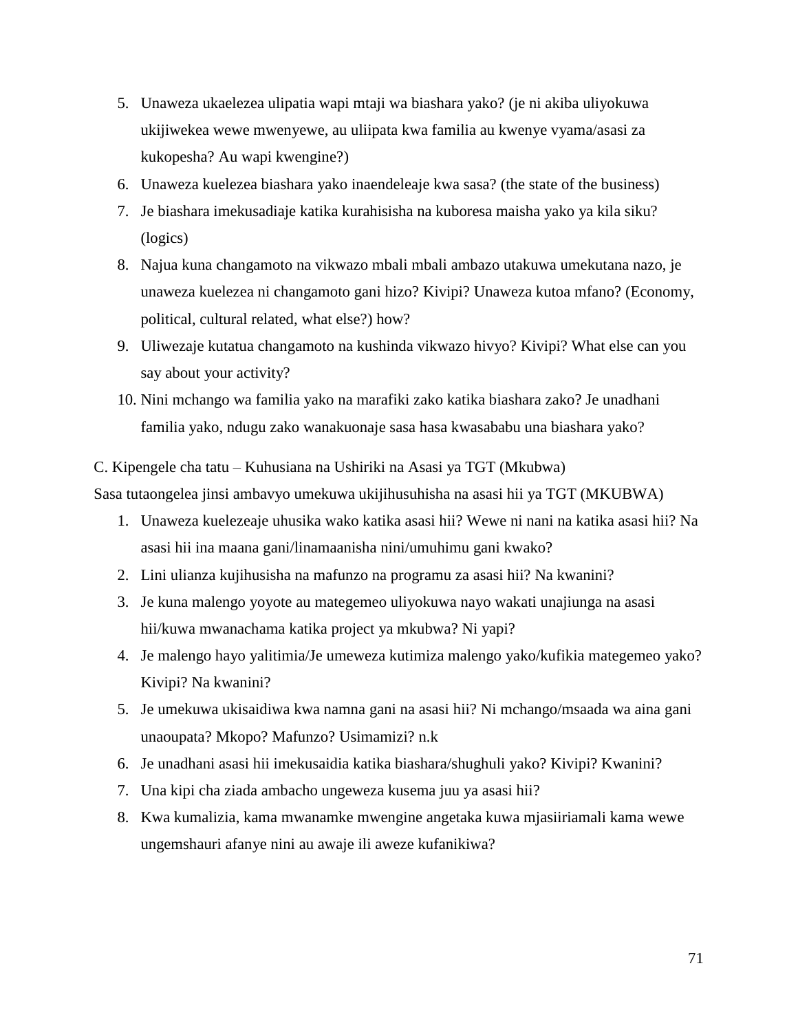5. Unaweza ukaelezea ulipatia wapi mtaji wa biashara yako? (je ni akiba uliyokuwa ukijiwekea wewe mwenyewe, au uliipata kwa familia au kwenye vyama/asasi za kukopesha? Au wapi kwengine?)
6. Unaweza kuelezea biashara yako inaendeleaje kwa sasa? (the state of the business)
7. Je biashara imekusadiaje katika kurahisisha na kuboresa maisha yako ya kila siku? (logics)
8. Najua kuna changamoto na vikwazo mbali mbali ambazo utakuwa umekutana nazo, je unaweza kuelezea ni changamoto gani hizo? Kivipi? Unaweza kutoa mfano? (Economy, political, cultural related, what else?) how?
9. Uliwezaje kutatua changamoto na kushinda vikwazo hivyo? Kivipi? What else can you say about your activity?
10. Nini mchango wa familia yako na marafiki zako katika biashara zako? Je unadhani familia yako, ndugu zako wanakuonaje sasa hasa kwasababu una biashara yako?

C. Kipengele cha tatu – Kuhusiana na Ushiriki na Asasi ya TGT (Mkubwa)

Sasa tutaongelea jinsi ambavyo umekuwa ukijihusuhisha na asasi hii ya TGT (MKUBWA)

1. Unaweza kuelezeaje uhusika wako katika asasi hii? Wewe ni nani na katika asasi hii? Na asasi hii ina maana gani/linamaanisha nini/umuhimu gani kwako?
2. Lini ulianza kujihusisha na mafunzo na programu za asasi hii? Na kwanini?
3. Je kuna malengo yoyote au mategemeo uliyokuwa nayo wakati unajiunga na asasi hii/kuwa mwanachama katika project ya mkubwa? Ni yapi?
4. Je malengo hayo yalitimia/Je umeweza kutimiza malengo yako/kufikia mategemeo yako? Kivipi? Na kwanini?
5. Je umekuwa ukisaidiwa kwa namna gani na asasi hii? Ni mchango/msaada wa aina gani unaoupata? Mkopo? Mafunzo? Usimamizi? n.k
6. Je unadhani asasi hii imekusaidia katika biashara/shughuli yako? Kivipi? Kwanini?
7. Una kipi cha ziada ambacho ungeweza kusema juu ya asasi hii?
8. Kwa kumalizia, kama mwanamke mwengine angetaka kuwa mjasiiriamali kama wewe ungemshauri afanye nini au awaje ili aweze kufanikiwa?